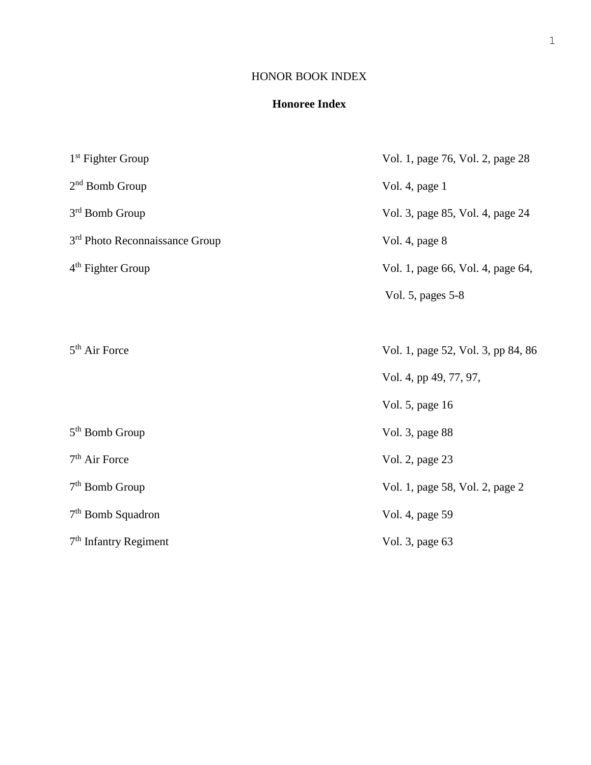# HONOR BOOK INDEX

## Honoree Index

| | |
|---|---|
| 1st Fighter Group | Vol. 1, page 76, Vol. 2, page 28 |
| 2nd Bomb Group | Vol. 4, page 1 |
| 3rd Bomb Group | Vol. 3, page 85, Vol. 4, page 24 |
| 3rd Photo Reconnaissance Group | Vol. 4, page 8 |
| 4th Fighter Group | Vol. 1, page 66, Vol. 4, page 64, Vol. 5, pages 5-8 |
| 5th Air Force | Vol. 1, page 52, Vol. 3, pp 84, 86 Vol. 4, pp 49, 77, 97, Vol. 5, page 16 |
| 5th Bomb Group | Vol. 3, page 88 |
| 7th Air Force | Vol. 2, page 23 |
| 7th Bomb Group | Vol. 1, page 58, Vol. 2, page 2 |
| 7th Bomb Squadron | Vol. 4, page 59 |
| 7th Infantry Regiment | Vol. 3, page 63 |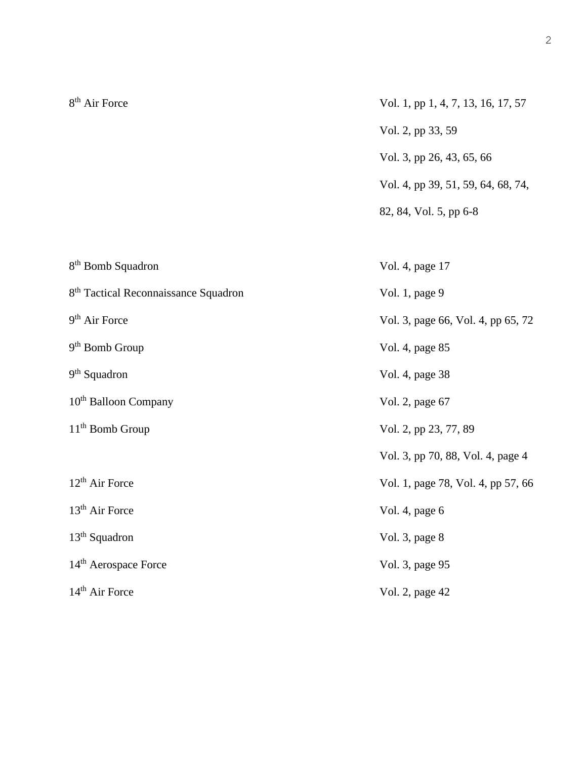| | |
|---|---|
| 8th Air Force | Vol. 1, pp 1, 4, 7, 13, 16, 17, 57 |
| | Vol. 2, pp 33, 59 |
| | Vol. 3, pp 26, 43, 65, 66 |
| | Vol. 4, pp 39, 51, 59, 64, 68, 74, |
| | 82, 84, Vol. 5, pp 6-8 |
| 8th Bomb Squadron | Vol. 4, page 17 |
| 8th Tactical Reconnaissance Squadron | Vol. 1, page 9 |
| 9th Air Force | Vol. 3, page 66, Vol. 4, pp 65, 72 |
| 9th Bomb Group | Vol. 4, page 85 |
| 9th Squadron | Vol. 4, page 38 |
| 10th Balloon Company | Vol. 2, page 67 |
| 11th Bomb Group | Vol. 2, pp 23, 77, 89 |
| | Vol. 3, pp 70, 88, Vol. 4, page 4 |
| 12th Air Force | Vol. 1, page 78, Vol. 4, pp 57, 66 |
| 13th Air Force | Vol. 4, page 6 |
| 13th Squadron | Vol. 3, page 8 |
| 14th Aerospace Force | Vol. 3, page 95 |
| 14th Air Force | Vol. 2, page 42 |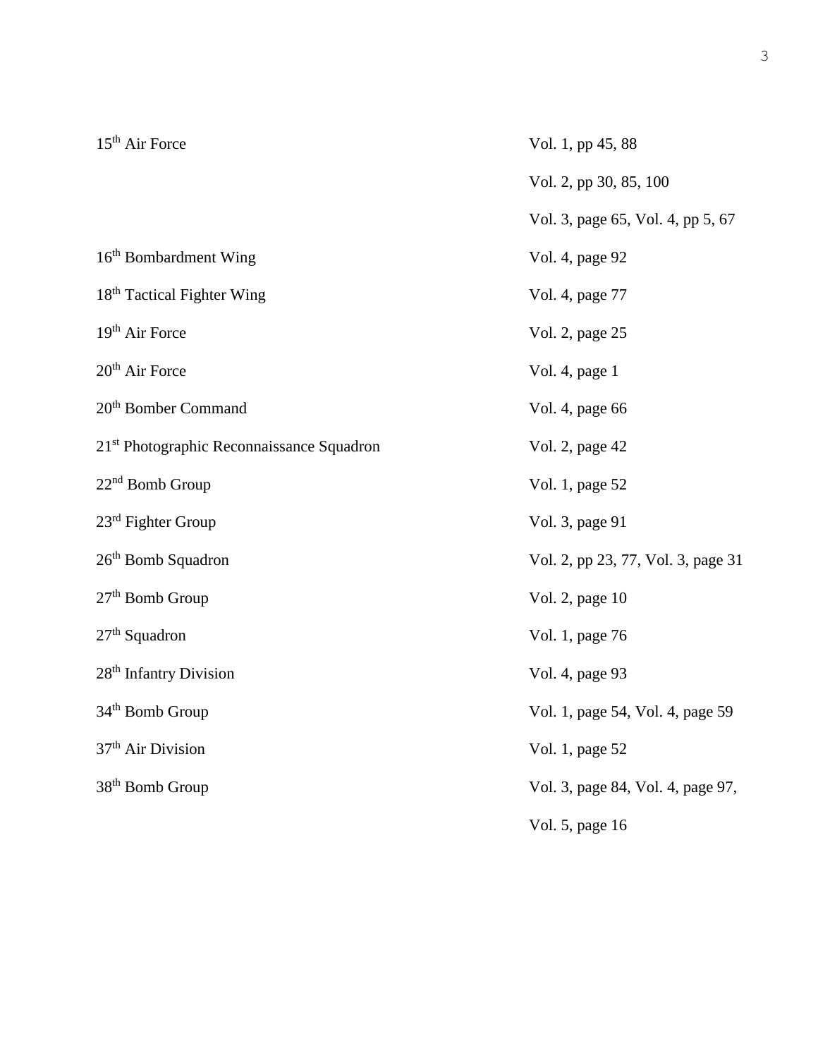| | |
|---|---|
| 15th Air Force | Vol. 1, pp 45, 88 |
| | Vol. 2, pp 30, 85, 100 |
| | Vol. 3, page 65, Vol. 4, pp 5, 67 |
| 16th Bombardment Wing | Vol. 4, page 92 |
| 18th Tactical Fighter Wing | Vol. 4, page 77 |
| 19th Air Force | Vol. 2, page 25 |
| 20th Air Force | Vol. 4, page 1 |
| 20th Bomber Command | Vol. 4, page 66 |
| 21st Photographic Reconnaissance Squadron | Vol. 2, page 42 |
| 22nd Bomb Group | Vol. 1, page 52 |
| 23rd Fighter Group | Vol. 3, page 91 |
| 26th Bomb Squadron | Vol. 2, pp 23, 77, Vol. 3, page 31 |
| 27th Bomb Group | Vol. 2, page 10 |
| 27th Squadron | Vol. 1, page 76 |
| 28th Infantry Division | Vol. 4, page 93 |
| 34th Bomb Group | Vol. 1, page 54, Vol. 4, page 59 |
| 37th Air Division | Vol. 1, page 52 |
| 38th Bomb Group | Vol. 3, page 84, Vol. 4, page 97, |
| | Vol. 5, page 16 |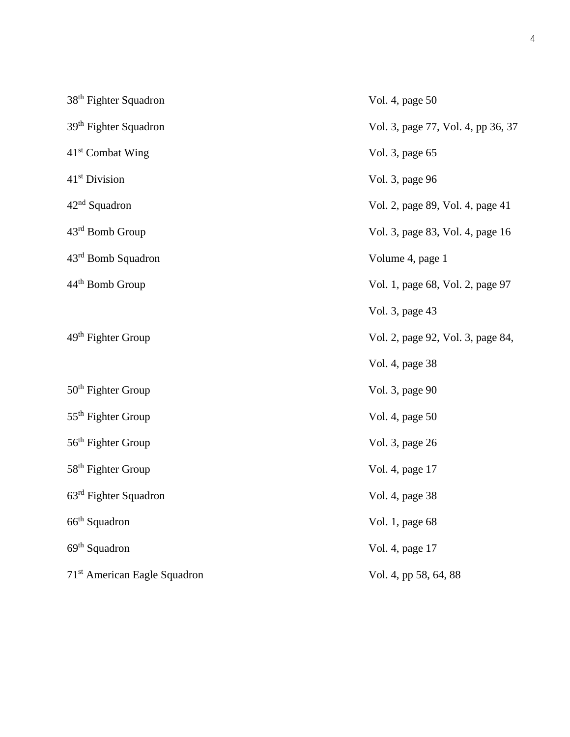| | |
|---|---|
| 38th Fighter Squadron | Vol. 4, page 50 |
| 39th Fighter Squadron | Vol. 3, page 77, Vol. 4, pp 36, 37 |
| 41st Combat Wing | Vol. 3, page 65 |
| 41st Division | Vol. 3, page 96 |
| 42nd Squadron | Vol. 2, page 89, Vol. 4, page 41 |
| 43rd Bomb Group | Vol. 3, page 83, Vol. 4, page 16 |
| 43rd Bomb Squadron | Volume 4, page 1 |
| 44th Bomb Group | Vol. 1, page 68, Vol. 2, page 97 |
| | Vol. 3, page 43 |
| 49th Fighter Group | Vol. 2, page 92, Vol. 3, page 84, |
| | Vol. 4, page 38 |
| 50th Fighter Group | Vol. 3, page 90 |
| 55th Fighter Group | Vol. 4, page 50 |
| 56th Fighter Group | Vol. 3, page 26 |
| 58th Fighter Group | Vol. 4, page 17 |
| 63rd Fighter Squadron | Vol. 4, page 38 |
| 66th Squadron | Vol. 1, page 68 |
| 69th Squadron | Vol. 4, page 17 |
| 71st American Eagle Squadron | Vol. 4, pp 58, 64, 88 |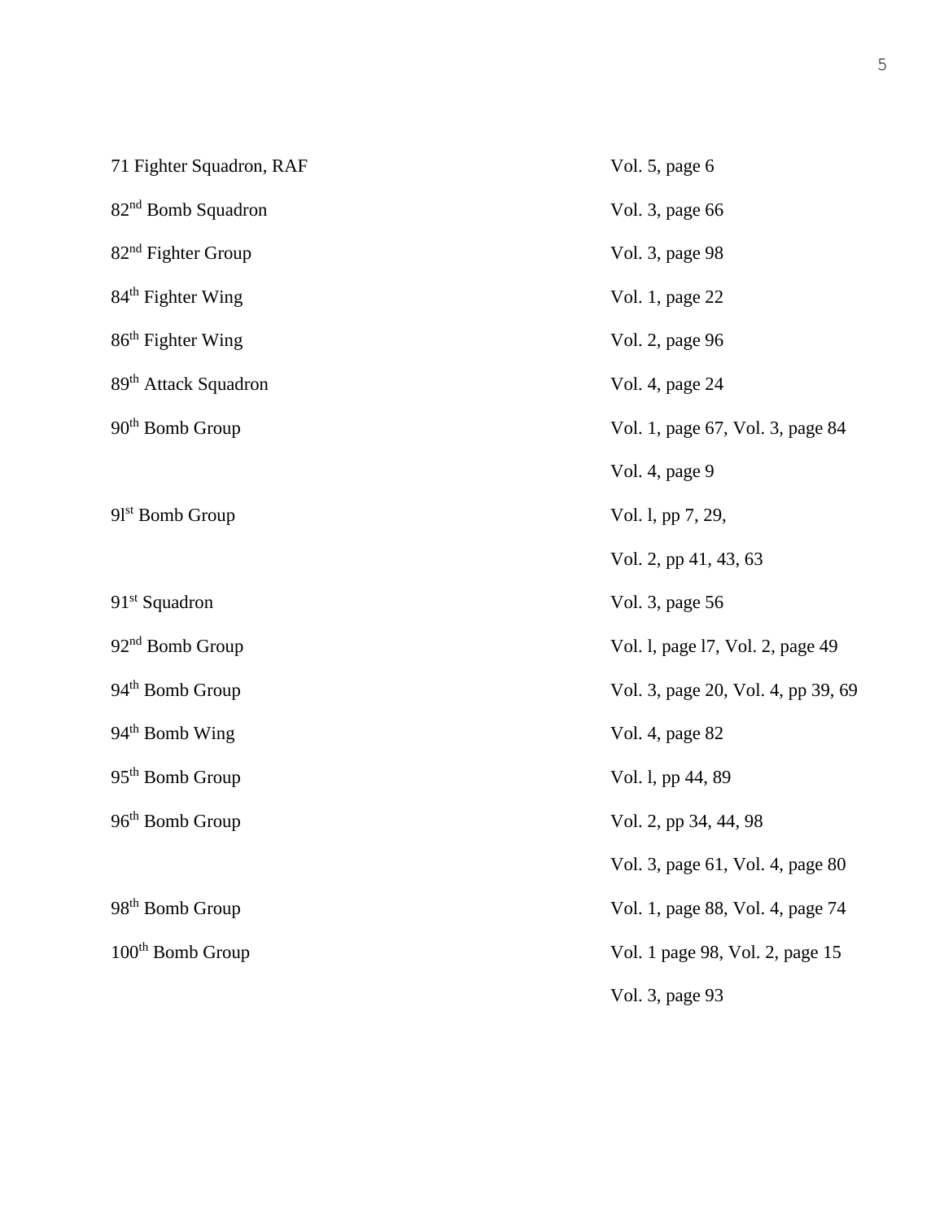| | |
|---|---|
| 71 Fighter Squadron, RAF | Vol. 5, page 6 |
| 82nd Bomb Squadron | Vol. 3, page 66 |
| 82nd Fighter Group | Vol. 3, page 98 |
| 84th Fighter Wing | Vol. 1, page 22 |
| 86th Fighter Wing | Vol. 2, page 96 |
| 89th Attack Squadron | Vol. 4, page 24 |
| 90th Bomb Group | Vol. 1, page 67, Vol. 3, page 84 |
| | Vol. 4, page 9 |
| 9lst Bomb Group | Vol. l, pp 7, 29, |
| | Vol. 2, pp 41, 43, 63 |
| 91st Squadron | Vol. 3, page 56 |
| 92nd Bomb Group | Vol. l, page l7, Vol. 2, page 49 |
| 94th Bomb Group | Vol. 3, page 20, Vol. 4, pp 39, 69 |
| 94th Bomb Wing | Vol. 4, page 82 |
| 95th Bomb Group | Vol. l, pp 44, 89 |
| 96th Bomb Group | Vol. 2, pp 34, 44, 98 |
| | Vol. 3, page 61, Vol. 4, page 80 |
| 98th Bomb Group | Vol. 1, page 88, Vol. 4, page 74 |
| 100th Bomb Group | Vol. 1 page 98, Vol. 2, page 15 |
| | Vol. 3, page 93 |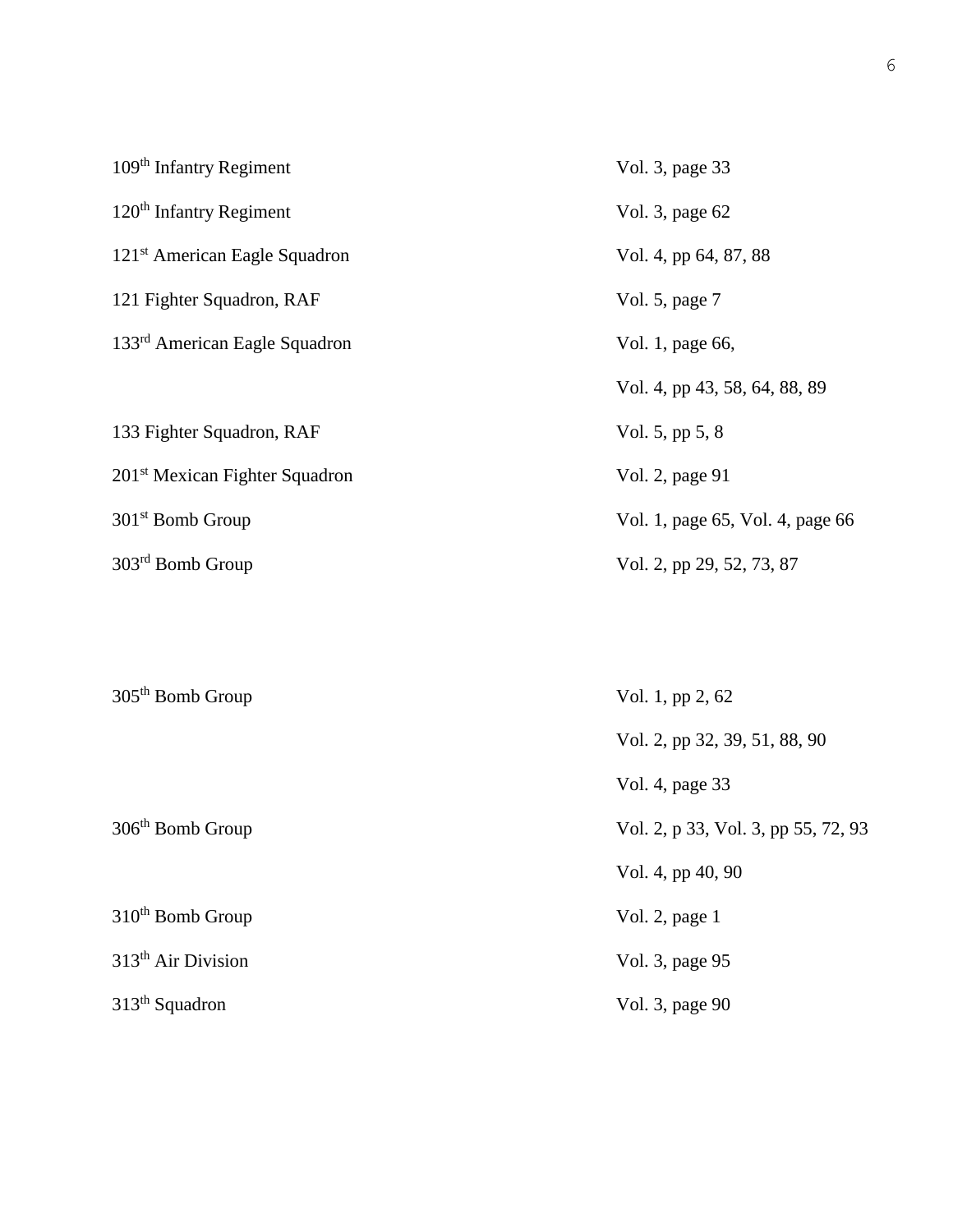| | |
|---|---|
| 109th Infantry Regiment | Vol. 3, page 33 |
| 120th Infantry Regiment | Vol. 3, page 62 |
| 121st American Eagle Squadron | Vol. 4, pp 64, 87, 88 |
| 121 Fighter Squadron, RAF | Vol. 5, page 7 |
| 133rd American Eagle Squadron | Vol. 1, page 66, |
| | Vol. 4, pp 43, 58, 64, 88, 89 |
| 133 Fighter Squadron, RAF | Vol. 5, pp 5, 8 |
| 201st Mexican Fighter Squadron | Vol. 2, page 91 |
| 301st Bomb Group | Vol. 1, page 65, Vol. 4, page 66 |
| 303rd Bomb Group | Vol. 2, pp 29, 52, 73, 87 |
| 305th Bomb Group | Vol. 1, pp 2, 62 |
| | Vol. 2, pp 32, 39, 51, 88, 90 |
| | Vol. 4, page 33 |
| 306th Bomb Group | Vol. 2, p 33, Vol. 3, pp 55, 72, 93 |
| | Vol. 4, pp 40, 90 |
| 310th Bomb Group | Vol. 2, page 1 |
| 313th Air Division | Vol. 3, page 95 |
| 313th Squadron | Vol. 3, page 90 |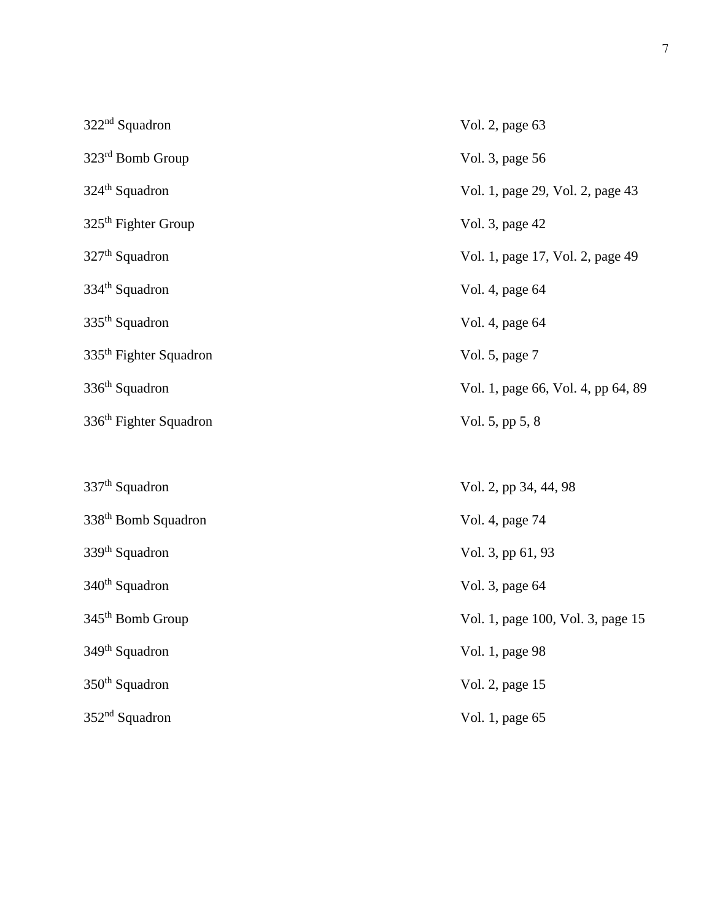322nd Squadron — Vol. 2, page 63

323rd Bomb Group — Vol. 3, page 56

324th Squadron — Vol. 1, page 29, Vol. 2, page 43

325th Fighter Group — Vol. 3, page 42

327th Squadron — Vol. 1, page 17, Vol. 2, page 49

334th Squadron — Vol. 4, page 64

335th Squadron — Vol. 4, page 64

335th Fighter Squadron — Vol. 5, page 7

336th Squadron — Vol. 1, page 66, Vol. 4, pp 64, 89

336th Fighter Squadron — Vol. 5, pp 5, 8

337th Squadron — Vol. 2, pp 34, 44, 98

338th Bomb Squadron — Vol. 4, page 74

339th Squadron — Vol. 3, pp 61, 93

340th Squadron — Vol. 3, page 64

345th Bomb Group — Vol. 1, page 100, Vol. 3, page 15

349th Squadron — Vol. 1, page 98

350th Squadron — Vol. 2, page 15

352nd Squadron — Vol. 1, page 65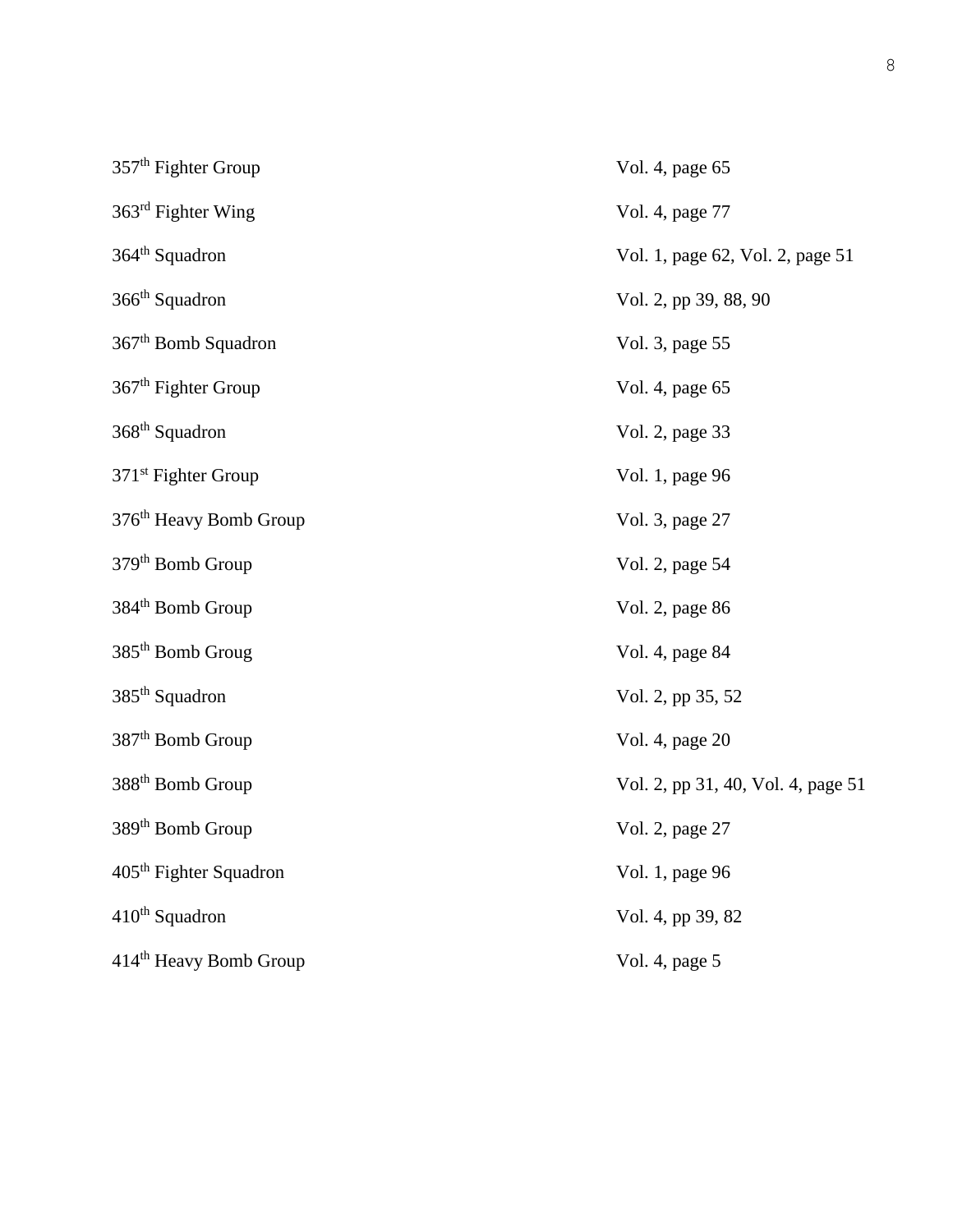| | |
|---|---|
| 357th Fighter Group | Vol. 4, page 65 |
| 363rd Fighter Wing | Vol. 4, page 77 |
| 364th Squadron | Vol. 1, page 62, Vol. 2, page 51 |
| 366th Squadron | Vol. 2, pp 39, 88, 90 |
| 367th Bomb Squadron | Vol. 3, page 55 |
| 367th Fighter Group | Vol. 4, page 65 |
| 368th Squadron | Vol. 2, page 33 |
| 371st Fighter Group | Vol. 1, page 96 |
| 376th Heavy Bomb Group | Vol. 3, page 27 |
| 379th Bomb Group | Vol. 2, page 54 |
| 384th Bomb Group | Vol. 2, page 86 |
| 385th Bomb Groug | Vol. 4, page 84 |
| 385th Squadron | Vol. 2, pp 35, 52 |
| 387th Bomb Group | Vol. 4, page 20 |
| 388th Bomb Group | Vol. 2, pp 31, 40, Vol. 4, page 51 |
| 389th Bomb Group | Vol. 2, page 27 |
| 405th Fighter Squadron | Vol. 1, page 96 |
| 410th Squadron | Vol. 4, pp 39, 82 |
| 414th Heavy Bomb Group | Vol. 4, page 5 |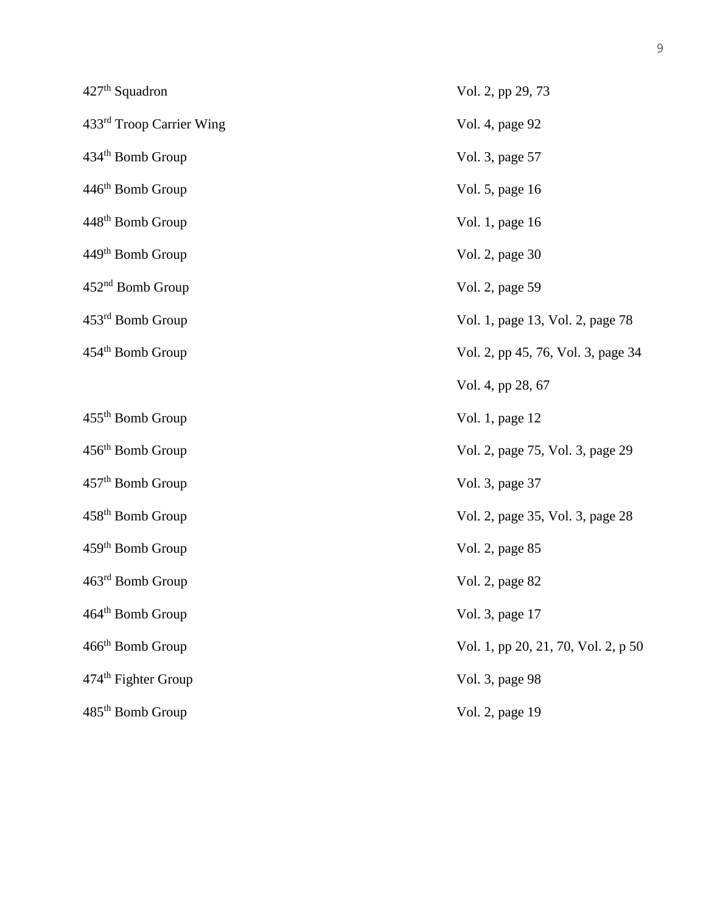| | |
|---|---|
| 427th Squadron | Vol. 2, pp 29, 73 |
| 433rd Troop Carrier Wing | Vol. 4, page 92 |
| 434th Bomb Group | Vol. 3, page 57 |
| 446th Bomb Group | Vol. 5, page 16 |
| 448th Bomb Group | Vol. 1, page 16 |
| 449th Bomb Group | Vol. 2, page 30 |
| 452nd Bomb Group | Vol. 2, page 59 |
| 453rd Bomb Group | Vol. 1, page 13, Vol. 2, page 78 |
| 454th Bomb Group | Vol. 2, pp 45, 76, Vol. 3, page 34 |
| | Vol. 4, pp 28, 67 |
| 455th Bomb Group | Vol. 1, page 12 |
| 456th Bomb Group | Vol. 2, page 75, Vol. 3, page 29 |
| 457th Bomb Group | Vol. 3, page 37 |
| 458th Bomb Group | Vol. 2, page 35, Vol. 3, page 28 |
| 459th Bomb Group | Vol. 2, page 85 |
| 463rd Bomb Group | Vol. 2, page 82 |
| 464th Bomb Group | Vol. 3, page 17 |
| 466th Bomb Group | Vol. 1, pp 20, 21, 70, Vol. 2, p 50 |
| 474th Fighter Group | Vol. 3, page 98 |
| 485th Bomb Group | Vol. 2, page 19 |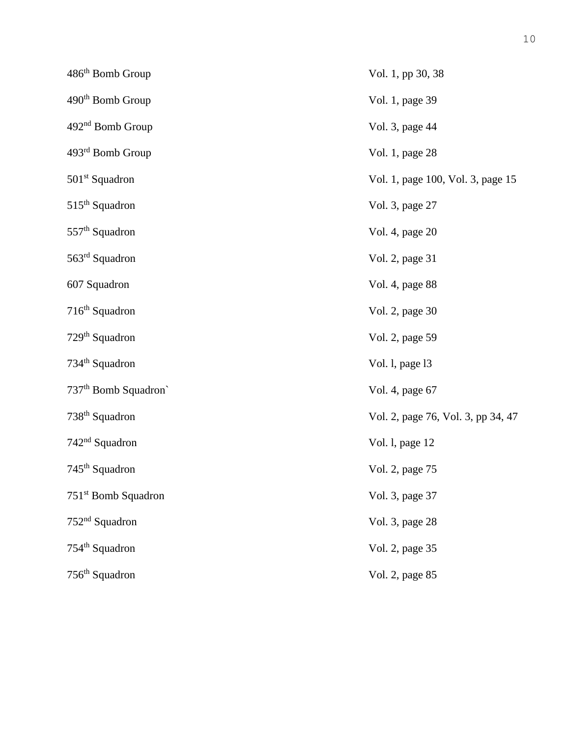| | |
|---|---|
| 486th Bomb Group | Vol. 1, pp 30, 38 |
| 490th Bomb Group | Vol. 1, page 39 |
| 492nd Bomb Group | Vol. 3, page 44 |
| 493rd Bomb Group | Vol. 1, page 28 |
| 501st Squadron | Vol. 1, page 100, Vol. 3, page 15 |
| 515th Squadron | Vol. 3, page 27 |
| 557th Squadron | Vol. 4, page 20 |
| 563rd Squadron | Vol. 2, page 31 |
| 607 Squadron | Vol. 4, page 88 |
| 716th Squadron | Vol. 2, page 30 |
| 729th Squadron | Vol. 2, page 59 |
| 734th Squadron | Vol. l, page l3 |
| 737th Bomb Squadron` | Vol. 4, page 67 |
| 738th Squadron | Vol. 2, page 76, Vol. 3, pp 34, 47 |
| 742nd Squadron | Vol. l, page 12 |
| 745th Squadron | Vol. 2, page 75 |
| 751st Bomb Squadron | Vol. 3, page 37 |
| 752nd Squadron | Vol. 3, page 28 |
| 754th Squadron | Vol. 2, page 35 |
| 756th Squadron | Vol. 2, page 85 |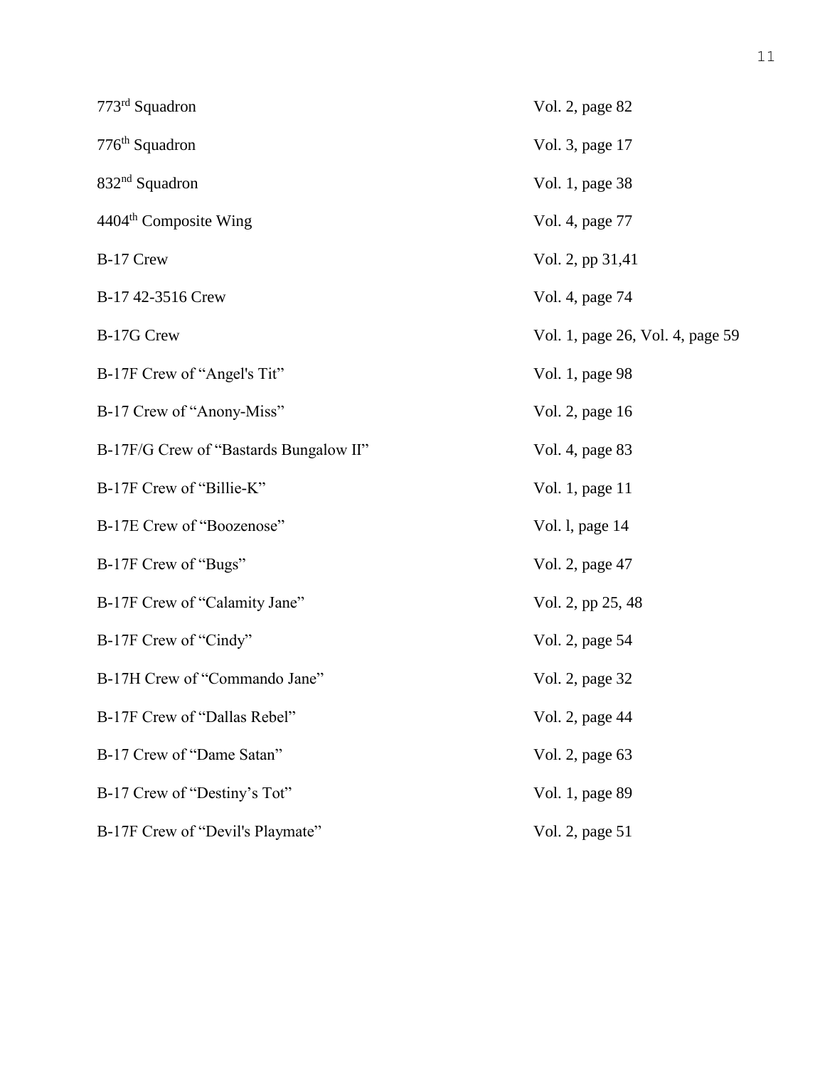| | |
|---|---|
| 773rd Squadron | Vol. 2, page 82 |
| 776th Squadron | Vol. 3, page 17 |
| 832nd Squadron | Vol. 1, page 38 |
| 4404th Composite Wing | Vol. 4, page 77 |
| B-17 Crew | Vol. 2, pp 31,41 |
| B-17 42-3516 Crew | Vol. 4, page 74 |
| B-17G Crew | Vol. 1, page 26, Vol. 4, page 59 |
| B-17F Crew of “Angel's Tit” | Vol. 1, page 98 |
| B-17 Crew of “Anony-Miss” | Vol. 2, page 16 |
| B-17F/G Crew of “Bastards Bungalow II” | Vol. 4, page 83 |
| B-17F Crew of “Billie-K” | Vol. 1, page 11 |
| B-17E Crew of “Boozenose” | Vol. l, page 14 |
| B-17F Crew of “Bugs” | Vol. 2, page 47 |
| B-17F Crew of “Calamity Jane” | Vol. 2, pp 25, 48 |
| B-17F Crew of “Cindy” | Vol. 2, page 54 |
| B-17H Crew of “Commando Jane” | Vol. 2, page 32 |
| B-17F Crew of “Dallas Rebel” | Vol. 2, page 44 |
| B-17 Crew of “Dame Satan” | Vol. 2, page 63 |
| B-17 Crew of “Destiny’s Tot” | Vol. 1, page 89 |
| B-17F Crew of “Devil's Playmate” | Vol. 2, page 51 |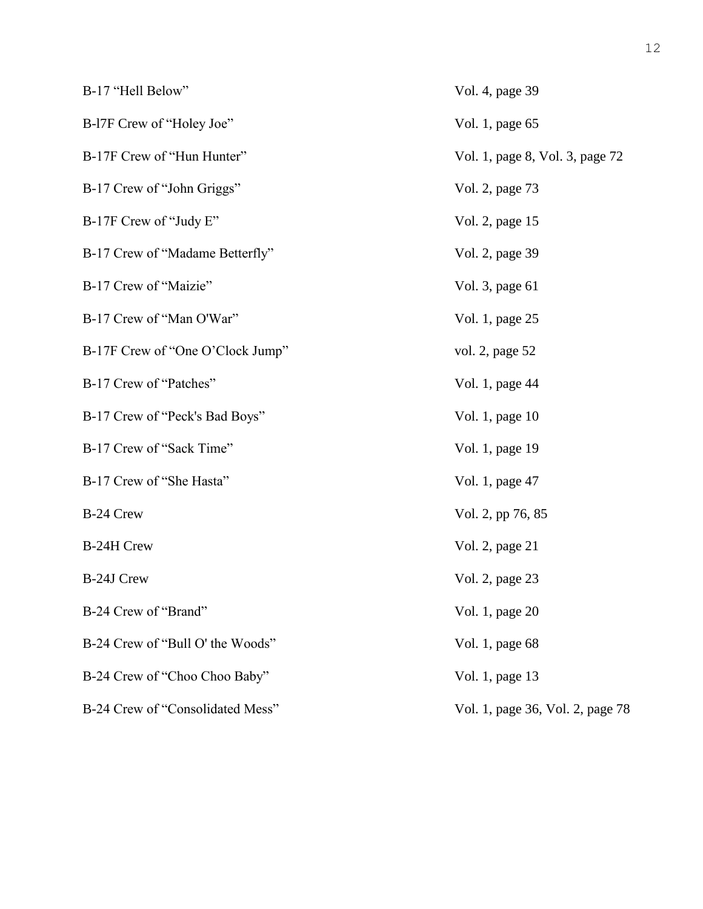| | |
|---|---|
| B-17 "Hell Below" | Vol. 4, page 39 |
| B-l7F Crew of "Holey Joe" | Vol. 1, page 65 |
| B-17F Crew of "Hun Hunter" | Vol. 1, page 8, Vol. 3, page 72 |
| B-17 Crew of "John Griggs" | Vol. 2, page 73 |
| B-17F Crew of "Judy E" | Vol. 2, page 15 |
| B-17 Crew of "Madame Betterfly" | Vol. 2, page 39 |
| B-17 Crew of "Maizie" | Vol. 3, page 61 |
| B-17 Crew of "Man O'War" | Vol. 1, page 25 |
| B-17F Crew of "One O'Clock Jump" | vol. 2, page 52 |
| B-17 Crew of "Patches" | Vol. 1, page 44 |
| B-17 Crew of "Peck's Bad Boys" | Vol. 1, page 10 |
| B-17 Crew of "Sack Time" | Vol. 1, page 19 |
| B-17 Crew of "She Hasta" | Vol. 1, page 47 |
| B-24 Crew | Vol. 2, pp 76, 85 |
| B-24H Crew | Vol. 2, page 21 |
| B-24J Crew | Vol. 2, page 23 |
| B-24 Crew of "Brand" | Vol. 1, page 20 |
| B-24 Crew of "Bull O' the Woods" | Vol. 1, page 68 |
| B-24 Crew of "Choo Choo Baby" | Vol. 1, page 13 |
| B-24 Crew of "Consolidated Mess" | Vol. 1, page 36, Vol. 2, page 78 |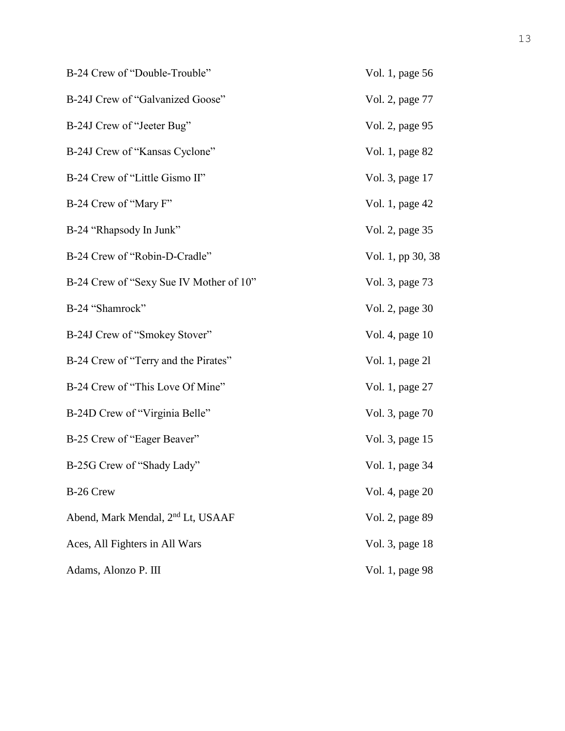| | |
|---|---|
| B-24 Crew of "Double-Trouble" | Vol. 1, page 56 |
| B-24J Crew of "Galvanized Goose" | Vol. 2, page 77 |
| B-24J Crew of "Jeeter Bug" | Vol. 2, page 95 |
| B-24J Crew of "Kansas Cyclone" | Vol. 1, page 82 |
| B-24 Crew of "Little Gismo II" | Vol. 3, page 17 |
| B-24 Crew of "Mary F" | Vol. 1, page 42 |
| B-24 "Rhapsody In Junk" | Vol. 2, page 35 |
| B-24 Crew of "Robin-D-Cradle" | Vol. 1, pp 30, 38 |
| B-24 Crew of "Sexy Sue IV Mother of 10" | Vol. 3, page 73 |
| B-24 "Shamrock" | Vol. 2, page 30 |
| B-24J Crew of "Smokey Stover" | Vol. 4, page 10 |
| B-24 Crew of "Terry and the Pirates" | Vol. 1, page 2l |
| B-24 Crew of "This Love Of Mine" | Vol. 1, page 27 |
| B-24D Crew of "Virginia Belle" | Vol. 3, page 70 |
| B-25 Crew of "Eager Beaver" | Vol. 3, page 15 |
| B-25G Crew of "Shady Lady" | Vol. 1, page 34 |
| B-26 Crew | Vol. 4, page 20 |
| Abend, Mark Mendal, 2nd Lt, USAAF | Vol. 2, page 89 |
| Aces, All Fighters in All Wars | Vol. 3, page 18 |
| Adams, Alonzo P. III | Vol. 1, page 98 |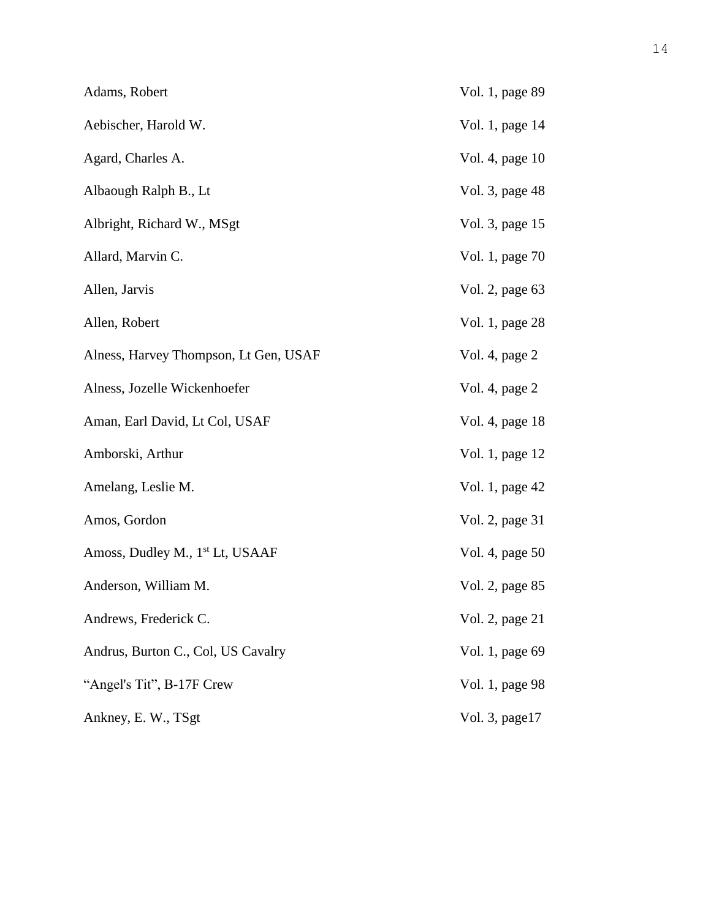| | |
|---|---|
| Adams, Robert | Vol. 1, page 89 |
| Aebischer, Harold W. | Vol. 1, page 14 |
| Agard, Charles A. | Vol. 4, page 10 |
| Albaough Ralph B., Lt | Vol. 3, page 48 |
| Albright, Richard W., MSgt | Vol. 3, page 15 |
| Allard, Marvin C. | Vol. 1, page 70 |
| Allen, Jarvis | Vol. 2, page 63 |
| Allen, Robert | Vol. 1, page 28 |
| Alness, Harvey Thompson, Lt Gen, USAF | Vol. 4, page 2 |
| Alness, Jozelle Wickenhoefer | Vol. 4, page 2 |
| Aman, Earl David, Lt Col, USAF | Vol. 4, page 18 |
| Amborski, Arthur | Vol. 1, page 12 |
| Amelang, Leslie M. | Vol. 1, page 42 |
| Amos, Gordon | Vol. 2, page 31 |
| Amoss, Dudley M., 1st Lt, USAAF | Vol. 4, page 50 |
| Anderson, William M. | Vol. 2, page 85 |
| Andrews, Frederick C. | Vol. 2, page 21 |
| Andrus, Burton C., Col, US Cavalry | Vol. 1, page 69 |
| "Angel's Tit", B-17F Crew | Vol. 1, page 98 |
| Ankney, E. W., TSgt | Vol. 3, page17 |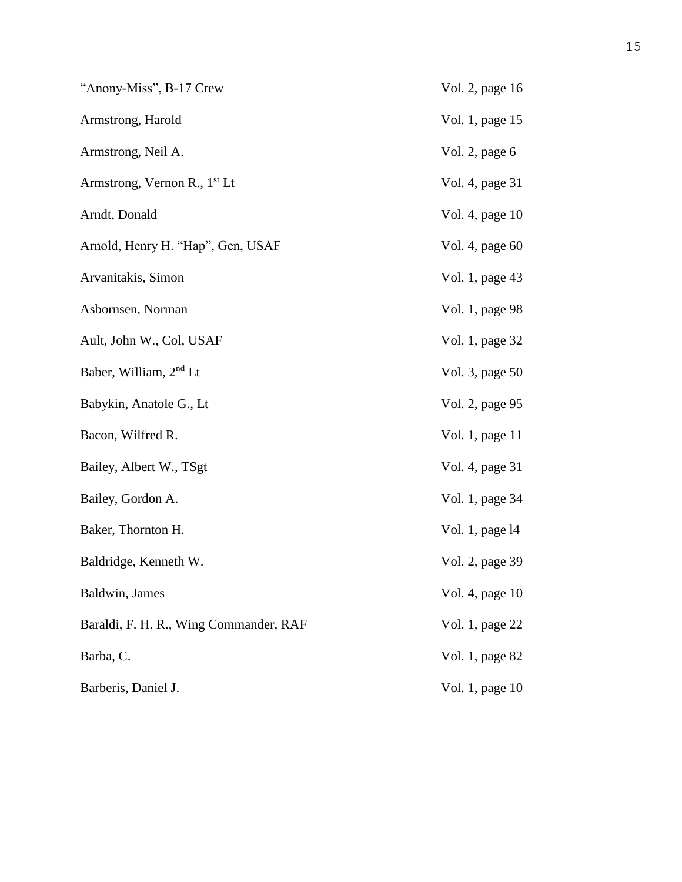| | |
|---|---|
| "Anony-Miss", B-17 Crew | Vol. 2, page 16 |
| Armstrong, Harold | Vol. 1, page 15 |
| Armstrong, Neil A. | Vol. 2, page 6 |
| Armstrong, Vernon R., 1st Lt | Vol. 4, page 31 |
| Arndt, Donald | Vol. 4, page 10 |
| Arnold, Henry H. "Hap", Gen, USAF | Vol. 4, page 60 |
| Arvanitakis, Simon | Vol. 1, page 43 |
| Asbornsen, Norman | Vol. 1, page 98 |
| Ault, John W., Col, USAF | Vol. 1, page 32 |
| Baber, William, 2nd Lt | Vol. 3, page 50 |
| Babykin, Anatole G., Lt | Vol. 2, page 95 |
| Bacon, Wilfred R. | Vol. 1, page 11 |
| Bailey, Albert W., TSgt | Vol. 4, page 31 |
| Bailey, Gordon A. | Vol. 1, page 34 |
| Baker, Thornton H. | Vol. 1, page l4 |
| Baldridge, Kenneth W. | Vol. 2, page 39 |
| Baldwin, James | Vol. 4, page 10 |
| Baraldi, F. H. R., Wing Commander, RAF | Vol. 1, page 22 |
| Barba, C. | Vol. 1, page 82 |
| Barberis, Daniel J. | Vol. 1, page 10 |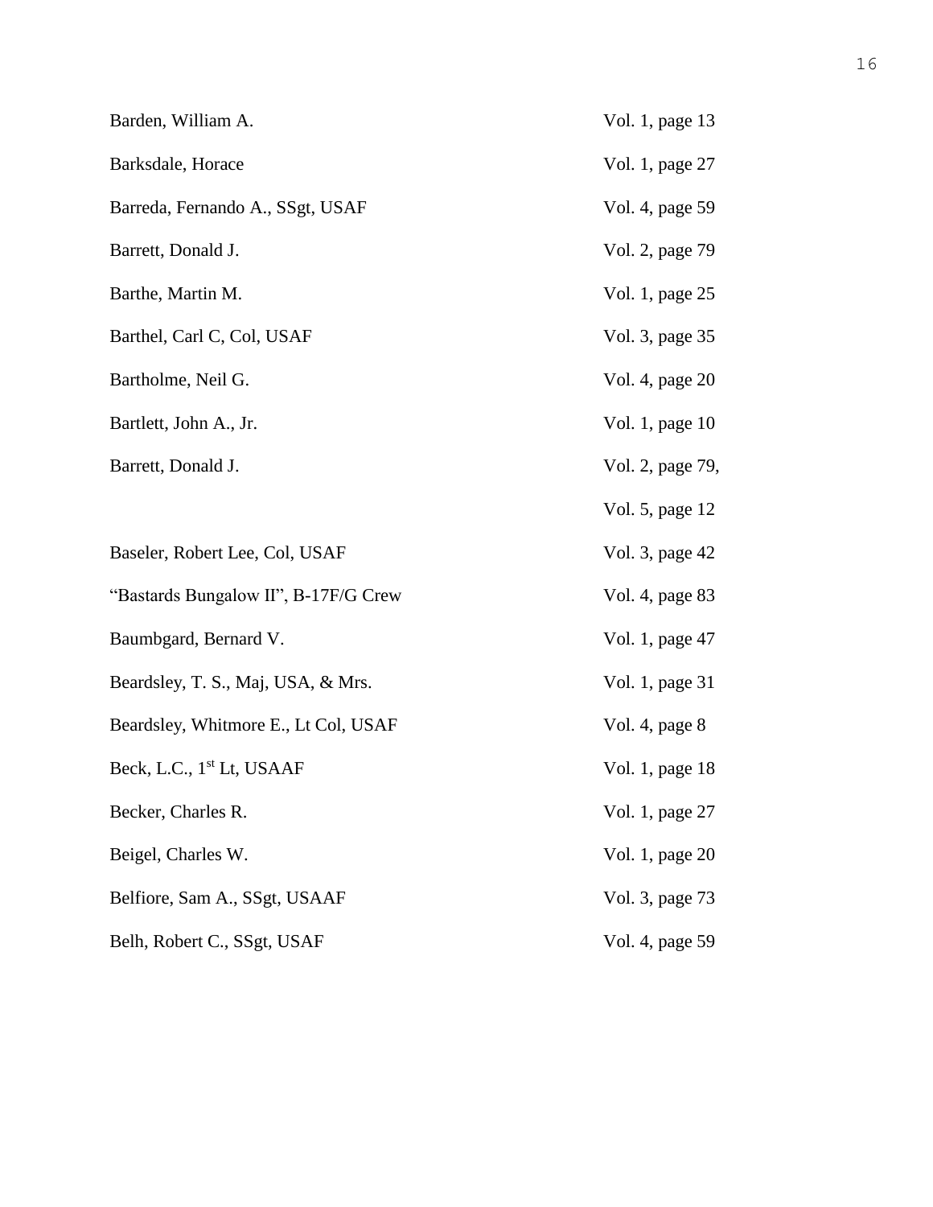| | |
|---|---|
| Barden, William A. | Vol. 1, page 13 |
| Barksdale, Horace | Vol. 1, page 27 |
| Barreda, Fernando A., SSgt, USAF | Vol. 4, page 59 |
| Barrett, Donald J. | Vol. 2, page 79 |
| Barthe, Martin M. | Vol. 1, page 25 |
| Barthel, Carl C, Col, USAF | Vol. 3, page 35 |
| Bartholme, Neil G. | Vol. 4, page 20 |
| Bartlett, John A., Jr. | Vol. 1, page 10 |
| Barrett, Donald J. | Vol. 2, page 79, |
| | Vol. 5, page 12 |
| Baseler, Robert Lee, Col, USAF | Vol. 3, page 42 |
| "Bastards Bungalow II", B-17F/G Crew | Vol. 4, page 83 |
| Baumbgard, Bernard V. | Vol. 1, page 47 |
| Beardsley, T. S., Maj, USA, & Mrs. | Vol. 1, page 31 |
| Beardsley, Whitmore E., Lt Col, USAF | Vol. 4, page 8 |
| Beck, L.C., 1st Lt, USAAF | Vol. 1, page 18 |
| Becker, Charles R. | Vol. 1, page 27 |
| Beigel, Charles W. | Vol. 1, page 20 |
| Belfiore, Sam A., SSgt, USAAF | Vol. 3, page 73 |
| Belh, Robert C., SSgt, USAF | Vol. 4, page 59 |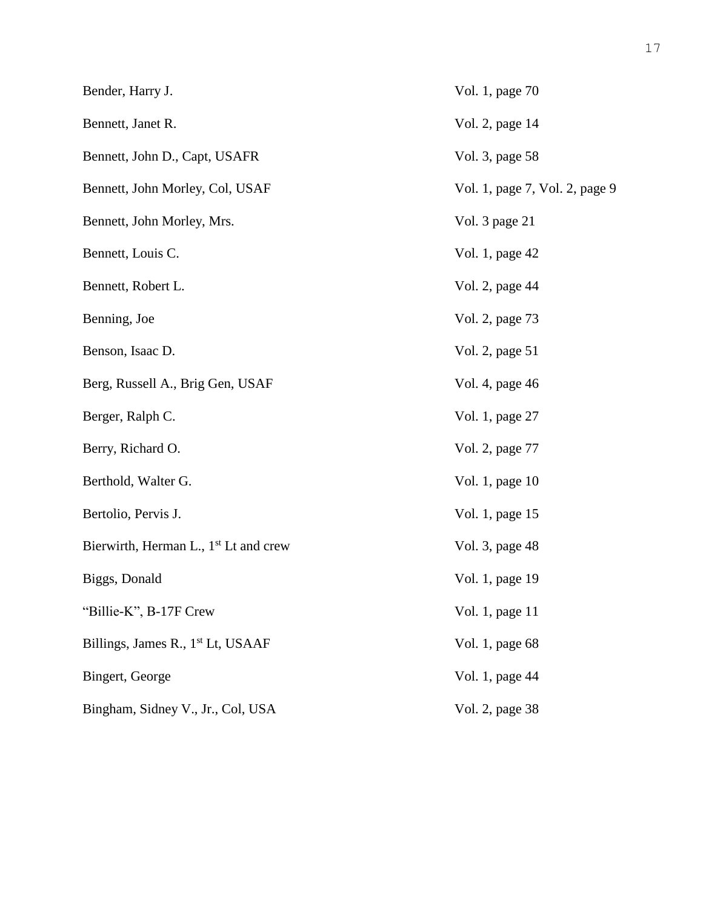| | |
|---|---|
| Bender, Harry J. | Vol. 1, page 70 |
| Bennett, Janet R. | Vol. 2, page 14 |
| Bennett, John D., Capt, USAFR | Vol. 3, page 58 |
| Bennett, John Morley, Col, USAF | Vol. 1, page 7, Vol. 2, page 9 |
| Bennett, John Morley, Mrs. | Vol. 3 page 21 |
| Bennett, Louis C. | Vol. 1, page 42 |
| Bennett, Robert L. | Vol. 2, page 44 |
| Benning, Joe | Vol. 2, page 73 |
| Benson, Isaac D. | Vol. 2, page 51 |
| Berg, Russell A., Brig Gen, USAF | Vol. 4, page 46 |
| Berger, Ralph C. | Vol. 1, page 27 |
| Berry, Richard O. | Vol. 2, page 77 |
| Berthold, Walter G. | Vol. 1, page 10 |
| Bertolio, Pervis J. | Vol. 1, page 15 |
| Bierwirth, Herman L., 1st Lt and crew | Vol. 3, page 48 |
| Biggs, Donald | Vol. 1, page 19 |
| "Billie-K", B-17F Crew | Vol. 1, page 11 |
| Billings, James R., 1st Lt, USAAF | Vol. 1, page 68 |
| Bingert, George | Vol. 1, page 44 |
| Bingham, Sidney V., Jr., Col, USA | Vol. 2, page 38 |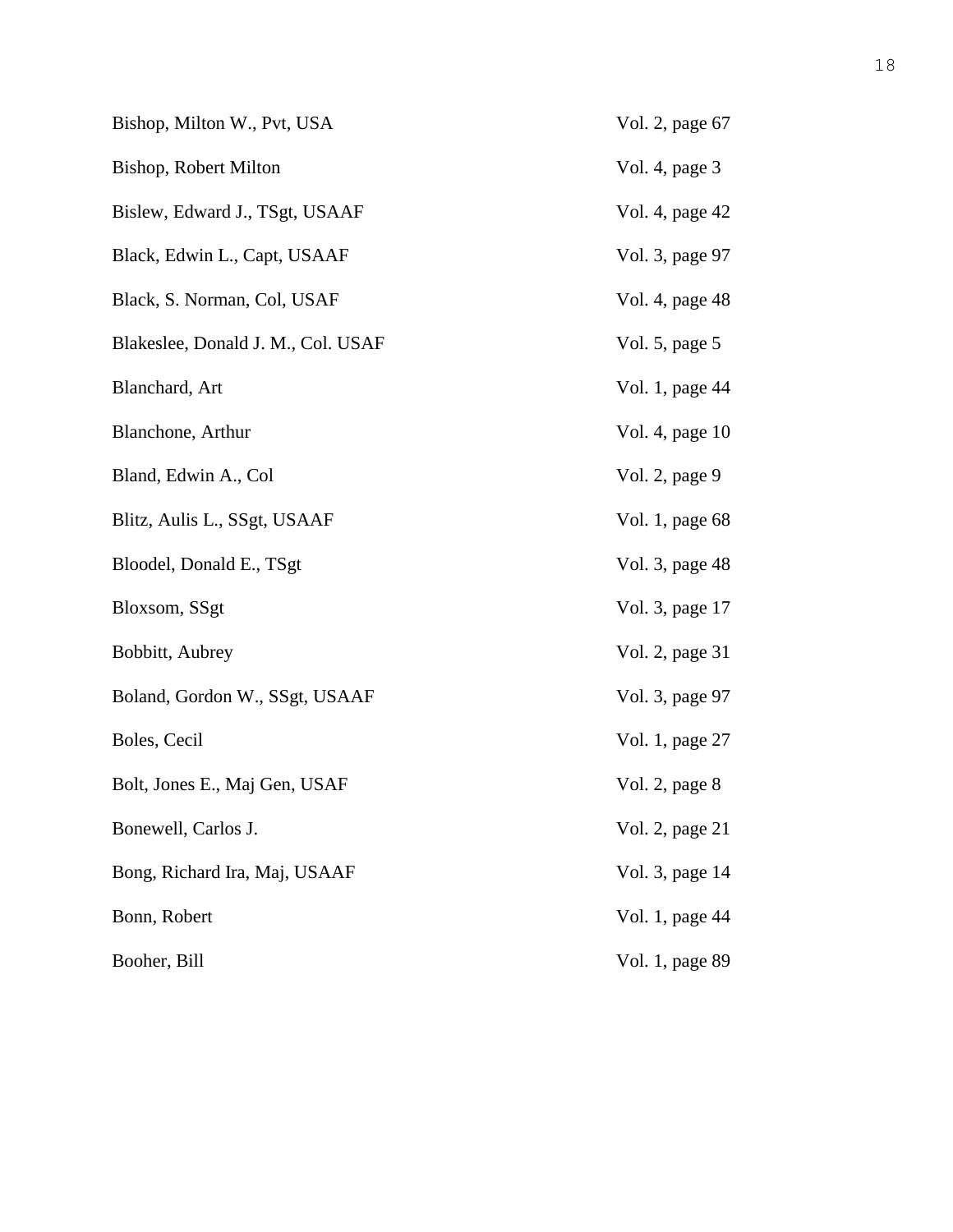| | |
|---|---|
| Bishop, Milton W., Pvt, USA | Vol. 2, page 67 |
| Bishop, Robert Milton | Vol. 4, page 3 |
| Bislew, Edward J., TSgt, USAAF | Vol. 4, page 42 |
| Black, Edwin L., Capt, USAAF | Vol. 3, page 97 |
| Black, S. Norman, Col, USAF | Vol. 4, page 48 |
| Blakeslee, Donald J. M., Col. USAF | Vol. 5, page 5 |
| Blanchard, Art | Vol. 1, page 44 |
| Blanchone, Arthur | Vol. 4, page 10 |
| Bland, Edwin A., Col | Vol. 2, page 9 |
| Blitz, Aulis L., SSgt, USAAF | Vol. 1, page 68 |
| Bloodel, Donald E., TSgt | Vol. 3, page 48 |
| Bloxsom, SSgt | Vol. 3, page 17 |
| Bobbitt, Aubrey | Vol. 2, page 31 |
| Boland, Gordon W., SSgt, USAAF | Vol. 3, page 97 |
| Boles, Cecil | Vol. 1, page 27 |
| Bolt, Jones E., Maj Gen, USAF | Vol. 2, page 8 |
| Bonewell, Carlos J. | Vol. 2, page 21 |
| Bong, Richard Ira, Maj, USAAF | Vol. 3, page 14 |
| Bonn, Robert | Vol. 1, page 44 |
| Booher, Bill | Vol. 1, page 89 |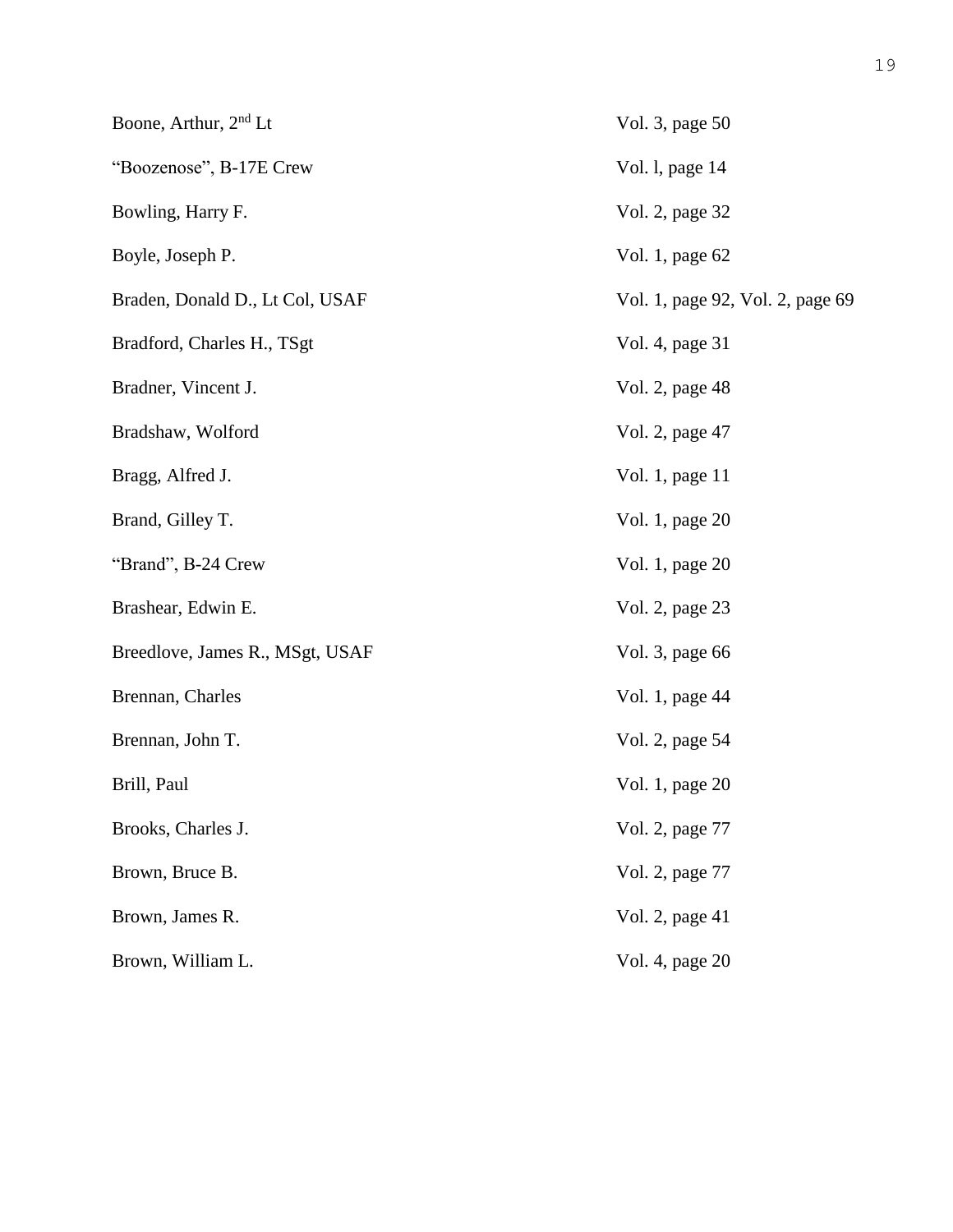| | |
|---|---|
| Boone, Arthur, 2nd Lt | Vol. 3, page 50 |
| "Boozenose", B-17E Crew | Vol. l, page 14 |
| Bowling, Harry F. | Vol. 2, page 32 |
| Boyle, Joseph P. | Vol. 1, page 62 |
| Braden, Donald D., Lt Col, USAF | Vol. 1, page 92, Vol. 2, page 69 |
| Bradford, Charles H., TSgt | Vol. 4, page 31 |
| Bradner, Vincent J. | Vol. 2, page 48 |
| Bradshaw, Wolford | Vol. 2, page 47 |
| Bragg, Alfred J. | Vol. 1, page 11 |
| Brand, Gilley T. | Vol. 1, page 20 |
| "Brand", B-24 Crew | Vol. 1, page 20 |
| Brashear, Edwin E. | Vol. 2, page 23 |
| Breedlove, James R., MSgt, USAF | Vol. 3, page 66 |
| Brennan, Charles | Vol. 1, page 44 |
| Brennan, John T. | Vol. 2, page 54 |
| Brill, Paul | Vol. 1, page 20 |
| Brooks, Charles J. | Vol. 2, page 77 |
| Brown, Bruce B. | Vol. 2, page 77 |
| Brown, James R. | Vol. 2, page 41 |
| Brown, William L. | Vol. 4, page 20 |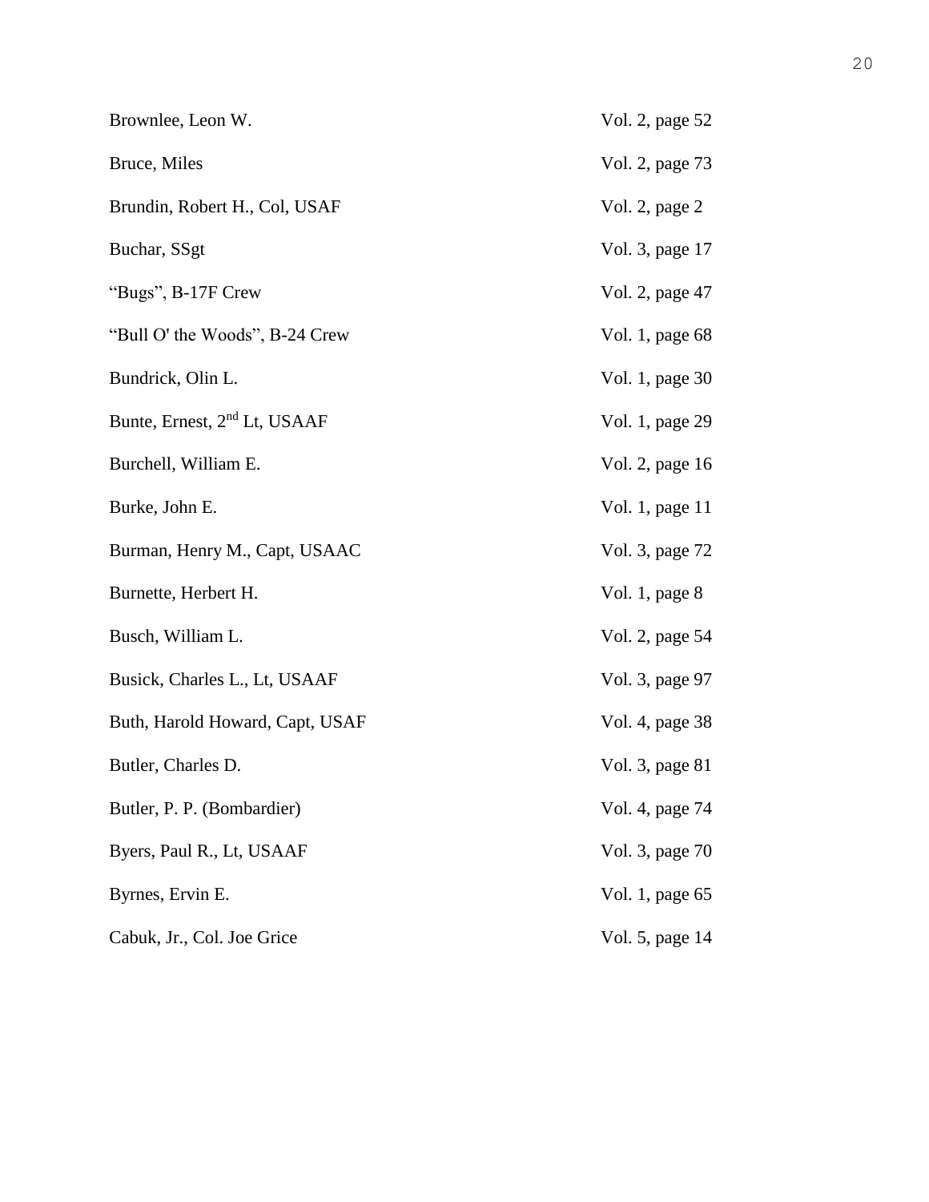| | |
|---|---|
| Brownlee, Leon W. | Vol. 2, page 52 |
| Bruce, Miles | Vol. 2, page 73 |
| Brundin, Robert H., Col, USAF | Vol. 2, page 2 |
| Buchar, SSgt | Vol. 3, page 17 |
| “Bugs”, B-17F Crew | Vol. 2, page 47 |
| “Bull O' the Woods”, B-24 Crew | Vol. 1, page 68 |
| Bundrick, Olin L. | Vol. 1, page 30 |
| Bunte, Ernest, 2nd Lt, USAAF | Vol. 1, page 29 |
| Burchell, William E. | Vol. 2, page 16 |
| Burke, John E. | Vol. 1, page 11 |
| Burman, Henry M., Capt, USAAC | Vol. 3, page 72 |
| Burnette, Herbert H. | Vol. 1, page 8 |
| Busch, William L. | Vol. 2, page 54 |
| Busick, Charles L., Lt, USAAF | Vol. 3, page 97 |
| Buth, Harold Howard, Capt, USAF | Vol. 4, page 38 |
| Butler, Charles D. | Vol. 3, page 81 |
| Butler, P. P. (Bombardier) | Vol. 4, page 74 |
| Byers, Paul R., Lt, USAAF | Vol. 3, page 70 |
| Byrnes, Ervin E. | Vol. 1, page 65 |
| Cabuk, Jr., Col. Joe Grice | Vol. 5, page 14 |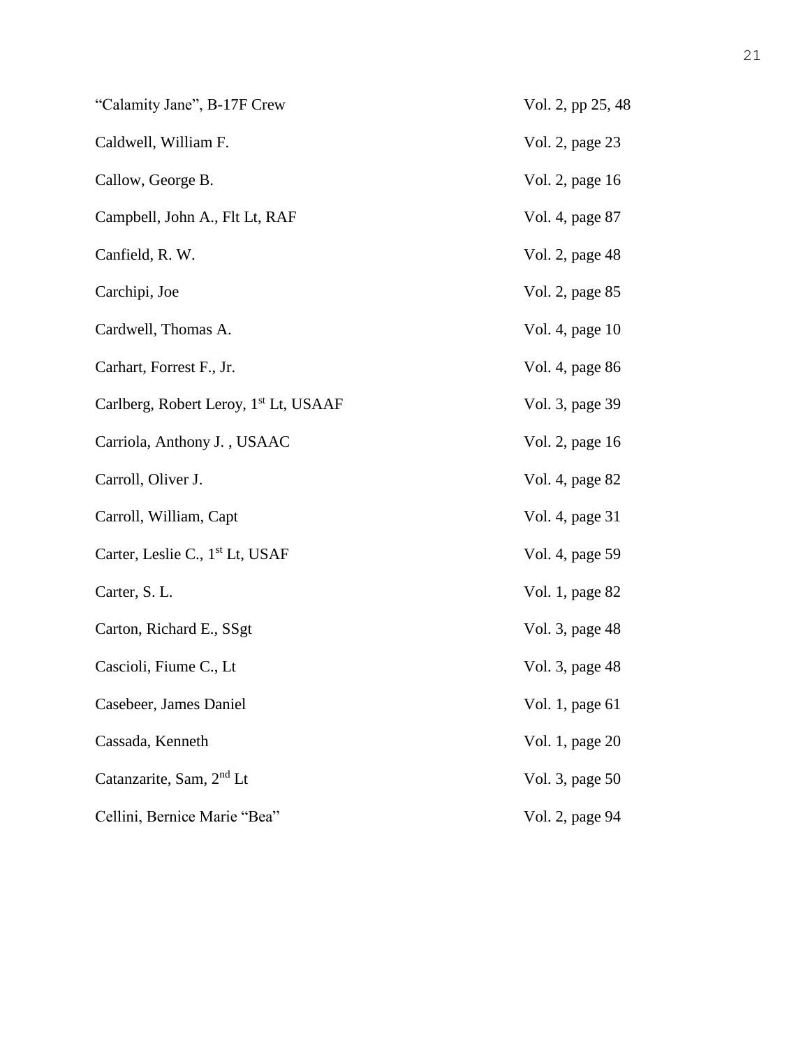| | |
|---|---|
| "Calamity Jane", B-17F Crew | Vol. 2, pp 25, 48 |
| Caldwell, William F. | Vol. 2, page 23 |
| Callow, George B. | Vol. 2, page 16 |
| Campbell, John A., Flt Lt, RAF | Vol. 4, page 87 |
| Canfield, R. W. | Vol. 2, page 48 |
| Carchipi, Joe | Vol. 2, page 85 |
| Cardwell, Thomas A. | Vol. 4, page 10 |
| Carhart, Forrest F., Jr. | Vol. 4, page 86 |
| Carlberg, Robert Leroy, 1st Lt, USAAF | Vol. 3, page 39 |
| Carriola, Anthony J. , USAAC | Vol. 2, page 16 |
| Carroll, Oliver J. | Vol. 4, page 82 |
| Carroll, William, Capt | Vol. 4, page 31 |
| Carter, Leslie C., 1st Lt, USAF | Vol. 4, page 59 |
| Carter, S. L. | Vol. 1, page 82 |
| Carton, Richard E., SSgt | Vol. 3, page 48 |
| Cascioli, Fiume C., Lt | Vol. 3, page 48 |
| Casebeer, James Daniel | Vol. 1, page 61 |
| Cassada, Kenneth | Vol. 1, page 20 |
| Catanzarite, Sam, 2nd Lt | Vol. 3, page 50 |
| Cellini, Bernice Marie "Bea" | Vol. 2, page 94 |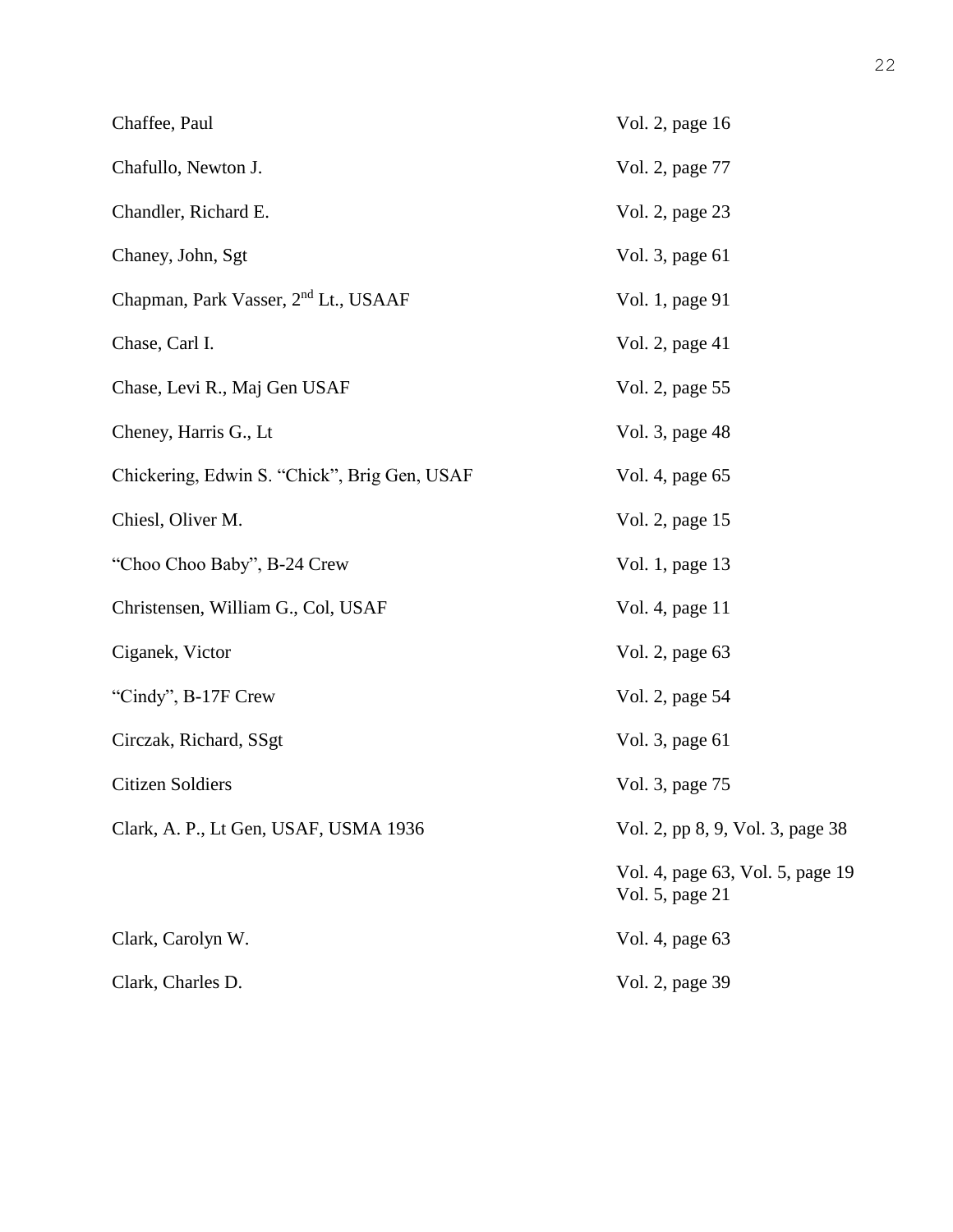| | |
|---|---|
| Chaffee, Paul | Vol. 2, page 16 |
| Chafullo, Newton J. | Vol. 2, page 77 |
| Chandler, Richard E. | Vol. 2, page 23 |
| Chaney, John, Sgt | Vol. 3, page 61 |
| Chapman, Park Vasser, 2nd Lt., USAAF | Vol. 1, page 91 |
| Chase, Carl I. | Vol. 2, page 41 |
| Chase, Levi R., Maj Gen USAF | Vol. 2, page 55 |
| Cheney, Harris G., Lt | Vol. 3, page 48 |
| Chickering, Edwin S. "Chick", Brig Gen, USAF | Vol. 4, page 65 |
| Chiesl, Oliver M. | Vol. 2, page 15 |
| "Choo Choo Baby", B-24 Crew | Vol. 1, page 13 |
| Christensen, William G., Col, USAF | Vol. 4, page 11 |
| Ciganek, Victor | Vol. 2, page 63 |
| "Cindy", B-17F Crew | Vol. 2, page 54 |
| Circzak, Richard, SSgt | Vol. 3, page 61 |
| Citizen Soldiers | Vol. 3, page 75 |
| Clark, A. P., Lt Gen, USAF, USMA 1936 | Vol. 2, pp 8, 9, Vol. 3, page 38 |
| | Vol. 4, page 63, Vol. 5, page 19<br>Vol. 5, page 21 |
| Clark, Carolyn W. | Vol. 4, page 63 |
| Clark, Charles D. | Vol. 2, page 39 |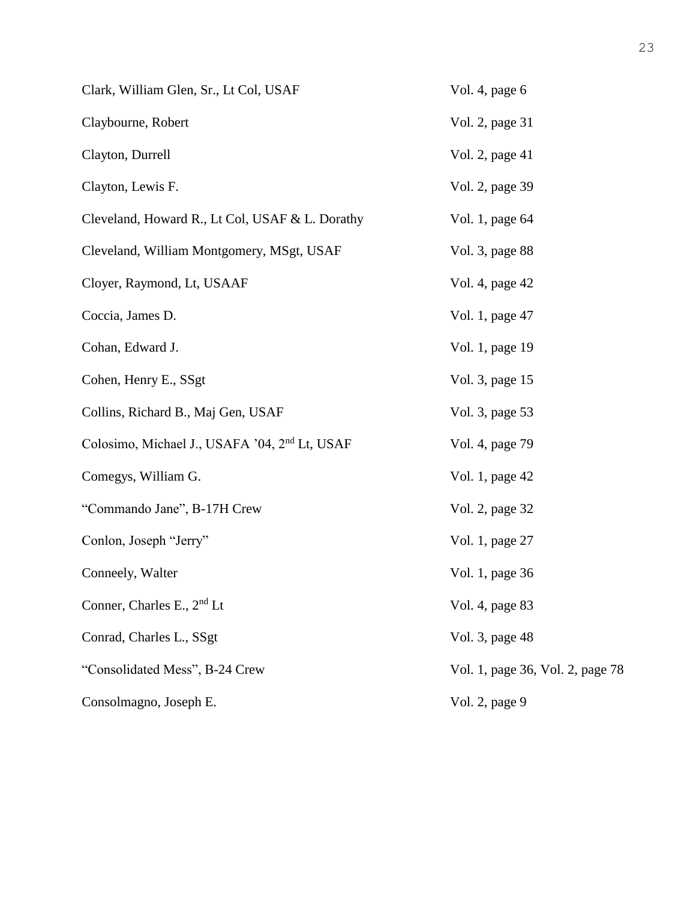| | |
|---|---|
| Clark, William Glen, Sr., Lt Col, USAF | Vol. 4, page 6 |
| Claybourne, Robert | Vol. 2, page 31 |
| Clayton, Durrell | Vol. 2, page 41 |
| Clayton, Lewis F. | Vol. 2, page 39 |
| Cleveland, Howard R., Lt Col, USAF & L. Dorathy | Vol. 1, page 64 |
| Cleveland, William Montgomery, MSgt, USAF | Vol. 3, page 88 |
| Cloyer, Raymond, Lt, USAAF | Vol. 4, page 42 |
| Coccia, James D. | Vol. 1, page 47 |
| Cohan, Edward J. | Vol. 1, page 19 |
| Cohen, Henry E., SSgt | Vol. 3, page 15 |
| Collins, Richard B., Maj Gen, USAF | Vol. 3, page 53 |
| Colosimo, Michael J., USAFA '04, 2nd Lt, USAF | Vol. 4, page 79 |
| Comegys, William G. | Vol. 1, page 42 |
| "Commando Jane", B-17H Crew | Vol. 2, page 32 |
| Conlon, Joseph "Jerry" | Vol. 1, page 27 |
| Conneely, Walter | Vol. 1, page 36 |
| Conner, Charles E., 2nd Lt | Vol. 4, page 83 |
| Conrad, Charles L., SSgt | Vol. 3, page 48 |
| "Consolidated Mess", B-24 Crew | Vol. 1, page 36, Vol. 2, page 78 |
| Consolmagno, Joseph E. | Vol. 2, page 9 |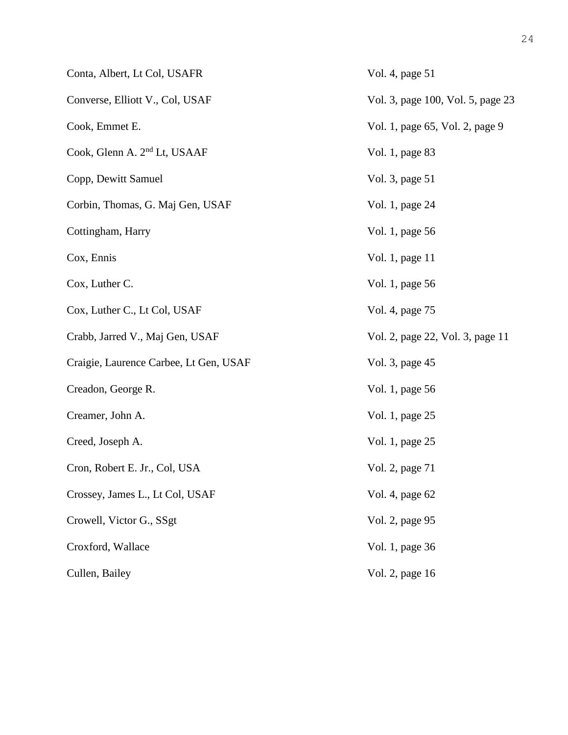| | |
|---|---|
| Conta, Albert, Lt Col, USAFR | Vol. 4, page 51 |
| Converse, Elliott V., Col, USAF | Vol. 3, page 100, Vol. 5, page 23 |
| Cook, Emmet E. | Vol. 1, page 65, Vol. 2, page 9 |
| Cook, Glenn A. 2nd Lt, USAAF | Vol. 1, page 83 |
| Copp, Dewitt Samuel | Vol. 3, page 51 |
| Corbin, Thomas, G. Maj Gen, USAF | Vol. 1, page 24 |
| Cottingham, Harry | Vol. 1, page 56 |
| Cox, Ennis | Vol. 1, page 11 |
| Cox, Luther C. | Vol. 1, page 56 |
| Cox, Luther C., Lt Col, USAF | Vol. 4, page 75 |
| Crabb, Jarred V., Maj Gen, USAF | Vol. 2, page 22, Vol. 3, page 11 |
| Craigie, Laurence Carbee, Lt Gen, USAF | Vol. 3, page 45 |
| Creadon, George R. | Vol. 1, page 56 |
| Creamer, John A. | Vol. 1, page 25 |
| Creed, Joseph A. | Vol. 1, page 25 |
| Cron, Robert E. Jr., Col, USA | Vol. 2, page 71 |
| Crossey, James L., Lt Col, USAF | Vol. 4, page 62 |
| Crowell, Victor G., SSgt | Vol. 2, page 95 |
| Croxford, Wallace | Vol. 1, page 36 |
| Cullen, Bailey | Vol. 2, page 16 |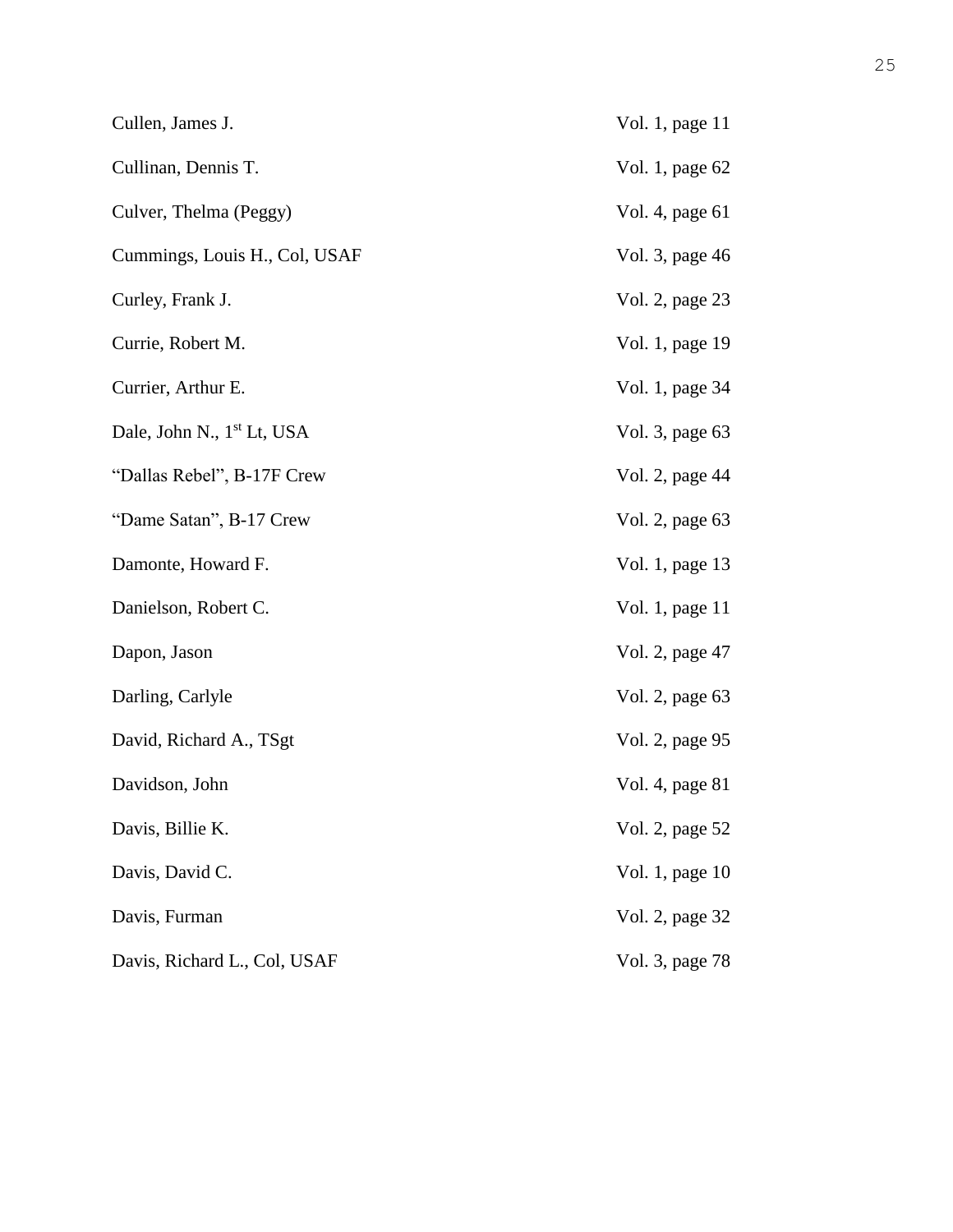| | |
|---|---|
| Cullen, James J. | Vol. 1, page 11 |
| Cullinan, Dennis T. | Vol. 1, page 62 |
| Culver, Thelma (Peggy) | Vol. 4, page 61 |
| Cummings, Louis H., Col, USAF | Vol. 3, page 46 |
| Curley, Frank J. | Vol. 2, page 23 |
| Currie, Robert M. | Vol. 1, page 19 |
| Currier, Arthur E. | Vol. 1, page 34 |
| Dale, John N., 1st Lt, USA | Vol. 3, page 63 |
| "Dallas Rebel", B-17F Crew | Vol. 2, page 44 |
| "Dame Satan", B-17 Crew | Vol. 2, page 63 |
| Damonte, Howard F. | Vol. 1, page 13 |
| Danielson, Robert C. | Vol. 1, page 11 |
| Dapon, Jason | Vol. 2, page 47 |
| Darling, Carlyle | Vol. 2, page 63 |
| David, Richard A., TSgt | Vol. 2, page 95 |
| Davidson, John | Vol. 4, page 81 |
| Davis, Billie K. | Vol. 2, page 52 |
| Davis, David C. | Vol. 1, page 10 |
| Davis, Furman | Vol. 2, page 32 |
| Davis, Richard L., Col, USAF | Vol. 3, page 78 |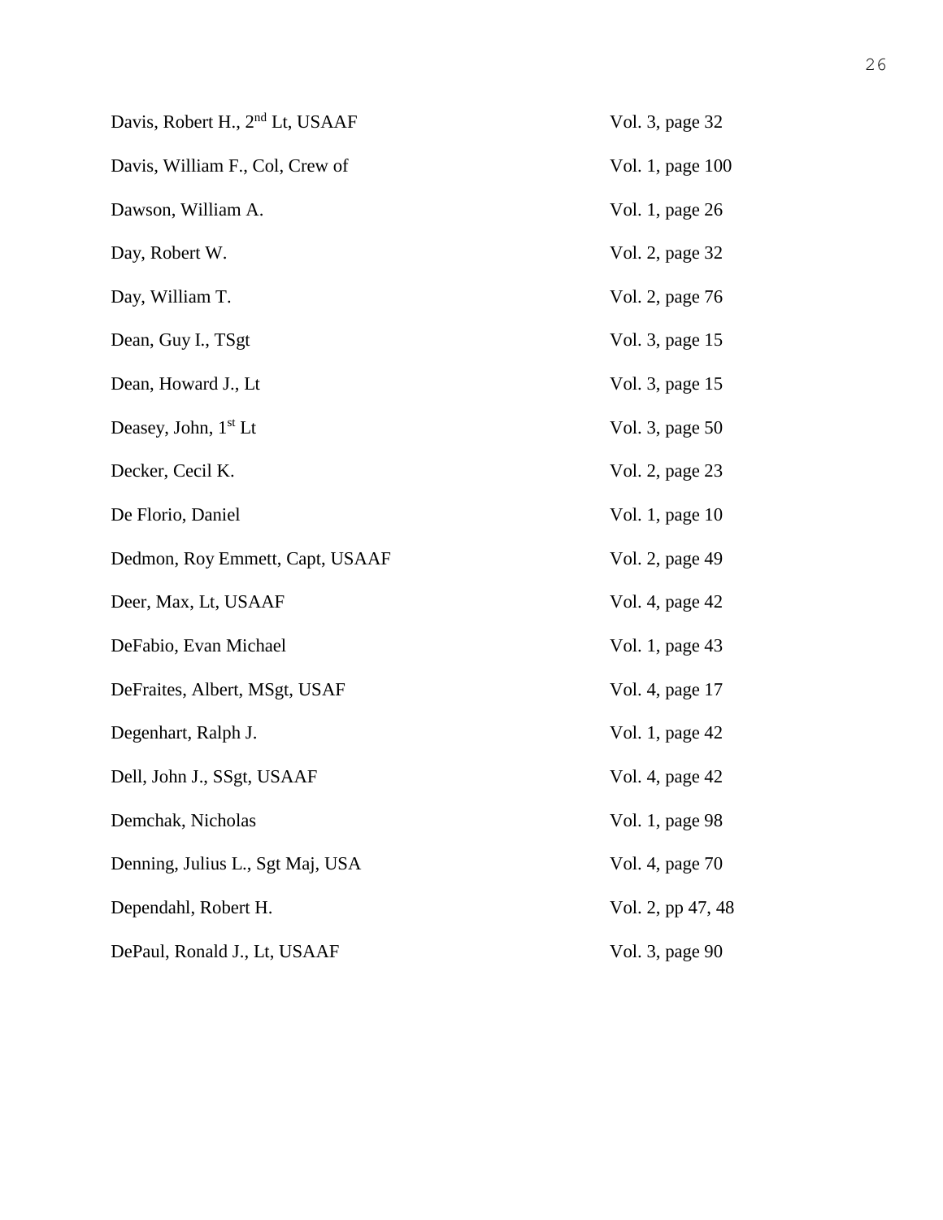| | |
|---|---|
| Davis, Robert H., 2nd Lt, USAAF | Vol. 3, page 32 |
| Davis, William F., Col, Crew of | Vol. 1, page 100 |
| Dawson, William A. | Vol. 1, page 26 |
| Day, Robert W. | Vol. 2, page 32 |
| Day, William T. | Vol. 2, page 76 |
| Dean, Guy I., TSgt | Vol. 3, page 15 |
| Dean, Howard J., Lt | Vol. 3, page 15 |
| Deasey, John, 1st Lt | Vol. 3, page 50 |
| Decker, Cecil K. | Vol. 2, page 23 |
| De Florio, Daniel | Vol. 1, page 10 |
| Dedmon, Roy Emmett, Capt, USAAF | Vol. 2, page 49 |
| Deer, Max, Lt, USAAF | Vol. 4, page 42 |
| DeFabio, Evan Michael | Vol. 1, page 43 |
| DeFraites, Albert, MSgt, USAF | Vol. 4, page 17 |
| Degenhart, Ralph J. | Vol. 1, page 42 |
| Dell, John J., SSgt, USAAF | Vol. 4, page 42 |
| Demchak, Nicholas | Vol. 1, page 98 |
| Denning, Julius L., Sgt Maj, USA | Vol. 4, page 70 |
| Dependahl, Robert H. | Vol. 2, pp 47, 48 |
| DePaul, Ronald J., Lt, USAAF | Vol. 3, page 90 |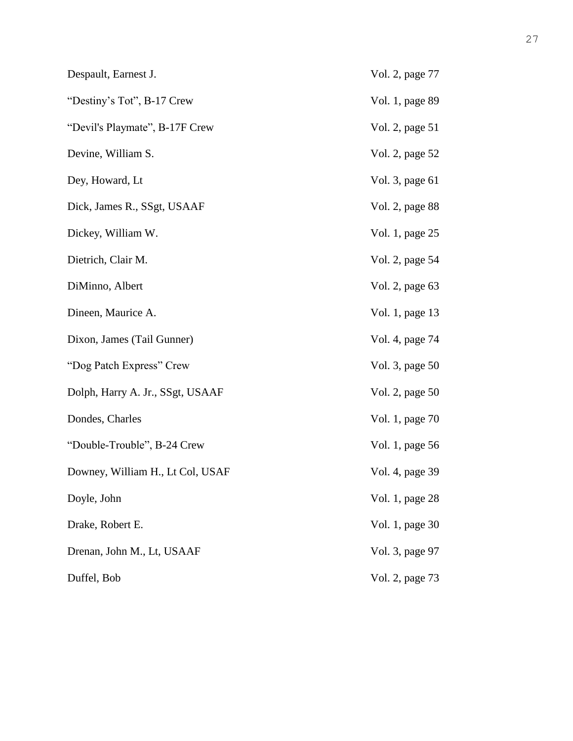| | |
|---|---|
| Despault, Earnest J. | Vol. 2, page 77 |
| "Destiny's Tot", B-17 Crew | Vol. 1, page 89 |
| "Devil's Playmate", B-17F Crew | Vol. 2, page 51 |
| Devine, William S. | Vol. 2, page 52 |
| Dey, Howard, Lt | Vol. 3, page 61 |
| Dick, James R., SSgt, USAAF | Vol. 2, page 88 |
| Dickey, William W. | Vol. 1, page 25 |
| Dietrich, Clair M. | Vol. 2, page 54 |
| DiMinno, Albert | Vol. 2, page 63 |
| Dineen, Maurice A. | Vol. 1, page 13 |
| Dixon, James (Tail Gunner) | Vol. 4, page 74 |
| "Dog Patch Express" Crew | Vol. 3, page 50 |
| Dolph, Harry A. Jr., SSgt, USAAF | Vol. 2, page 50 |
| Dondes, Charles | Vol. 1, page 70 |
| "Double-Trouble", B-24 Crew | Vol. 1, page 56 |
| Downey, William H., Lt Col, USAF | Vol. 4, page 39 |
| Doyle, John | Vol. 1, page 28 |
| Drake, Robert E. | Vol. 1, page 30 |
| Drenan, John M., Lt, USAAF | Vol. 3, page 97 |
| Duffel, Bob | Vol. 2, page 73 |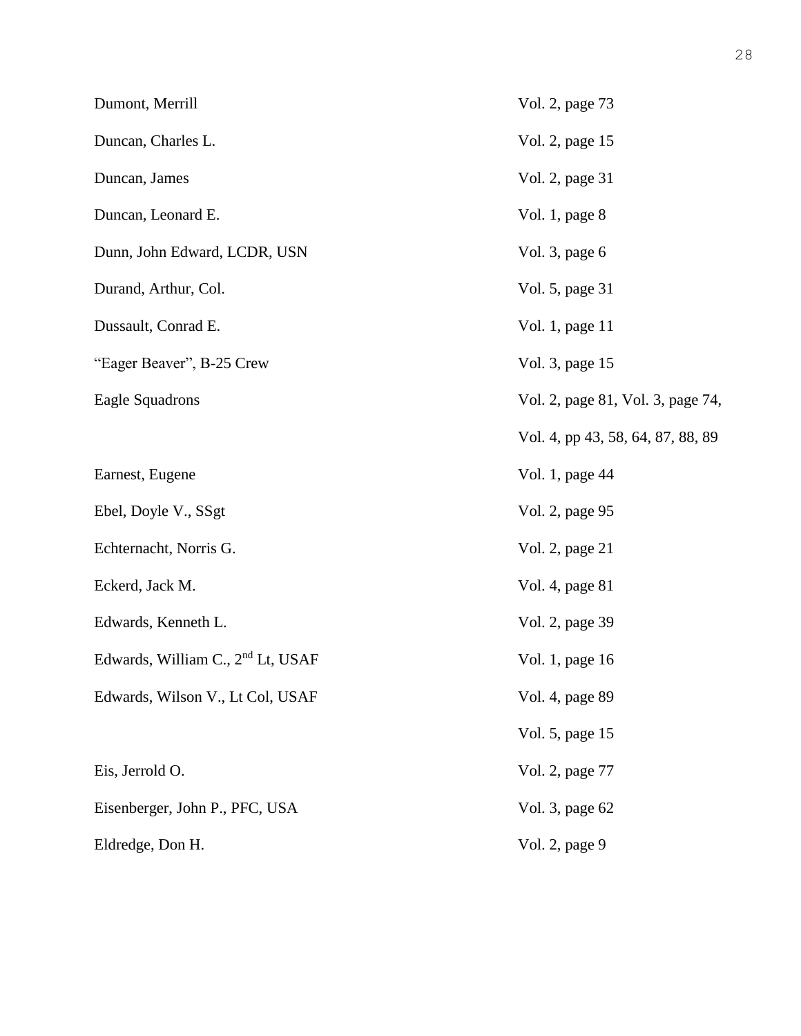| | |
|---|---|
| Dumont, Merrill | Vol. 2, page 73 |
| Duncan, Charles L. | Vol. 2, page 15 |
| Duncan, James | Vol. 2, page 31 |
| Duncan, Leonard E. | Vol. 1, page 8 |
| Dunn, John Edward, LCDR, USN | Vol. 3, page 6 |
| Durand, Arthur, Col. | Vol. 5, page 31 |
| Dussault, Conrad E. | Vol. 1, page 11 |
| "Eager Beaver", B-25 Crew | Vol. 3, page 15 |
| Eagle Squadrons | Vol. 2, page 81, Vol. 3, page 74, |
| | Vol. 4, pp 43, 58, 64, 87, 88, 89 |
| Earnest, Eugene | Vol. 1, page 44 |
| Ebel, Doyle V., SSgt | Vol. 2, page 95 |
| Echternacht, Norris G. | Vol. 2, page 21 |
| Eckerd, Jack M. | Vol. 4, page 81 |
| Edwards, Kenneth L. | Vol. 2, page 39 |
| Edwards, William C., 2nd Lt, USAF | Vol. 1, page 16 |
| Edwards, Wilson V., Lt Col, USAF | Vol. 4, page 89 |
| | Vol. 5, page 15 |
| Eis, Jerrold O. | Vol. 2, page 77 |
| Eisenberger, John P., PFC, USA | Vol. 3, page 62 |
| Eldredge, Don H. | Vol. 2, page 9 |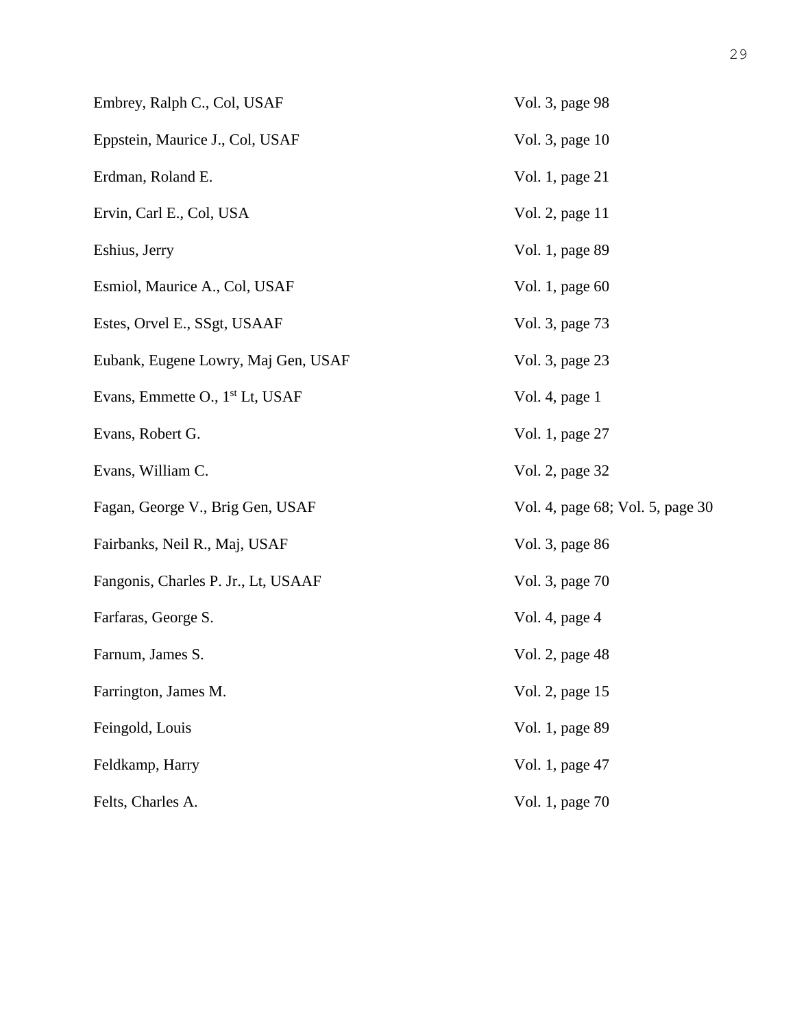| | |
|---|---|
| Embrey, Ralph C., Col, USAF | Vol. 3, page 98 |
| Eppstein, Maurice J., Col, USAF | Vol. 3, page 10 |
| Erdman, Roland E. | Vol. 1, page 21 |
| Ervin, Carl E., Col, USA | Vol. 2, page 11 |
| Eshius, Jerry | Vol. 1, page 89 |
| Esmiol, Maurice A., Col, USAF | Vol. 1, page 60 |
| Estes, Orvel E., SSgt, USAAF | Vol. 3, page 73 |
| Eubank, Eugene Lowry, Maj Gen, USAF | Vol. 3, page 23 |
| Evans, Emmette O., 1st Lt, USAF | Vol. 4, page 1 |
| Evans, Robert G. | Vol. 1, page 27 |
| Evans, William C. | Vol. 2, page 32 |
| Fagan, George V., Brig Gen, USAF | Vol. 4, page 68; Vol. 5, page 30 |
| Fairbanks, Neil R., Maj, USAF | Vol. 3, page 86 |
| Fangonis, Charles P. Jr., Lt, USAAF | Vol. 3, page 70 |
| Farfaras, George S. | Vol. 4, page 4 |
| Farnum, James S. | Vol. 2, page 48 |
| Farrington, James M. | Vol. 2, page 15 |
| Feingold, Louis | Vol. 1, page 89 |
| Feldkamp, Harry | Vol. 1, page 47 |
| Felts, Charles A. | Vol. 1, page 70 |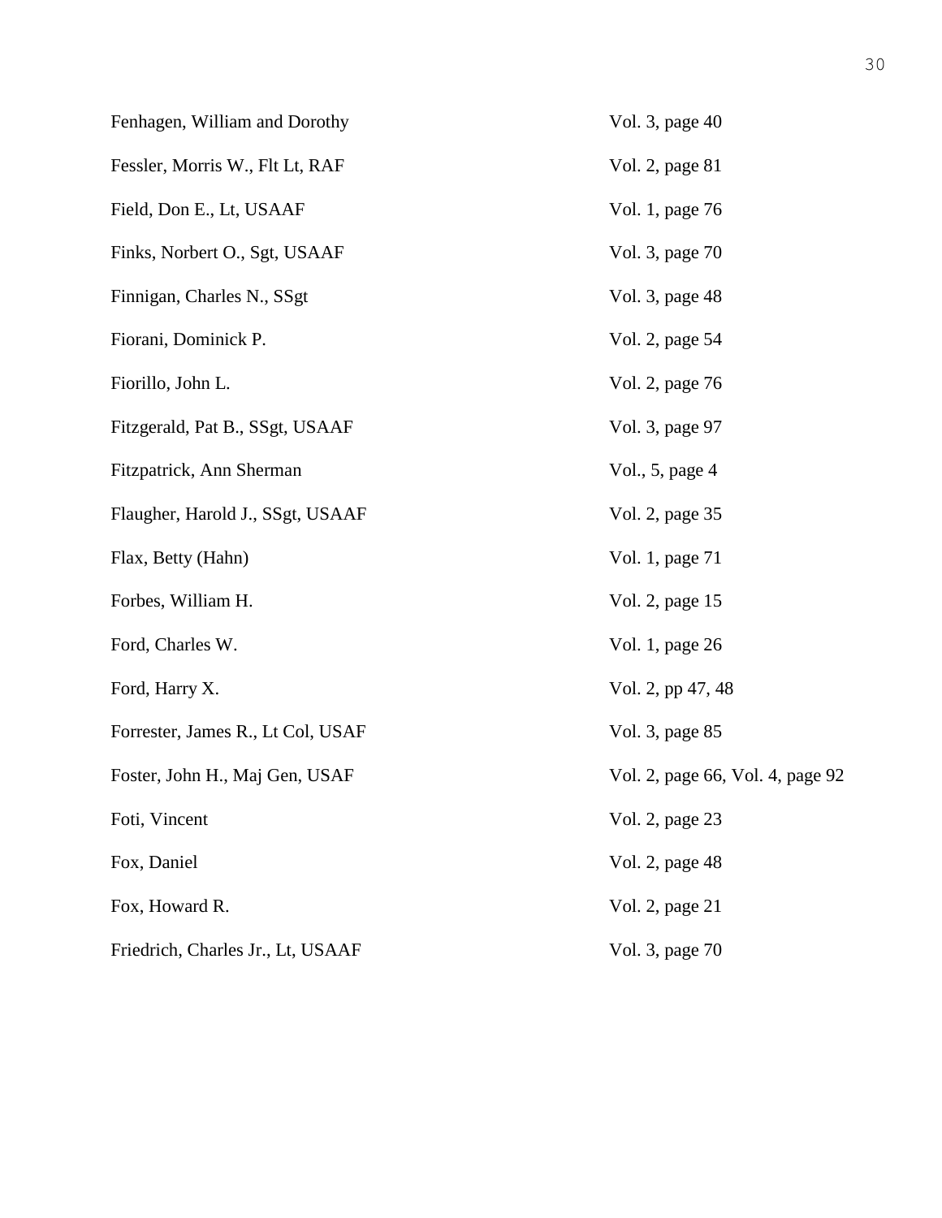| | |
|---|---|
| Fenhagen, William and Dorothy | Vol. 3, page 40 |
| Fessler, Morris W., Flt Lt, RAF | Vol. 2, page 81 |
| Field, Don E., Lt, USAAF | Vol. 1, page 76 |
| Finks, Norbert O., Sgt, USAAF | Vol. 3, page 70 |
| Finnigan, Charles N., SSgt | Vol. 3, page 48 |
| Fiorani, Dominick P. | Vol. 2, page 54 |
| Fiorillo, John L. | Vol. 2, page 76 |
| Fitzgerald, Pat B., SSgt, USAAF | Vol. 3, page 97 |
| Fitzpatrick, Ann Sherman | Vol., 5, page 4 |
| Flaugher, Harold J., SSgt, USAAF | Vol. 2, page 35 |
| Flax, Betty (Hahn) | Vol. 1, page 71 |
| Forbes, William H. | Vol. 2, page 15 |
| Ford, Charles W. | Vol. 1, page 26 |
| Ford, Harry X. | Vol. 2, pp 47, 48 |
| Forrester, James R., Lt Col, USAF | Vol. 3, page 85 |
| Foster, John H., Maj Gen, USAF | Vol. 2, page 66, Vol. 4, page 92 |
| Foti, Vincent | Vol. 2, page 23 |
| Fox, Daniel | Vol. 2, page 48 |
| Fox, Howard R. | Vol. 2, page 21 |
| Friedrich, Charles Jr., Lt, USAAF | Vol. 3, page 70 |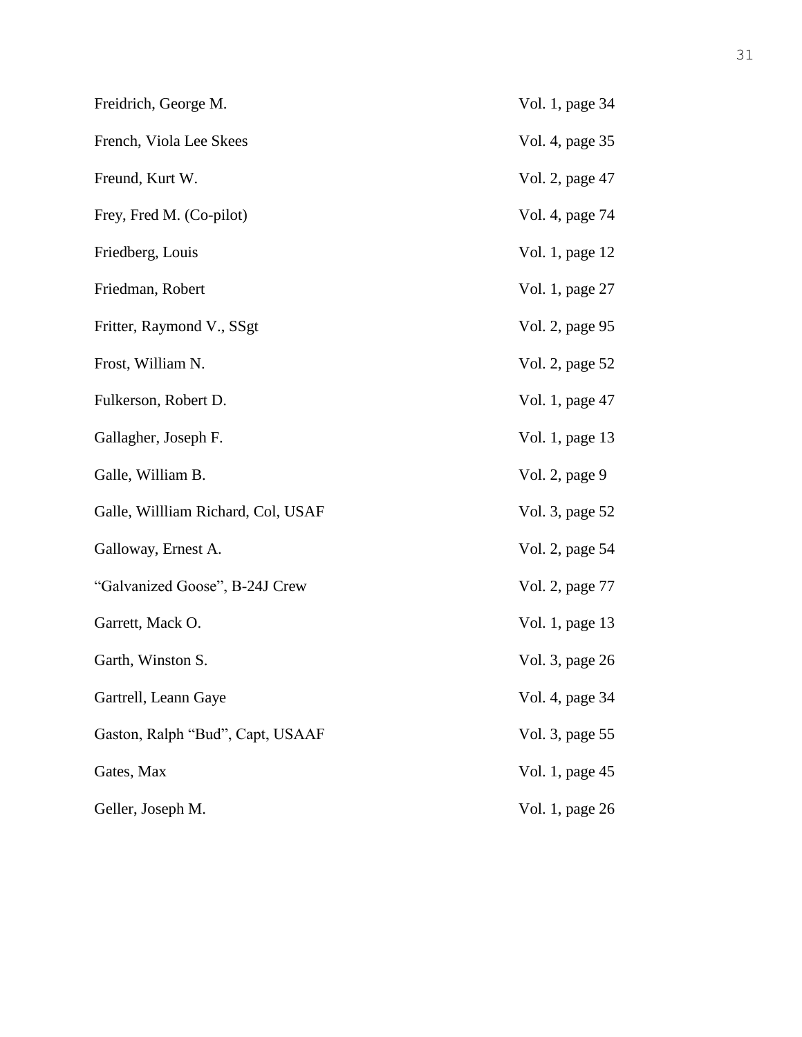| | |
|---|---|
| Freidrich, George M. | Vol. 1, page 34 |
| French, Viola Lee Skees | Vol. 4, page 35 |
| Freund, Kurt W. | Vol. 2, page 47 |
| Frey, Fred M. (Co-pilot) | Vol. 4, page 74 |
| Friedberg, Louis | Vol. 1, page 12 |
| Friedman, Robert | Vol. 1, page 27 |
| Fritter, Raymond V., SSgt | Vol. 2, page 95 |
| Frost, William N. | Vol. 2, page 52 |
| Fulkerson, Robert D. | Vol. 1, page 47 |
| Gallagher, Joseph F. | Vol. 1, page 13 |
| Galle, William B. | Vol. 2, page 9 |
| Galle, Willliam Richard, Col, USAF | Vol. 3, page 52 |
| Galloway, Ernest A. | Vol. 2, page 54 |
| "Galvanized Goose", B-24J Crew | Vol. 2, page 77 |
| Garrett, Mack O. | Vol. 1, page 13 |
| Garth, Winston S. | Vol. 3, page 26 |
| Gartrell, Leann Gaye | Vol. 4, page 34 |
| Gaston, Ralph "Bud", Capt, USAAF | Vol. 3, page 55 |
| Gates, Max | Vol. 1, page 45 |
| Geller, Joseph M. | Vol. 1, page 26 |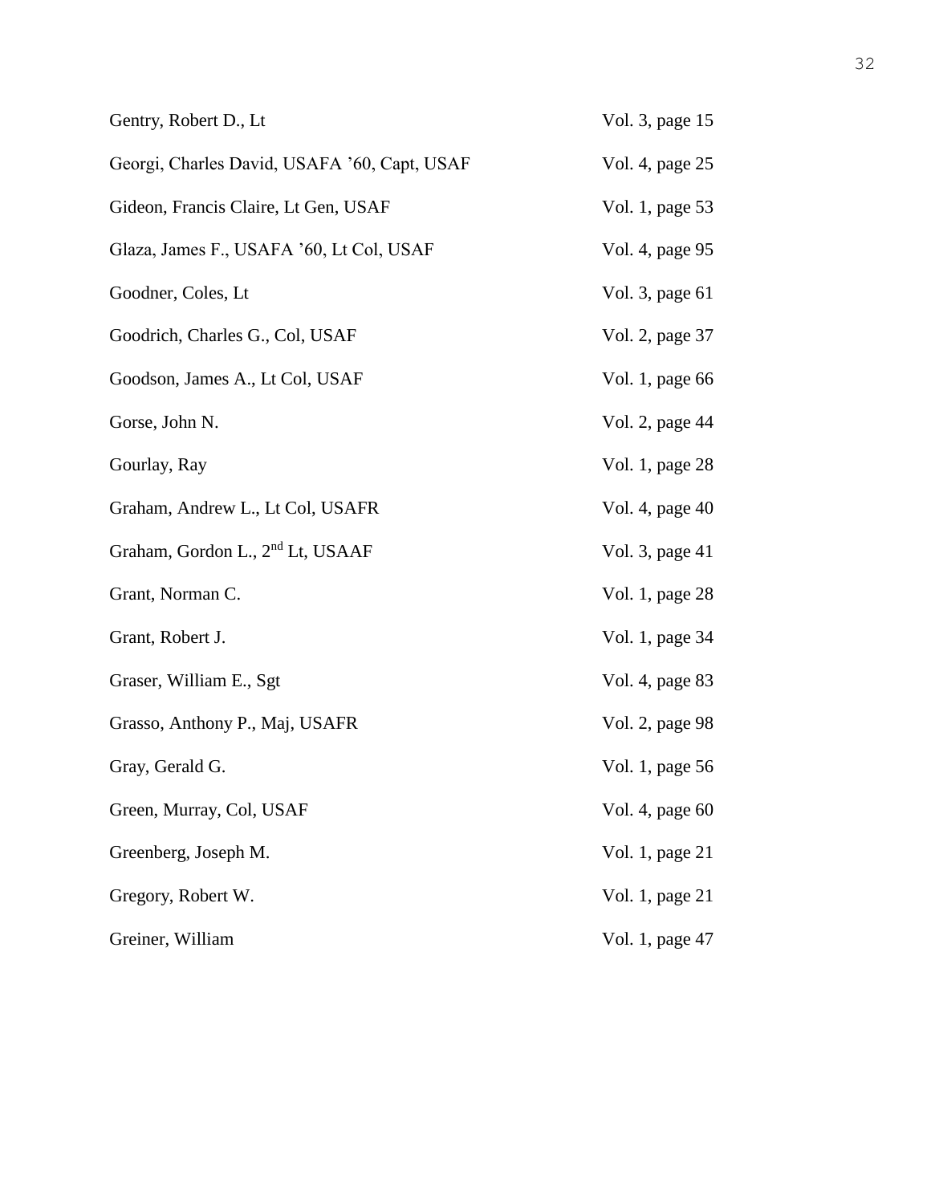| | |
|---|---|
| Gentry, Robert D., Lt | Vol. 3, page 15 |
| Georgi, Charles David, USAFA ’60, Capt, USAF | Vol. 4, page 25 |
| Gideon, Francis Claire, Lt Gen, USAF | Vol. 1, page 53 |
| Glaza, James F., USAFA ’60, Lt Col, USAF | Vol. 4, page 95 |
| Goodner, Coles, Lt | Vol. 3, page 61 |
| Goodrich, Charles G., Col, USAF | Vol. 2, page 37 |
| Goodson, James A., Lt Col, USAF | Vol. 1, page 66 |
| Gorse, John N. | Vol. 2, page 44 |
| Gourlay, Ray | Vol. 1, page 28 |
| Graham, Andrew L., Lt Col, USAFR | Vol. 4, page 40 |
| Graham, Gordon L., 2nd Lt, USAAF | Vol. 3, page 41 |
| Grant, Norman C. | Vol. 1, page 28 |
| Grant, Robert J. | Vol. 1, page 34 |
| Graser, William E., Sgt | Vol. 4, page 83 |
| Grasso, Anthony P., Maj, USAFR | Vol. 2, page 98 |
| Gray, Gerald G. | Vol. 1, page 56 |
| Green, Murray, Col, USAF | Vol. 4, page 60 |
| Greenberg, Joseph M. | Vol. 1, page 21 |
| Gregory, Robert W. | Vol. 1, page 21 |
| Greiner, William | Vol. 1, page 47 |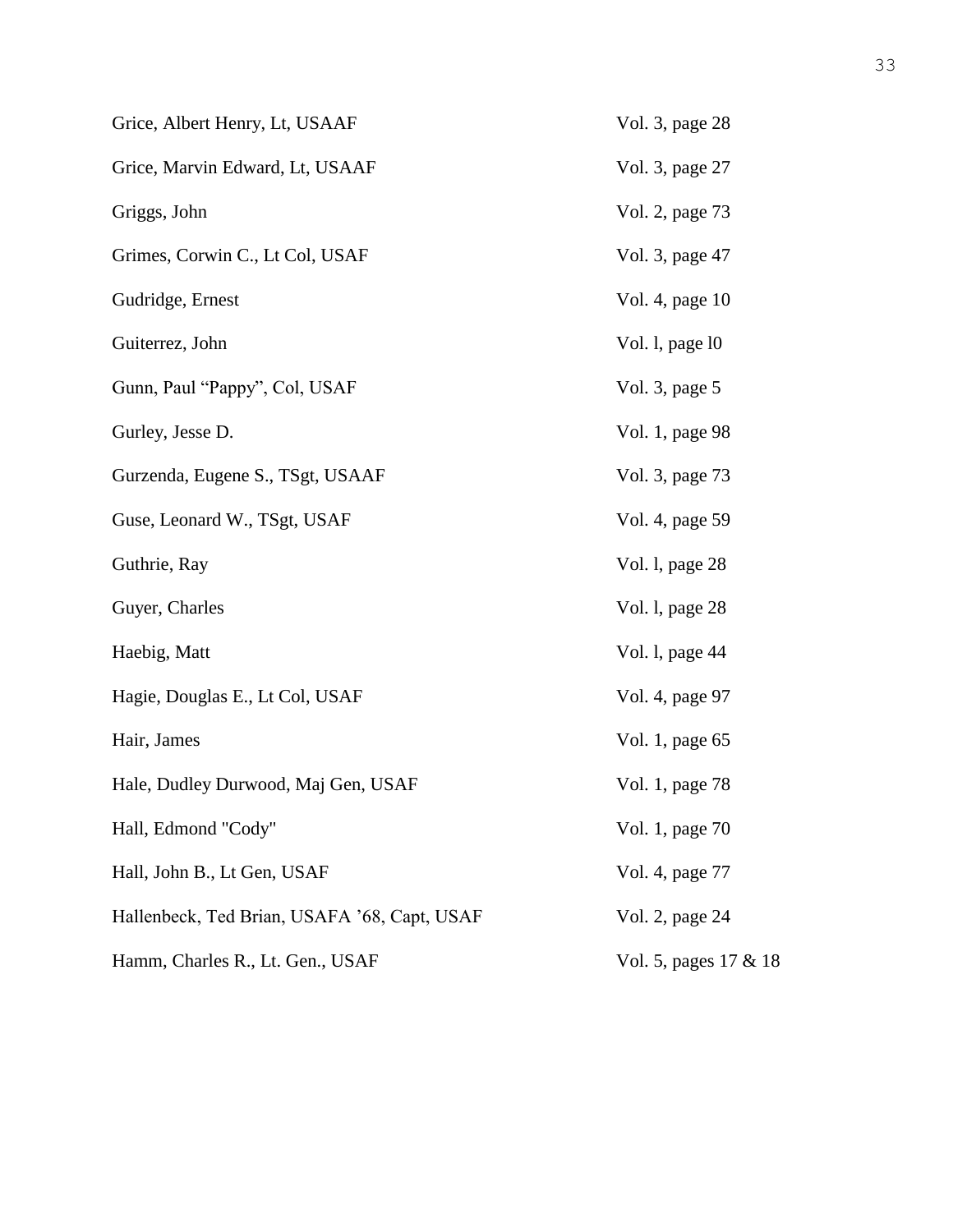| | |
|---|---|
| Grice, Albert Henry, Lt, USAAF | Vol. 3, page 28 |
| Grice, Marvin Edward, Lt, USAAF | Vol. 3, page 27 |
| Griggs, John | Vol. 2, page 73 |
| Grimes, Corwin C., Lt Col, USAF | Vol. 3, page 47 |
| Gudridge, Ernest | Vol. 4, page 10 |
| Guiterrez, John | Vol. l, page l0 |
| Gunn, Paul "Pappy", Col, USAF | Vol. 3, page 5 |
| Gurley, Jesse D. | Vol. 1, page 98 |
| Gurzenda, Eugene S., TSgt, USAAF | Vol. 3, page 73 |
| Guse, Leonard W., TSgt, USAF | Vol. 4, page 59 |
| Guthrie, Ray | Vol. l, page 28 |
| Guyer, Charles | Vol. l, page 28 |
| Haebig, Matt | Vol. l, page 44 |
| Hagie, Douglas E., Lt Col, USAF | Vol. 4, page 97 |
| Hair, James | Vol. 1, page 65 |
| Hale, Dudley Durwood, Maj Gen, USAF | Vol. 1, page 78 |
| Hall, Edmond "Cody" | Vol. 1, page 70 |
| Hall, John B., Lt Gen, USAF | Vol. 4, page 77 |
| Hallenbeck, Ted Brian, USAFA '68, Capt, USAF | Vol. 2, page 24 |
| Hamm, Charles R., Lt. Gen., USAF | Vol. 5, pages 17 & 18 |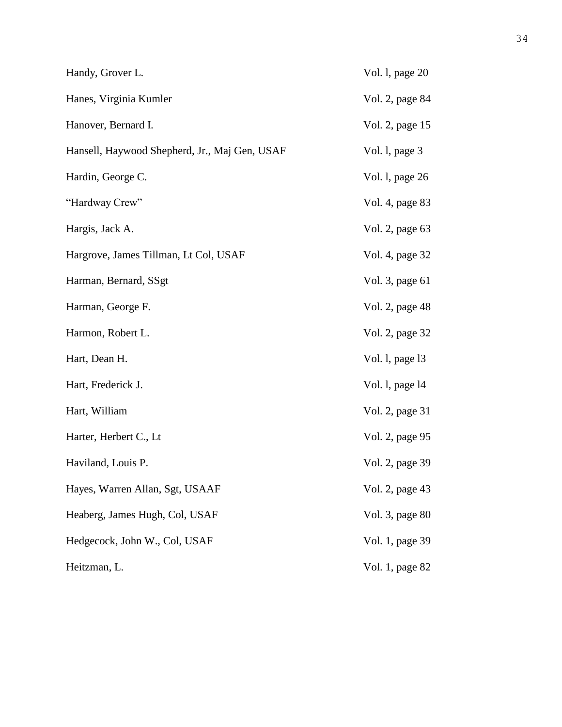| | |
|---|---|
| Handy, Grover L. | Vol. l, page 20 |
| Hanes, Virginia Kumler | Vol. 2, page 84 |
| Hanover, Bernard I. | Vol. 2, page 15 |
| Hansell, Haywood Shepherd, Jr., Maj Gen, USAF | Vol. l, page 3 |
| Hardin, George C. | Vol. l, page 26 |
| "Hardway Crew" | Vol. 4, page 83 |
| Hargis, Jack A. | Vol. 2, page 63 |
| Hargrove, James Tillman, Lt Col, USAF | Vol. 4, page 32 |
| Harman, Bernard, SSgt | Vol. 3, page 61 |
| Harman, George F. | Vol. 2, page 48 |
| Harmon, Robert L. | Vol. 2, page 32 |
| Hart, Dean H. | Vol. l, page l3 |
| Hart, Frederick J. | Vol. l, page l4 |
| Hart, William | Vol. 2, page 31 |
| Harter, Herbert C., Lt | Vol. 2, page 95 |
| Haviland, Louis P. | Vol. 2, page 39 |
| Hayes, Warren Allan, Sgt, USAAF | Vol. 2, page 43 |
| Heaberg, James Hugh, Col, USAF | Vol. 3, page 80 |
| Hedgecock, John W., Col, USAF | Vol. 1, page 39 |
| Heitzman, L. | Vol. 1, page 82 |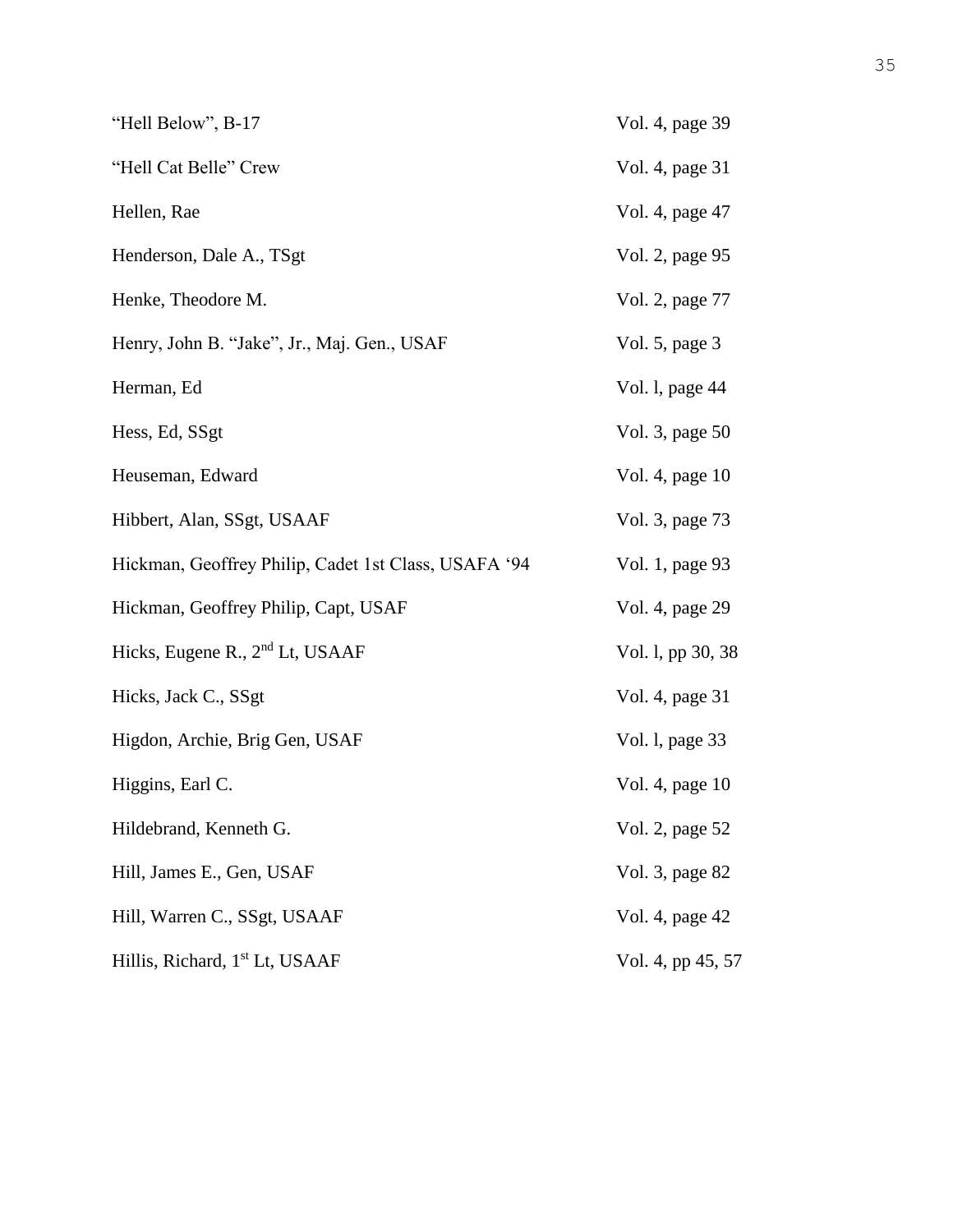| | |
|---|---|
| "Hell Below", B-17 | Vol. 4, page 39 |
| "Hell Cat Belle" Crew | Vol. 4, page 31 |
| Hellen, Rae | Vol. 4, page 47 |
| Henderson, Dale A., TSgt | Vol. 2, page 95 |
| Henke, Theodore M. | Vol. 2, page 77 |
| Henry, John B. "Jake", Jr., Maj. Gen., USAF | Vol. 5, page 3 |
| Herman, Ed | Vol. l, page 44 |
| Hess, Ed, SSgt | Vol. 3, page 50 |
| Heuseman, Edward | Vol. 4, page 10 |
| Hibbert, Alan, SSgt, USAAF | Vol. 3, page 73 |
| Hickman, Geoffrey Philip, Cadet 1st Class, USAFA '94 | Vol. 1, page 93 |
| Hickman, Geoffrey Philip, Capt, USAF | Vol. 4, page 29 |
| Hicks, Eugene R., 2nd Lt, USAAF | Vol. l, pp 30, 38 |
| Hicks, Jack C., SSgt | Vol. 4, page 31 |
| Higdon, Archie, Brig Gen, USAF | Vol. l, page 33 |
| Higgins, Earl C. | Vol. 4, page 10 |
| Hildebrand, Kenneth G. | Vol. 2, page 52 |
| Hill, James E., Gen, USAF | Vol. 3, page 82 |
| Hill, Warren C., SSgt, USAAF | Vol. 4, page 42 |
| Hillis, Richard, 1st Lt, USAAF | Vol. 4, pp 45, 57 |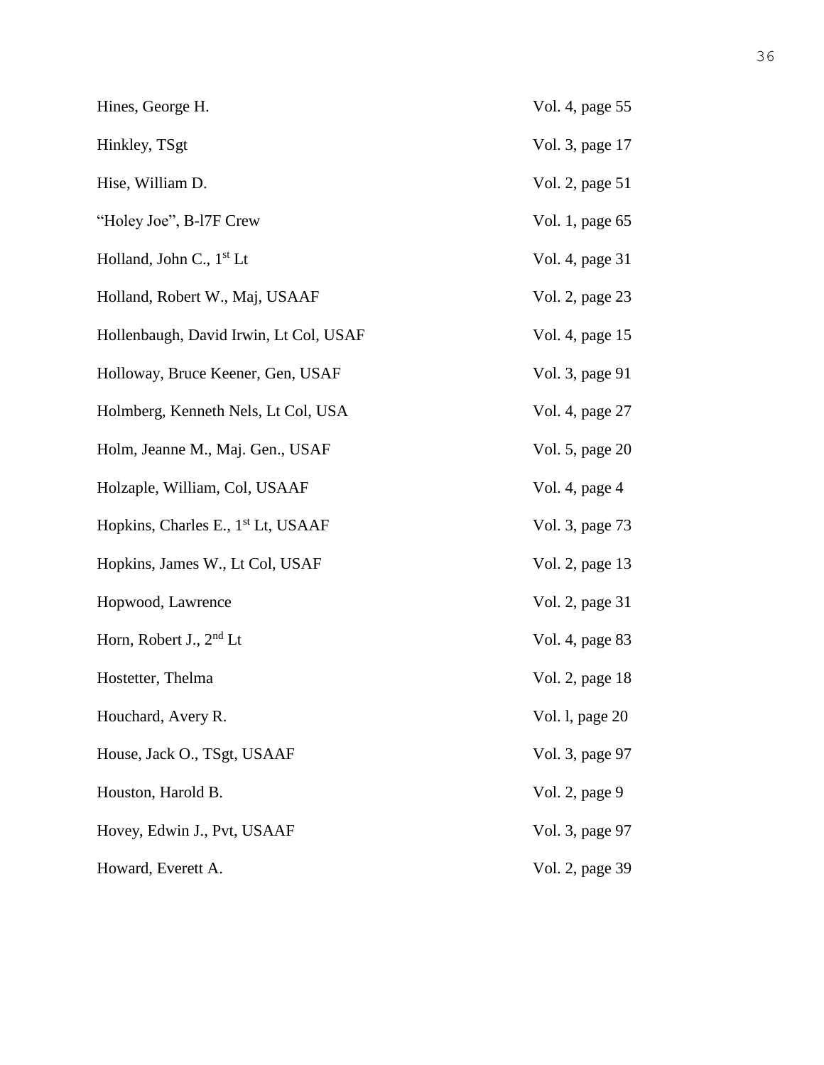| | |
|---|---|
| Hines, George H. | Vol. 4, page 55 |
| Hinkley, TSgt | Vol. 3, page 17 |
| Hise, William D. | Vol. 2, page 51 |
| "Holey Joe", B-l7F Crew | Vol. 1, page 65 |
| Holland, John C., 1st Lt | Vol. 4, page 31 |
| Holland, Robert W., Maj, USAAF | Vol. 2, page 23 |
| Hollenbaugh, David Irwin, Lt Col, USAF | Vol. 4, page 15 |
| Holloway, Bruce Keener, Gen, USAF | Vol. 3, page 91 |
| Holmberg, Kenneth Nels, Lt Col, USA | Vol. 4, page 27 |
| Holm, Jeanne M., Maj. Gen., USAF | Vol. 5, page 20 |
| Holzaple, William, Col, USAAF | Vol. 4, page 4 |
| Hopkins, Charles E., 1st Lt, USAAF | Vol. 3, page 73 |
| Hopkins, James W., Lt Col, USAF | Vol. 2, page 13 |
| Hopwood, Lawrence | Vol. 2, page 31 |
| Horn, Robert J., 2nd Lt | Vol. 4, page 83 |
| Hostetter, Thelma | Vol. 2, page 18 |
| Houchard, Avery R. | Vol. l, page 20 |
| House, Jack O., TSgt, USAAF | Vol. 3, page 97 |
| Houston, Harold B. | Vol. 2, page 9 |
| Hovey, Edwin J., Pvt, USAAF | Vol. 3, page 97 |
| Howard, Everett A. | Vol. 2, page 39 |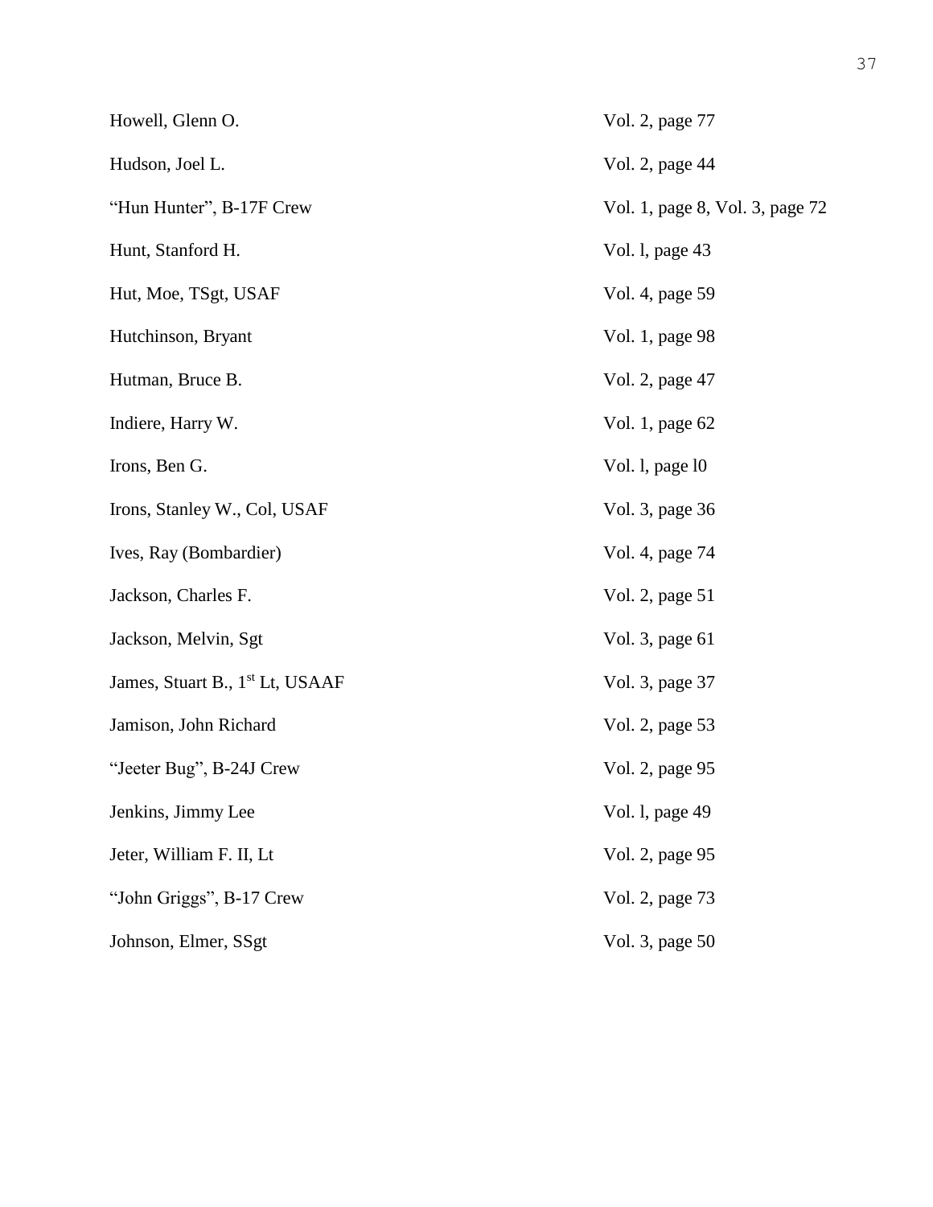| | |
|---|---|
| Howell, Glenn O. | Vol. 2, page 77 |
| Hudson, Joel L. | Vol. 2, page 44 |
| "Hun Hunter", B-17F Crew | Vol. 1, page 8, Vol. 3, page 72 |
| Hunt, Stanford H. | Vol. l, page 43 |
| Hut, Moe, TSgt, USAF | Vol. 4, page 59 |
| Hutchinson, Bryant | Vol. 1, page 98 |
| Hutman, Bruce B. | Vol. 2, page 47 |
| Indiere, Harry W. | Vol. 1, page 62 |
| Irons, Ben G. | Vol. l, page l0 |
| Irons, Stanley W., Col, USAF | Vol. 3, page 36 |
| Ives, Ray (Bombardier) | Vol. 4, page 74 |
| Jackson, Charles F. | Vol. 2, page 51 |
| Jackson, Melvin, Sgt | Vol. 3, page 61 |
| James, Stuart B., 1st Lt, USAAF | Vol. 3, page 37 |
| Jamison, John Richard | Vol. 2, page 53 |
| "Jeeter Bug", B-24J Crew | Vol. 2, page 95 |
| Jenkins, Jimmy Lee | Vol. l, page 49 |
| Jeter, William F. II, Lt | Vol. 2, page 95 |
| "John Griggs", B-17 Crew | Vol. 2, page 73 |
| Johnson, Elmer, SSgt | Vol. 3, page 50 |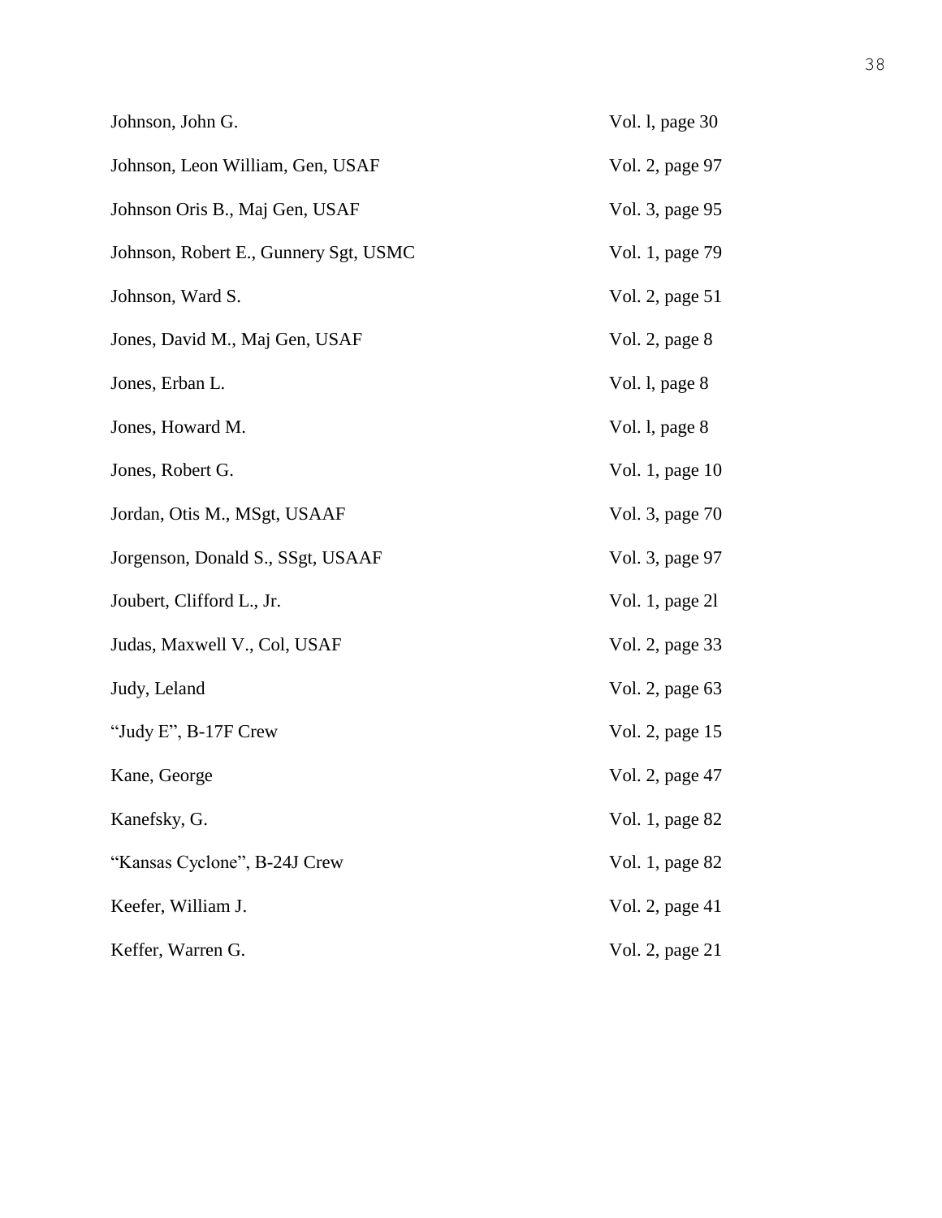| | |
|---|---|
| Johnson, John G. | Vol. l, page 30 |
| Johnson, Leon William, Gen, USAF | Vol. 2, page 97 |
| Johnson Oris B., Maj Gen, USAF | Vol. 3, page 95 |
| Johnson, Robert E., Gunnery Sgt, USMC | Vol. 1, page 79 |
| Johnson, Ward S. | Vol. 2, page 51 |
| Jones, David M., Maj Gen, USAF | Vol. 2, page 8 |
| Jones, Erban L. | Vol. l, page 8 |
| Jones, Howard M. | Vol. l, page 8 |
| Jones, Robert G. | Vol. 1, page 10 |
| Jordan, Otis M., MSgt, USAAF | Vol. 3, page 70 |
| Jorgenson, Donald S., SSgt, USAAF | Vol. 3, page 97 |
| Joubert, Clifford L., Jr. | Vol. 1, page 2l |
| Judas, Maxwell V., Col, USAF | Vol. 2, page 33 |
| Judy, Leland | Vol. 2, page 63 |
| "Judy E", B-17F Crew | Vol. 2, page 15 |
| Kane, George | Vol. 2, page 47 |
| Kanefsky, G. | Vol. 1, page 82 |
| "Kansas Cyclone", B-24J Crew | Vol. 1, page 82 |
| Keefer, William J. | Vol. 2, page 41 |
| Keffer, Warren G. | Vol. 2, page 21 |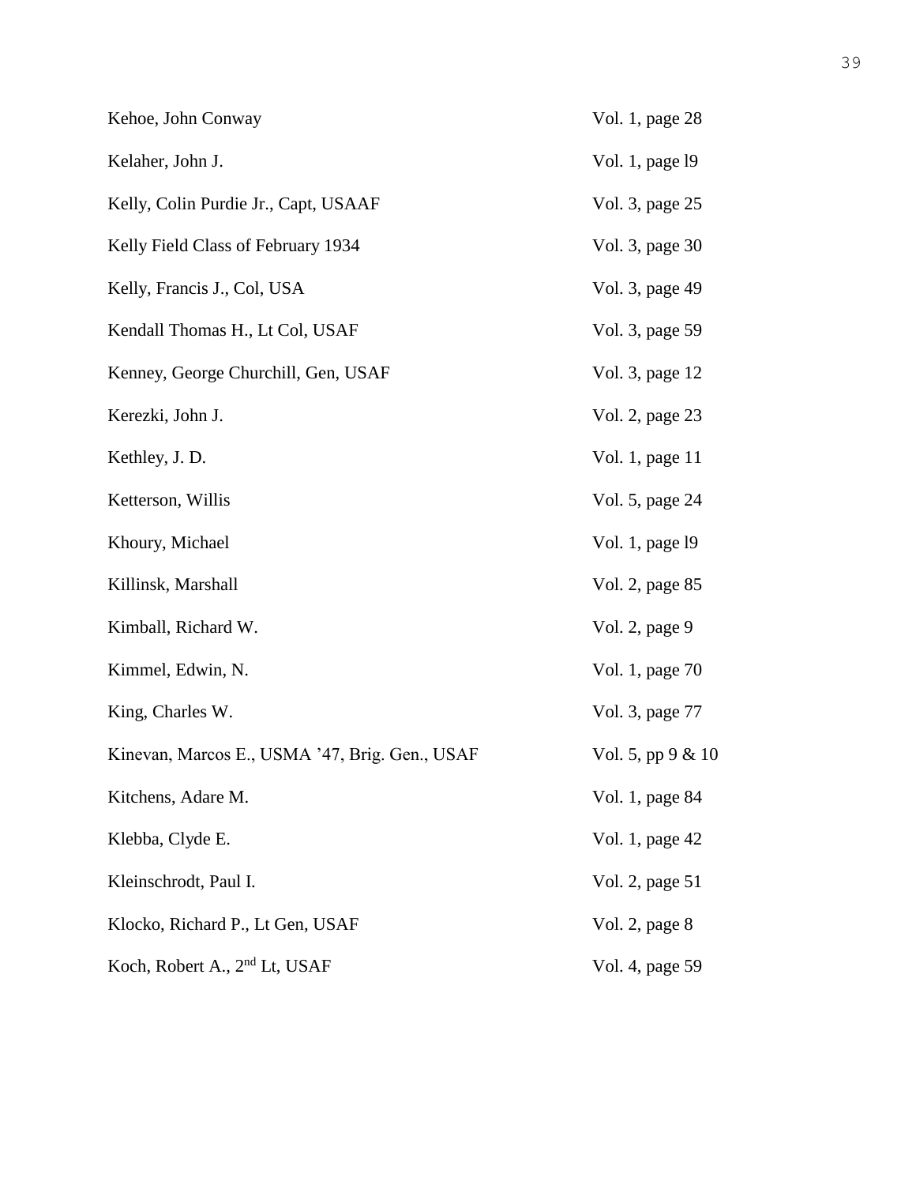| | |
|---|---|
| Kehoe, John Conway | Vol. 1, page 28 |
| Kelaher, John J. | Vol. 1, page l9 |
| Kelly, Colin Purdie Jr., Capt, USAAF | Vol. 3, page 25 |
| Kelly Field Class of February 1934 | Vol. 3, page 30 |
| Kelly, Francis J., Col, USA | Vol. 3, page 49 |
| Kendall Thomas H., Lt Col, USAF | Vol. 3, page 59 |
| Kenney, George Churchill, Gen, USAF | Vol. 3, page 12 |
| Kerezki, John J. | Vol. 2, page 23 |
| Kethley, J. D. | Vol. 1, page 11 |
| Ketterson, Willis | Vol. 5, page 24 |
| Khoury, Michael | Vol. 1, page l9 |
| Killinsk, Marshall | Vol. 2, page 85 |
| Kimball, Richard W. | Vol. 2, page 9 |
| Kimmel, Edwin, N. | Vol. 1, page 70 |
| King, Charles W. | Vol. 3, page 77 |
| Kinevan, Marcos E., USMA ’47, Brig. Gen., USAF | Vol. 5, pp 9 & 10 |
| Kitchens, Adare M. | Vol. 1, page 84 |
| Klebba, Clyde E. | Vol. 1, page 42 |
| Kleinschrodt, Paul I. | Vol. 2, page 51 |
| Klocko, Richard P., Lt Gen, USAF | Vol. 2, page 8 |
| Koch, Robert A., 2nd Lt, USAF | Vol. 4, page 59 |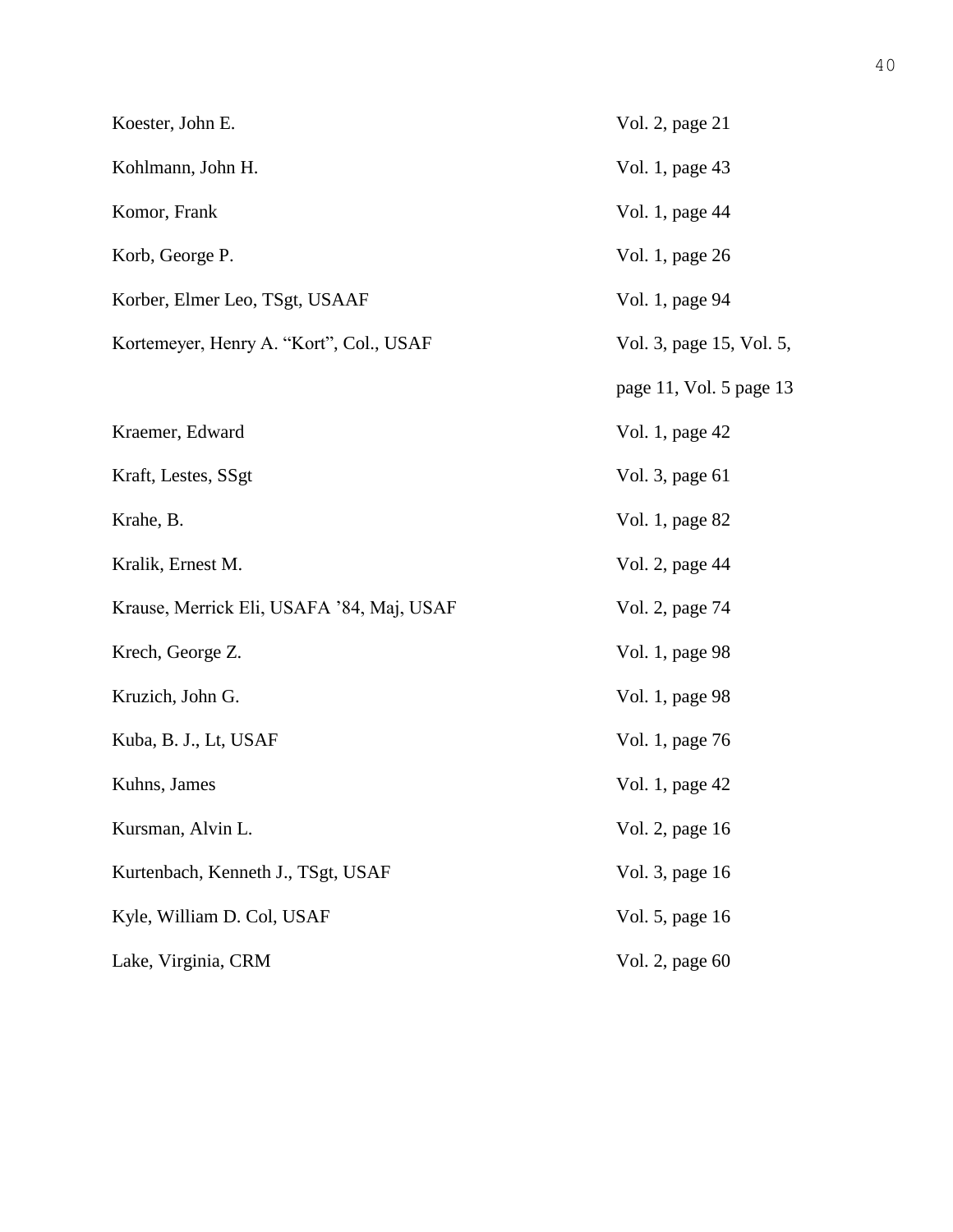| | |
|---|---|
| Koester, John E. | Vol. 2, page 21 |
| Kohlmann, John H. | Vol. 1, page 43 |
| Komor, Frank | Vol. 1, page 44 |
| Korb, George P. | Vol. 1, page 26 |
| Korber, Elmer Leo, TSgt, USAAF | Vol. 1, page 94 |
| Kortemeyer, Henry A. “Kort”, Col., USAF | Vol. 3, page 15, Vol. 5, page 11, Vol. 5 page 13 |
| Kraemer, Edward | Vol. 1, page 42 |
| Kraft, Lestes, SSgt | Vol. 3, page 61 |
| Krahe, B. | Vol. 1, page 82 |
| Kralik, Ernest M. | Vol. 2, page 44 |
| Krause, Merrick Eli, USAFA ’84, Maj, USAF | Vol. 2, page 74 |
| Krech, George Z. | Vol. 1, page 98 |
| Kruzich, John G. | Vol. 1, page 98 |
| Kuba, B. J., Lt, USAF | Vol. 1, page 76 |
| Kuhns, James | Vol. 1, page 42 |
| Kursman, Alvin L. | Vol. 2, page 16 |
| Kurtenbach, Kenneth J., TSgt, USAF | Vol. 3, page 16 |
| Kyle, William D. Col, USAF | Vol. 5, page 16 |
| Lake, Virginia, CRM | Vol. 2, page 60 |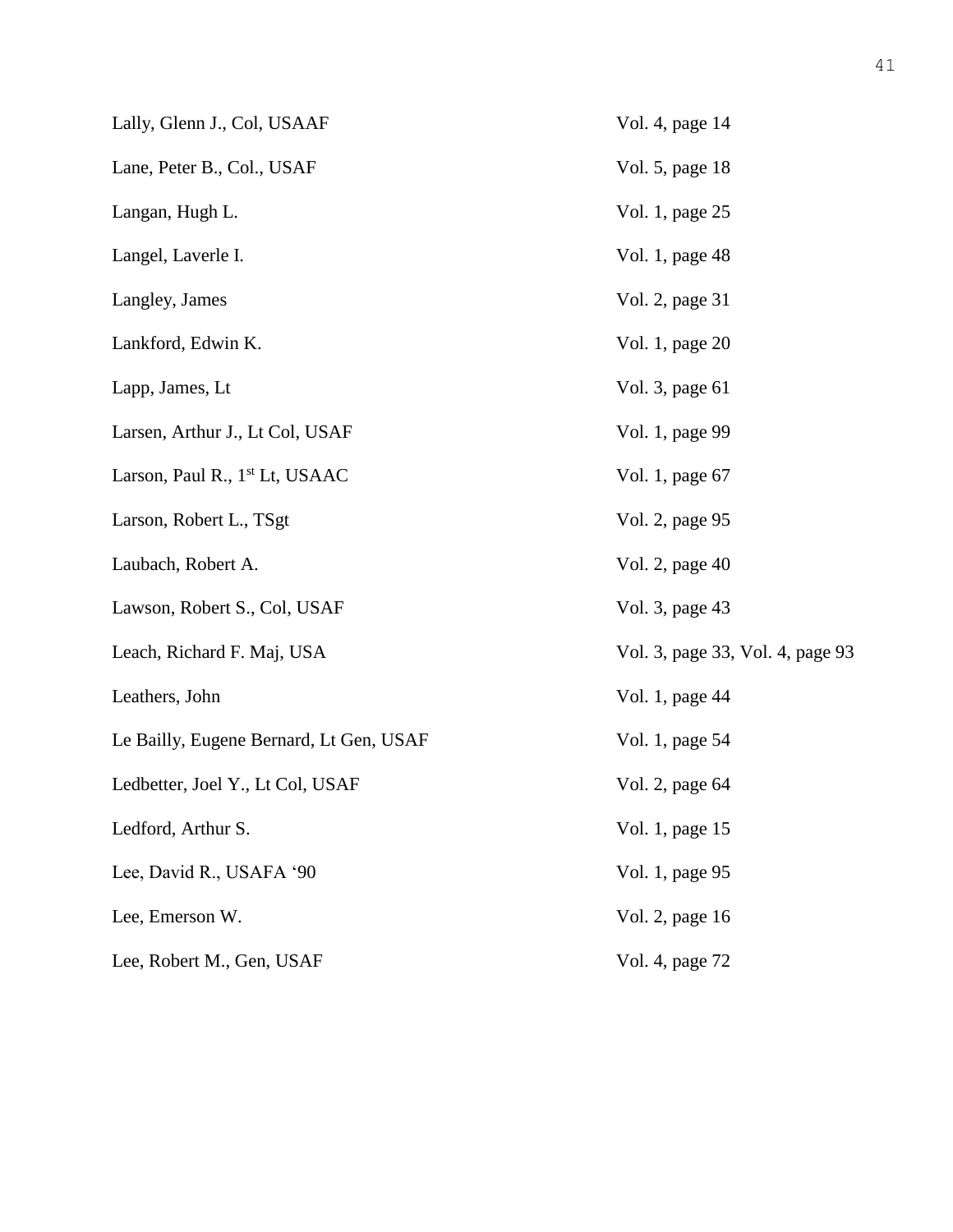| | |
|---|---|
| Lally, Glenn J., Col, USAAF | Vol. 4, page 14 |
| Lane, Peter B., Col., USAF | Vol. 5, page 18 |
| Langan, Hugh L. | Vol. 1, page 25 |
| Langel, Laverle I. | Vol. 1, page 48 |
| Langley, James | Vol. 2, page 31 |
| Lankford, Edwin K. | Vol. 1, page 20 |
| Lapp, James, Lt | Vol. 3, page 61 |
| Larsen, Arthur J., Lt Col, USAF | Vol. 1, page 99 |
| Larson, Paul R., 1st Lt, USAAC | Vol. 1, page 67 |
| Larson, Robert L., TSgt | Vol. 2, page 95 |
| Laubach, Robert A. | Vol. 2, page 40 |
| Lawson, Robert S., Col, USAF | Vol. 3, page 43 |
| Leach, Richard F. Maj, USA | Vol. 3, page 33, Vol. 4, page 93 |
| Leathers, John | Vol. 1, page 44 |
| Le Bailly, Eugene Bernard, Lt Gen, USAF | Vol. 1, page 54 |
| Ledbetter, Joel Y., Lt Col, USAF | Vol. 2, page 64 |
| Ledford, Arthur S. | Vol. 1, page 15 |
| Lee, David R., USAFA '90 | Vol. 1, page 95 |
| Lee, Emerson W. | Vol. 2, page 16 |
| Lee, Robert M., Gen, USAF | Vol. 4, page 72 |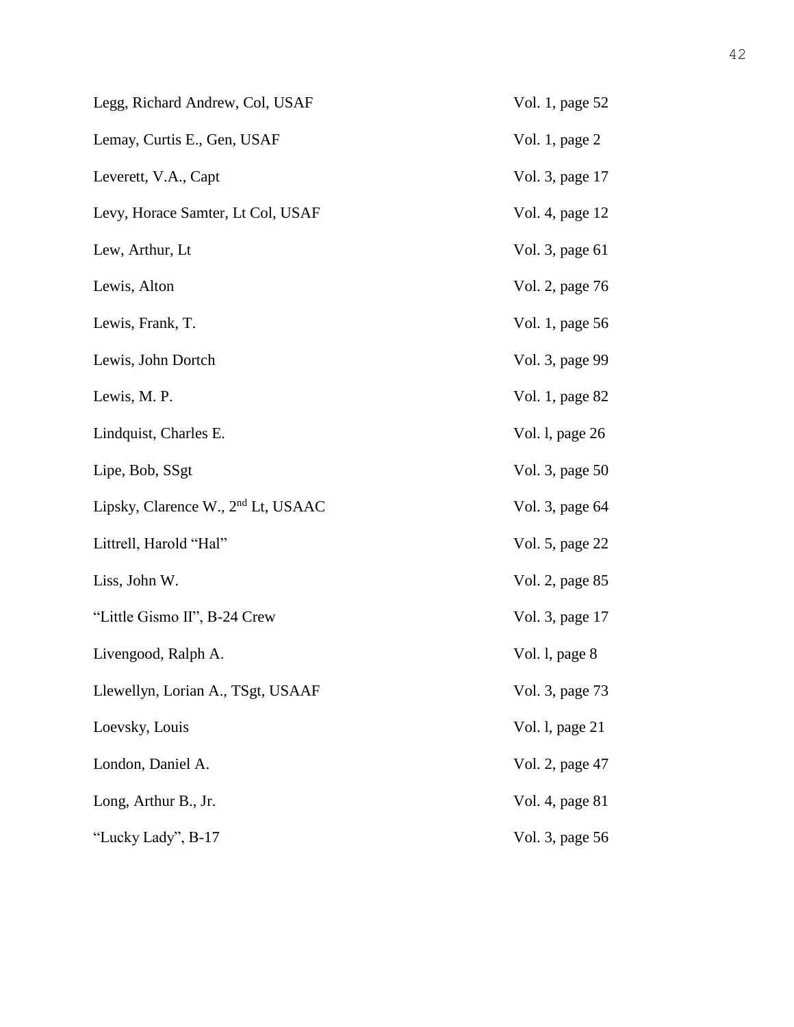| | |
|---|---|
| Legg, Richard Andrew, Col, USAF | Vol. 1, page 52 |
| Lemay, Curtis E., Gen, USAF | Vol. 1, page 2 |
| Leverett, V.A., Capt | Vol. 3, page 17 |
| Levy, Horace Samter, Lt Col, USAF | Vol. 4, page 12 |
| Lew, Arthur, Lt | Vol. 3, page 61 |
| Lewis, Alton | Vol. 2, page 76 |
| Lewis, Frank, T. | Vol. 1, page 56 |
| Lewis, John Dortch | Vol. 3, page 99 |
| Lewis, M. P. | Vol. 1, page 82 |
| Lindquist, Charles E. | Vol. l, page 26 |
| Lipe, Bob, SSgt | Vol. 3, page 50 |
| Lipsky, Clarence W., 2nd Lt, USAAC | Vol. 3, page 64 |
| Littrell, Harold "Hal" | Vol. 5, page 22 |
| Liss, John W. | Vol. 2, page 85 |
| "Little Gismo II", B-24 Crew | Vol. 3, page 17 |
| Livengood, Ralph A. | Vol. l, page 8 |
| Llewellyn, Lorian A., TSgt, USAAF | Vol. 3, page 73 |
| Loevsky, Louis | Vol. l, page 21 |
| London, Daniel A. | Vol. 2, page 47 |
| Long, Arthur B., Jr. | Vol. 4, page 81 |
| "Lucky Lady", B-17 | Vol. 3, page 56 |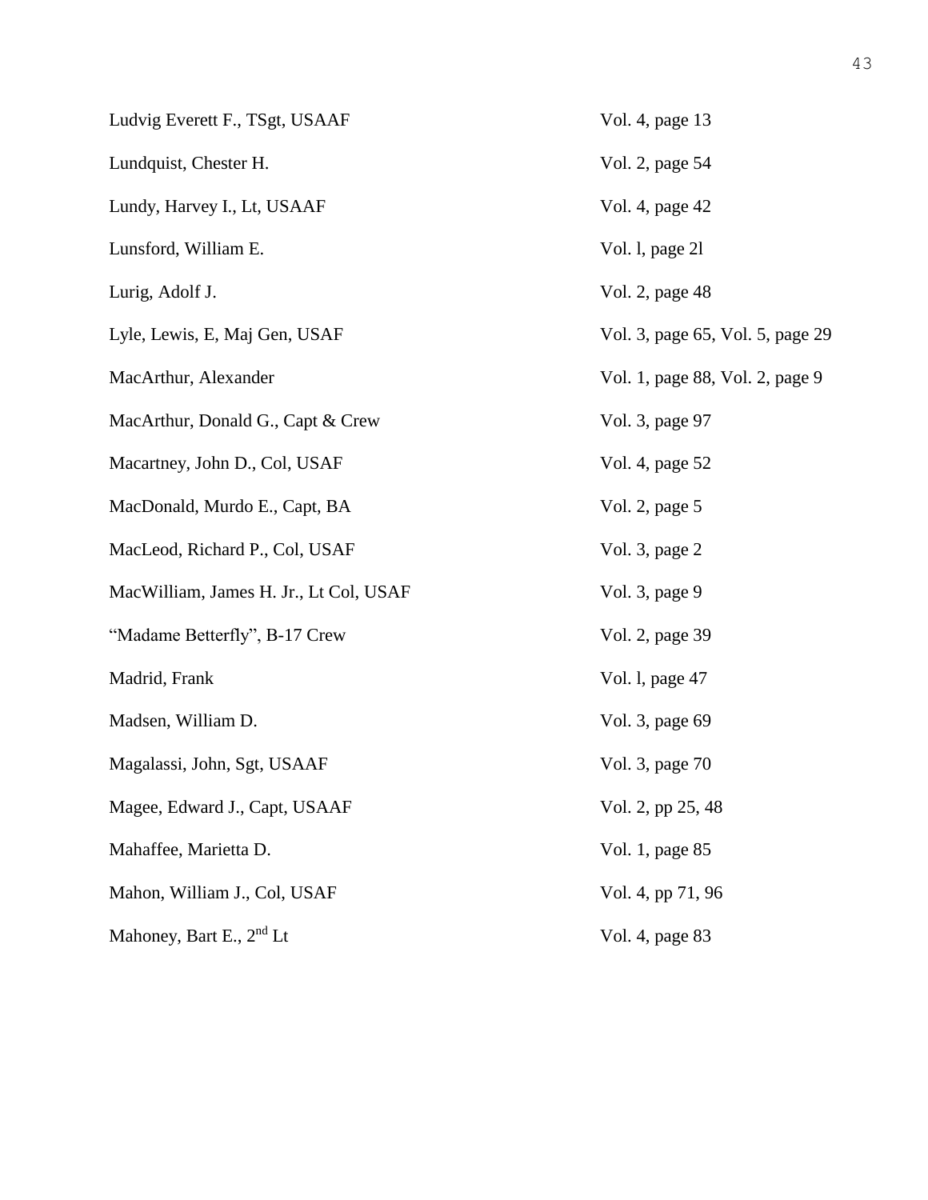| | |
|---|---|
| Ludvig Everett F., TSgt, USAAF | Vol. 4, page 13 |
| Lundquist, Chester H. | Vol. 2, page 54 |
| Lundy, Harvey I., Lt, USAAF | Vol. 4, page 42 |
| Lunsford, William E. | Vol. l, page 2l |
| Lurig, Adolf J. | Vol. 2, page 48 |
| Lyle, Lewis, E, Maj Gen, USAF | Vol. 3, page 65, Vol. 5, page 29 |
| MacArthur, Alexander | Vol. 1, page 88, Vol. 2, page 9 |
| MacArthur, Donald G., Capt & Crew | Vol. 3, page 97 |
| Macartney, John D., Col, USAF | Vol. 4, page 52 |
| MacDonald, Murdo E., Capt, BA | Vol. 2, page 5 |
| MacLeod, Richard P., Col, USAF | Vol. 3, page 2 |
| MacWilliam, James H. Jr., Lt Col, USAF | Vol. 3, page 9 |
| "Madame Betterfly", B-17 Crew | Vol. 2, page 39 |
| Madrid, Frank | Vol. l, page 47 |
| Madsen, William D. | Vol. 3, page 69 |
| Magalassi, John, Sgt, USAAF | Vol. 3, page 70 |
| Magee, Edward J., Capt, USAAF | Vol. 2, pp 25, 48 |
| Mahaffee, Marietta D. | Vol. 1, page 85 |
| Mahon, William J., Col, USAF | Vol. 4, pp 71, 96 |
| Mahoney, Bart E., 2nd Lt | Vol. 4, page 83 |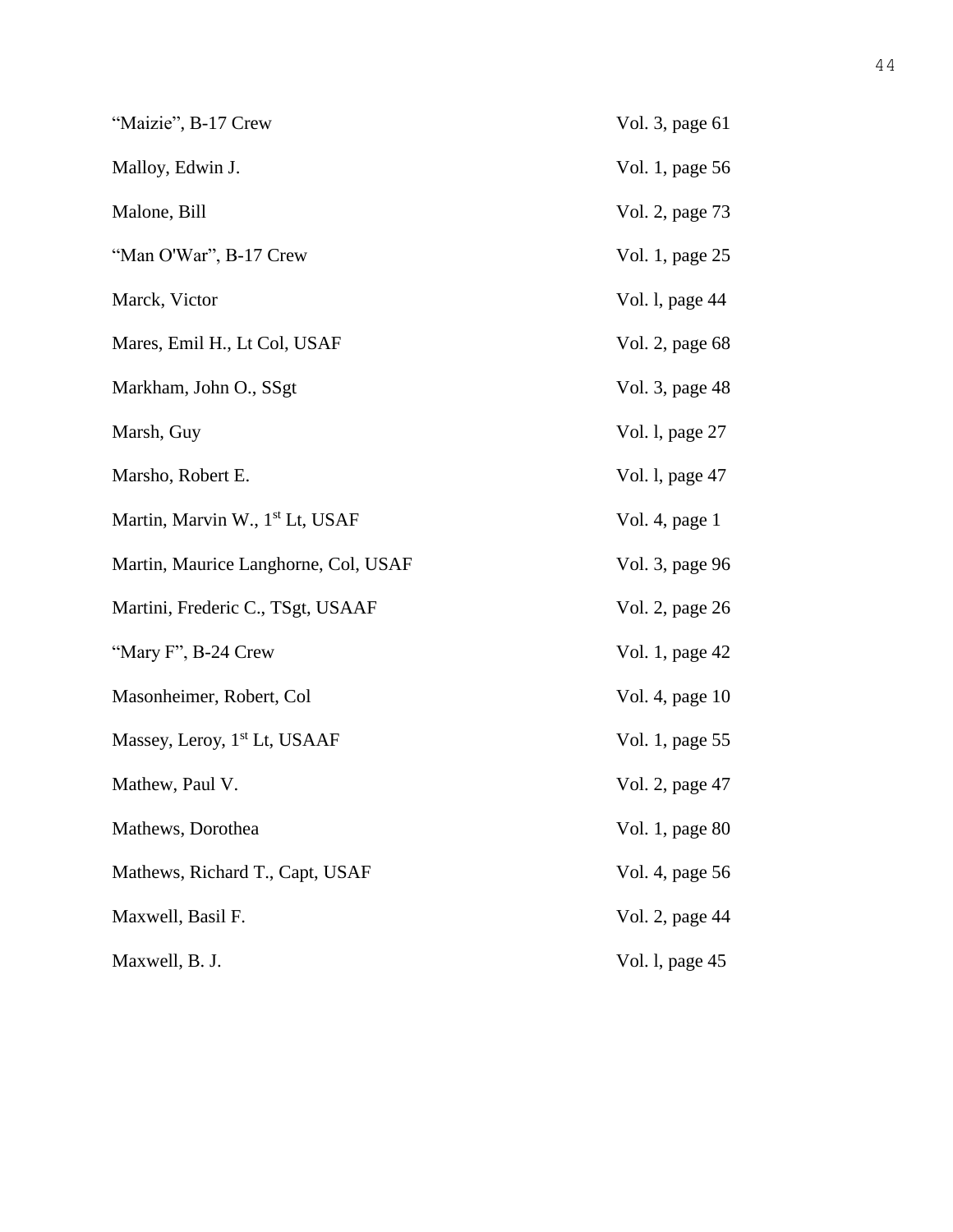| | |
|---|---|
| "Maizie", B-17 Crew | Vol. 3, page 61 |
| Malloy, Edwin J. | Vol. 1, page 56 |
| Malone, Bill | Vol. 2, page 73 |
| "Man O'War", B-17 Crew | Vol. 1, page 25 |
| Marck, Victor | Vol. l, page 44 |
| Mares, Emil H., Lt Col, USAF | Vol. 2, page 68 |
| Markham, John O., SSgt | Vol. 3, page 48 |
| Marsh, Guy | Vol. l, page 27 |
| Marsho, Robert E. | Vol. l, page 47 |
| Martin, Marvin W., 1st Lt, USAF | Vol. 4, page 1 |
| Martin, Maurice Langhorne, Col, USAF | Vol. 3, page 96 |
| Martini, Frederic C., TSgt, USAAF | Vol. 2, page 26 |
| "Mary F", B-24 Crew | Vol. 1, page 42 |
| Masonheimer, Robert, Col | Vol. 4, page 10 |
| Massey, Leroy, 1st Lt, USAAF | Vol. 1, page 55 |
| Mathew, Paul V. | Vol. 2, page 47 |
| Mathews, Dorothea | Vol. 1, page 80 |
| Mathews, Richard T., Capt, USAF | Vol. 4, page 56 |
| Maxwell, Basil F. | Vol. 2, page 44 |
| Maxwell, B. J. | Vol. l, page 45 |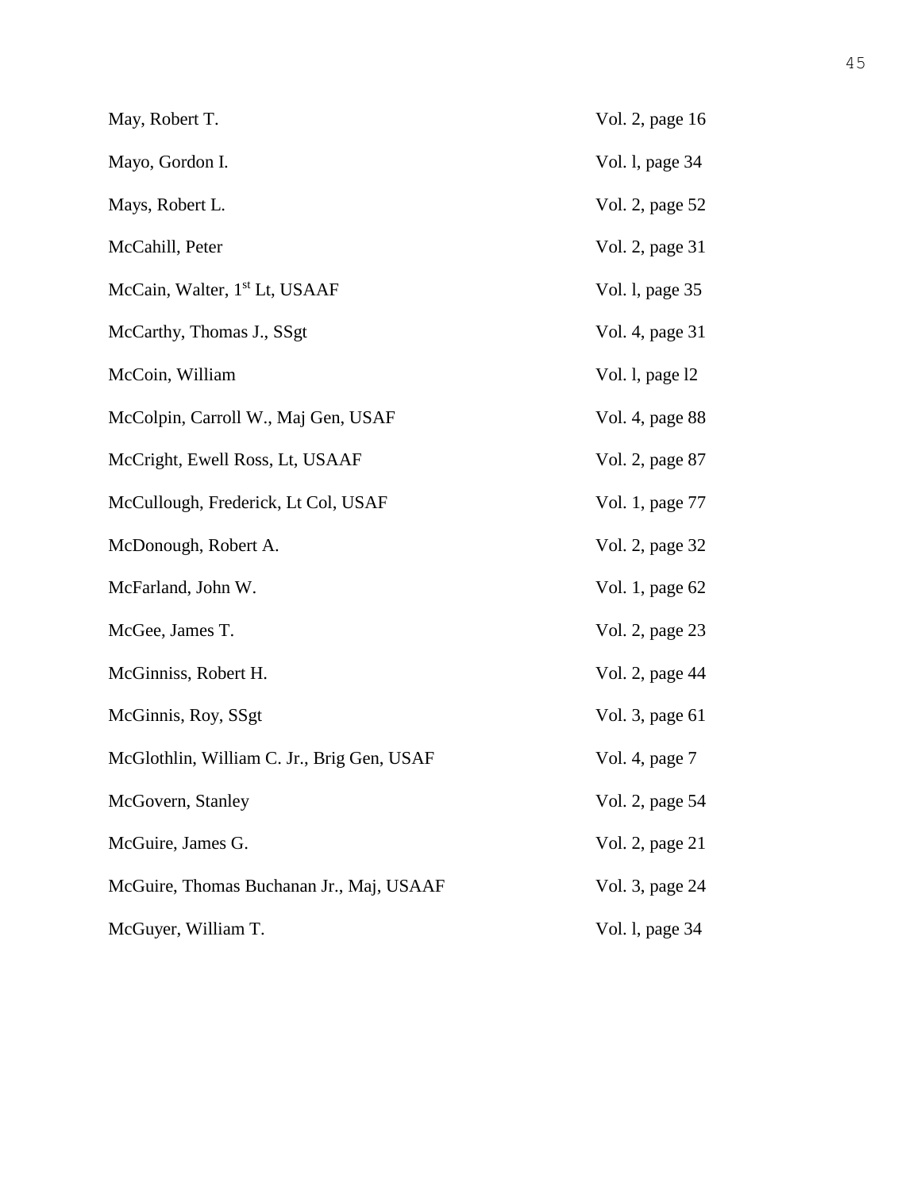| | |
|---|---|
| May, Robert T. | Vol. 2, page 16 |
| Mayo, Gordon I. | Vol. l, page 34 |
| Mays, Robert L. | Vol. 2, page 52 |
| McCahill, Peter | Vol. 2, page 31 |
| McCain, Walter, 1st Lt, USAAF | Vol. l, page 35 |
| McCarthy, Thomas J., SSgt | Vol. 4, page 31 |
| McCoin, William | Vol. l, page l2 |
| McColpin, Carroll W., Maj Gen, USAF | Vol. 4, page 88 |
| McCright, Ewell Ross, Lt, USAAF | Vol. 2, page 87 |
| McCullough, Frederick, Lt Col, USAF | Vol. 1, page 77 |
| McDonough, Robert A. | Vol. 2, page 32 |
| McFarland, John W. | Vol. 1, page 62 |
| McGee, James T. | Vol. 2, page 23 |
| McGinniss, Robert H. | Vol. 2, page 44 |
| McGinnis, Roy, SSgt | Vol. 3, page 61 |
| McGlothlin, William C. Jr., Brig Gen, USAF | Vol. 4, page 7 |
| McGovern, Stanley | Vol. 2, page 54 |
| McGuire, James G. | Vol. 2, page 21 |
| McGuire, Thomas Buchanan Jr., Maj, USAAF | Vol. 3, page 24 |
| McGuyer, William T. | Vol. l, page 34 |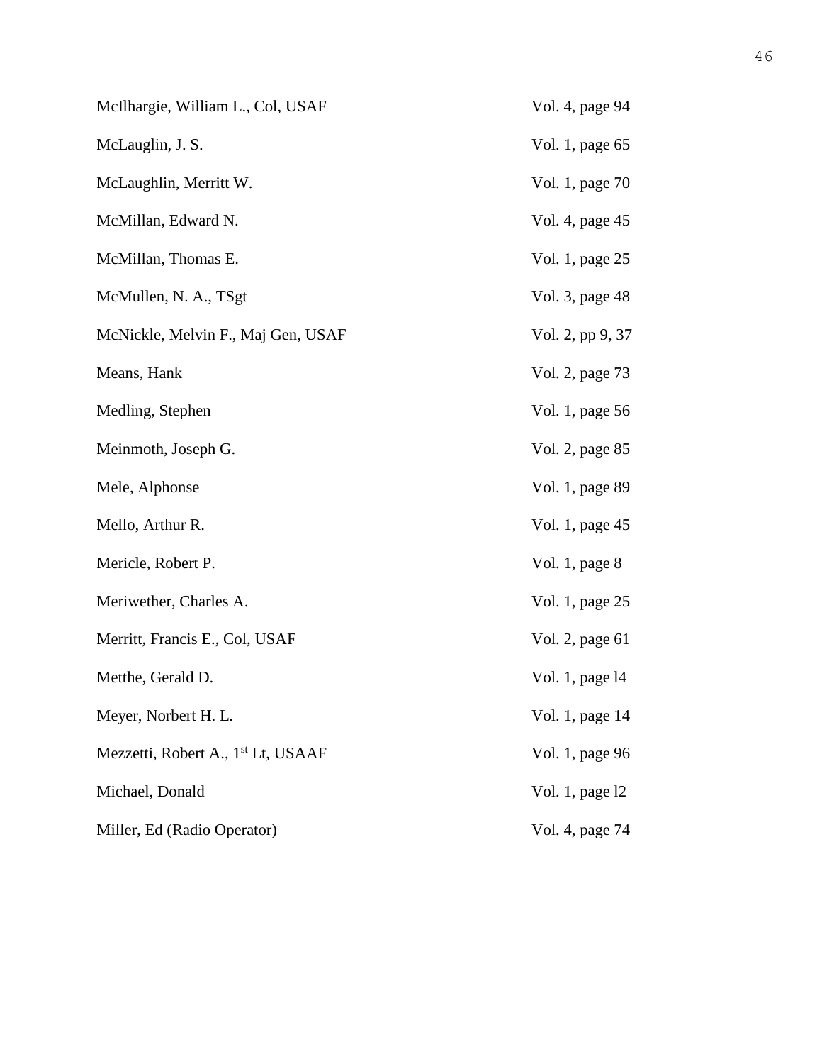| | |
|---|---|
| McIlhargie, William L., Col, USAF | Vol. 4, page 94 |
| McLauglin, J. S. | Vol. 1, page 65 |
| McLaughlin, Merritt W. | Vol. 1, page 70 |
| McMillan, Edward N. | Vol. 4, page 45 |
| McMillan, Thomas E. | Vol. 1, page 25 |
| McMullen, N. A., TSgt | Vol. 3, page 48 |
| McNickle, Melvin F., Maj Gen, USAF | Vol. 2, pp 9, 37 |
| Means, Hank | Vol. 2, page 73 |
| Medling, Stephen | Vol. 1, page 56 |
| Meinmoth, Joseph G. | Vol. 2, page 85 |
| Mele, Alphonse | Vol. 1, page 89 |
| Mello, Arthur R. | Vol. 1, page 45 |
| Mericle, Robert P. | Vol. 1, page 8 |
| Meriwether, Charles A. | Vol. 1, page 25 |
| Merritt, Francis E., Col, USAF | Vol. 2, page 61 |
| Metthe, Gerald D. | Vol. 1, page l4 |
| Meyer, Norbert H. L. | Vol. 1, page 14 |
| Mezzetti, Robert A., 1st Lt, USAAF | Vol. 1, page 96 |
| Michael, Donald | Vol. 1, page l2 |
| Miller, Ed (Radio Operator) | Vol. 4, page 74 |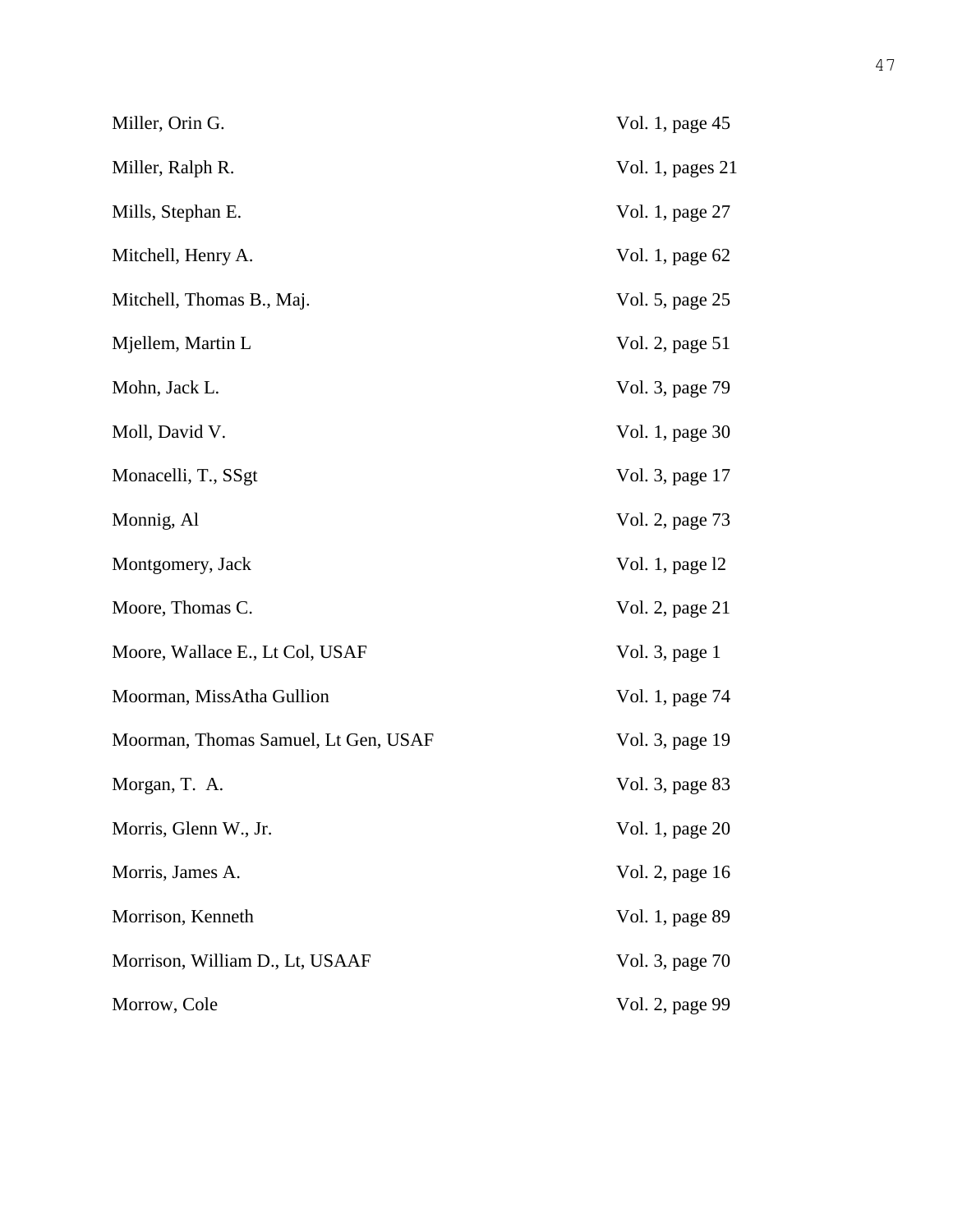| | |
|---|---|
| Miller, Orin G. | Vol. 1, page 45 |
| Miller, Ralph R. | Vol. 1, pages 21 |
| Mills, Stephan E. | Vol. 1, page 27 |
| Mitchell, Henry A. | Vol. 1, page 62 |
| Mitchell, Thomas B., Maj. | Vol. 5, page 25 |
| Mjellem, Martin L | Vol. 2, page 51 |
| Mohn, Jack L. | Vol. 3, page 79 |
| Moll, David V. | Vol. 1, page 30 |
| Monacelli, T., SSgt | Vol. 3, page 17 |
| Monnig, Al | Vol. 2, page 73 |
| Montgomery, Jack | Vol. 1, page l2 |
| Moore, Thomas C. | Vol. 2, page 21 |
| Moore, Wallace E., Lt Col, USAF | Vol. 3, page 1 |
| Moorman, MissAtha Gullion | Vol. 1, page 74 |
| Moorman, Thomas Samuel, Lt Gen, USAF | Vol. 3, page 19 |
| Morgan, T. A. | Vol. 3, page 83 |
| Morris, Glenn W., Jr. | Vol. 1, page 20 |
| Morris, James A. | Vol. 2, page 16 |
| Morrison, Kenneth | Vol. 1, page 89 |
| Morrison, William D., Lt, USAAF | Vol. 3, page 70 |
| Morrow, Cole | Vol. 2, page 99 |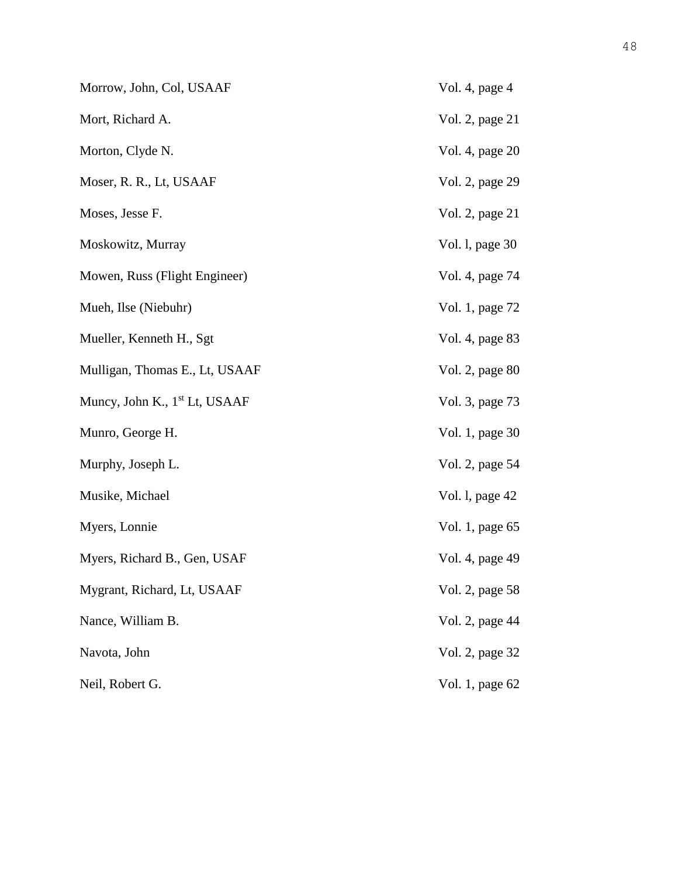| | |
|---|---|
| Morrow, John, Col, USAAF | Vol. 4, page 4 |
| Mort, Richard A. | Vol. 2, page 21 |
| Morton, Clyde N. | Vol. 4, page 20 |
| Moser, R. R., Lt, USAAF | Vol. 2, page 29 |
| Moses, Jesse F. | Vol. 2, page 21 |
| Moskowitz, Murray | Vol. l, page 30 |
| Mowen, Russ (Flight Engineer) | Vol. 4, page 74 |
| Mueh, Ilse (Niebuhr) | Vol. 1, page 72 |
| Mueller, Kenneth H., Sgt | Vol. 4, page 83 |
| Mulligan, Thomas E., Lt, USAAF | Vol. 2, page 80 |
| Muncy, John K., 1st Lt, USAAF | Vol. 3, page 73 |
| Munro, George H. | Vol. 1, page 30 |
| Murphy, Joseph L. | Vol. 2, page 54 |
| Musike, Michael | Vol. l, page 42 |
| Myers, Lonnie | Vol. 1, page 65 |
| Myers, Richard B., Gen, USAF | Vol. 4, page 49 |
| Mygrant, Richard, Lt, USAAF | Vol. 2, page 58 |
| Nance, William B. | Vol. 2, page 44 |
| Navota, John | Vol. 2, page 32 |
| Neil, Robert G. | Vol. 1, page 62 |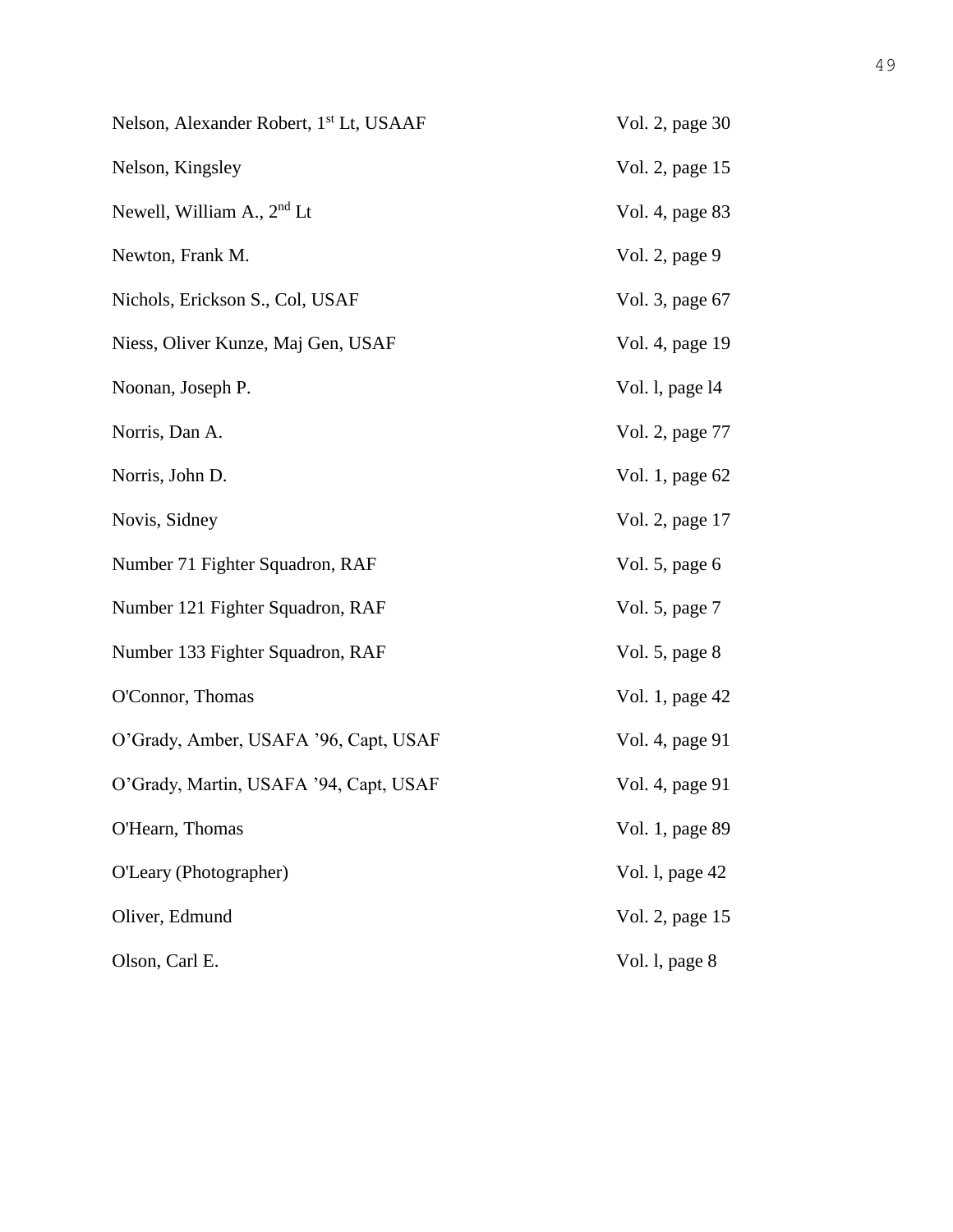| | |
|---|---|
| Nelson, Alexander Robert, 1st Lt, USAAF | Vol. 2, page 30 |
| Nelson, Kingsley | Vol. 2, page 15 |
| Newell, William A., 2nd Lt | Vol. 4, page 83 |
| Newton, Frank M. | Vol. 2, page 9 |
| Nichols, Erickson S., Col, USAF | Vol. 3, page 67 |
| Niess, Oliver Kunze, Maj Gen, USAF | Vol. 4, page 19 |
| Noonan, Joseph P. | Vol. l, page l4 |
| Norris, Dan A. | Vol. 2, page 77 |
| Norris, John D. | Vol. 1, page 62 |
| Novis, Sidney | Vol. 2, page 17 |
| Number 71 Fighter Squadron, RAF | Vol. 5, page 6 |
| Number 121 Fighter Squadron, RAF | Vol. 5, page 7 |
| Number 133 Fighter Squadron, RAF | Vol. 5, page 8 |
| O'Connor, Thomas | Vol. 1, page 42 |
| O'Grady, Amber, USAFA '96, Capt, USAF | Vol. 4, page 91 |
| O'Grady, Martin, USAFA '94, Capt, USAF | Vol. 4, page 91 |
| O'Hearn, Thomas | Vol. 1, page 89 |
| O'Leary (Photographer) | Vol. l, page 42 |
| Oliver, Edmund | Vol. 2, page 15 |
| Olson, Carl E. | Vol. l, page 8 |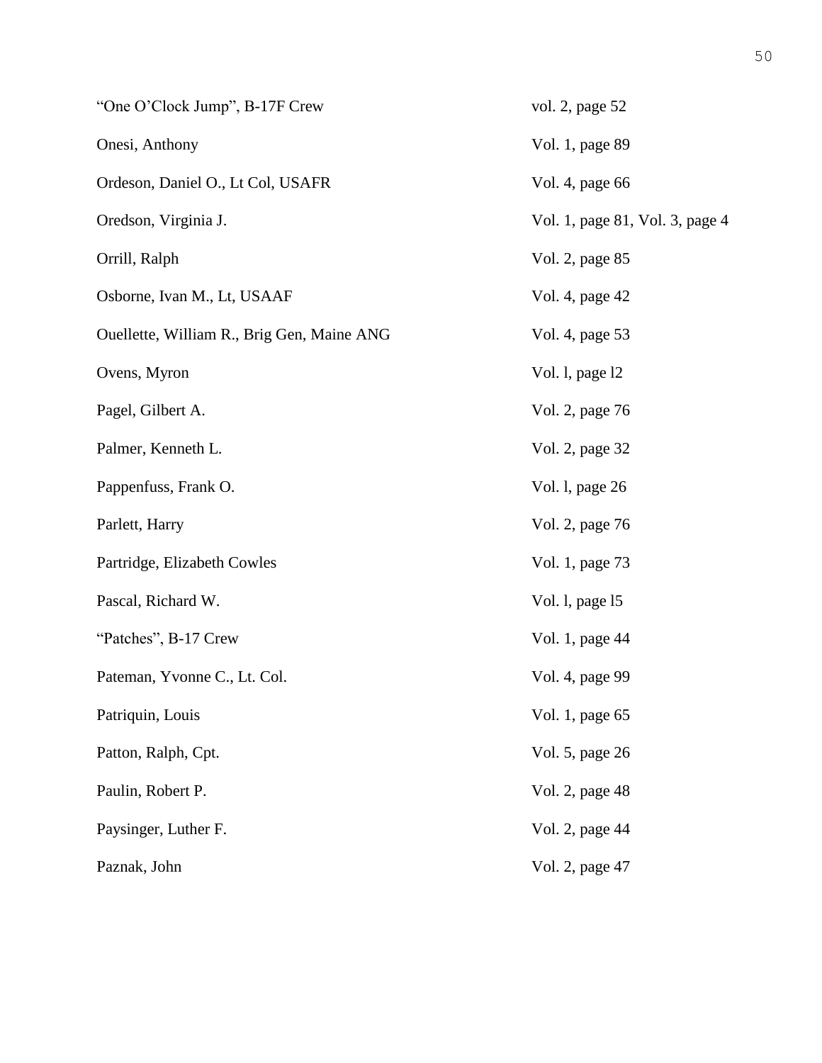| | |
|---|---|
| "One O'Clock Jump", B-17F Crew | vol. 2, page 52 |
| Onesi, Anthony | Vol. 1, page 89 |
| Ordeson, Daniel O., Lt Col, USAFR | Vol. 4, page 66 |
| Oredson, Virginia J. | Vol. 1, page 81, Vol. 3, page 4 |
| Orrill, Ralph | Vol. 2, page 85 |
| Osborne, Ivan M., Lt, USAAF | Vol. 4, page 42 |
| Ouellette, William R., Brig Gen, Maine ANG | Vol. 4, page 53 |
| Ovens, Myron | Vol. l, page l2 |
| Pagel, Gilbert A. | Vol. 2, page 76 |
| Palmer, Kenneth L. | Vol. 2, page 32 |
| Pappenfuss, Frank O. | Vol. l, page 26 |
| Parlett, Harry | Vol. 2, page 76 |
| Partridge, Elizabeth Cowles | Vol. 1, page 73 |
| Pascal, Richard W. | Vol. l, page l5 |
| "Patches", B-17 Crew | Vol. 1, page 44 |
| Pateman, Yvonne C., Lt. Col. | Vol. 4, page 99 |
| Patriquin, Louis | Vol. 1, page 65 |
| Patton, Ralph, Cpt. | Vol. 5, page 26 |
| Paulin, Robert P. | Vol. 2, page 48 |
| Paysinger, Luther F. | Vol. 2, page 44 |
| Paznak, John | Vol. 2, page 47 |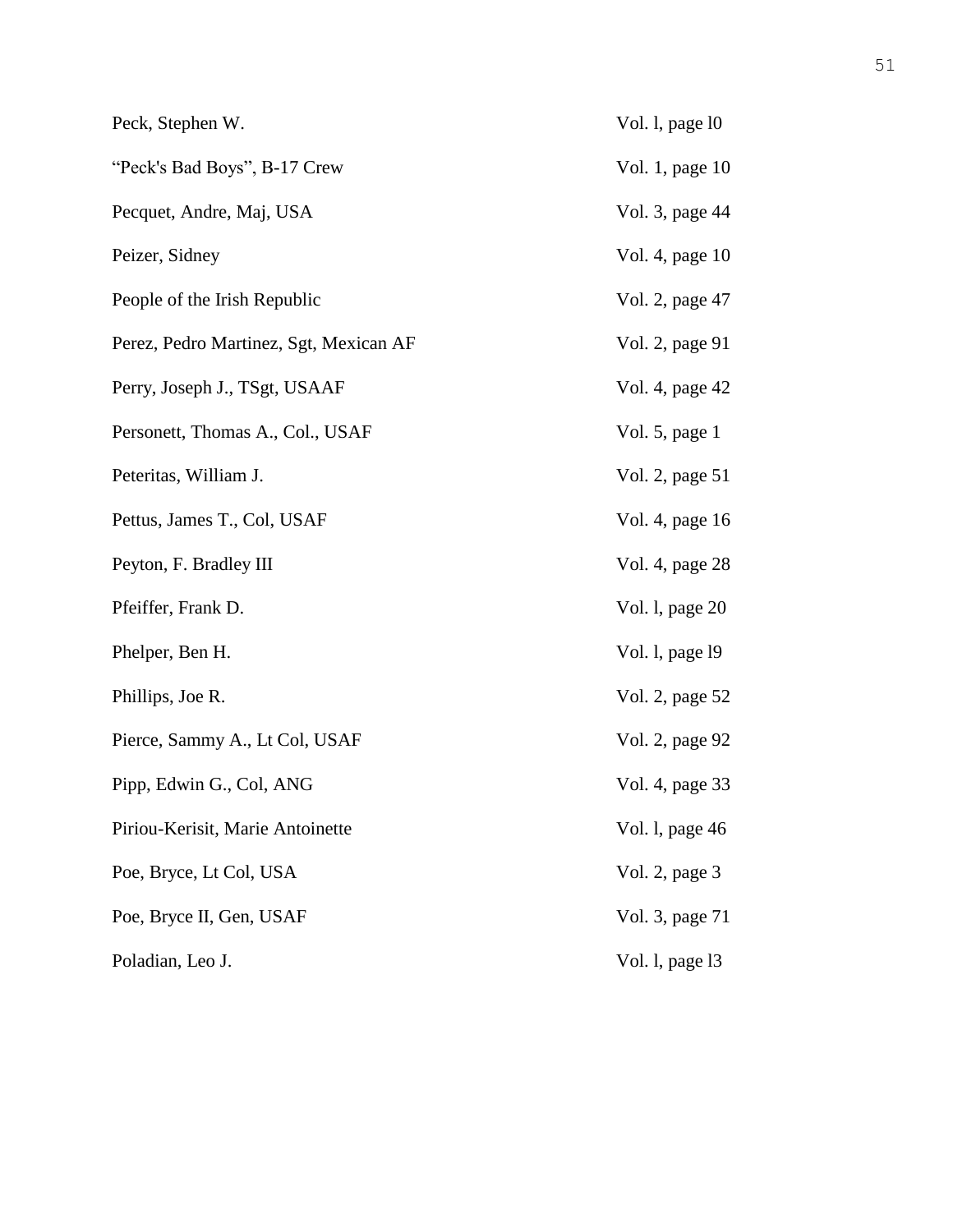| | |
|---|---|
| Peck, Stephen W. | Vol. l, page l0 |
| "Peck's Bad Boys", B-17 Crew | Vol. 1, page 10 |
| Pecquet, Andre, Maj, USA | Vol. 3, page 44 |
| Peizer, Sidney | Vol. 4, page 10 |
| People of the Irish Republic | Vol. 2, page 47 |
| Perez, Pedro Martinez, Sgt, Mexican AF | Vol. 2, page 91 |
| Perry, Joseph J., TSgt, USAAF | Vol. 4, page 42 |
| Personett, Thomas A., Col., USAF | Vol. 5, page 1 |
| Peteritas, William J. | Vol. 2, page 51 |
| Pettus, James T., Col, USAF | Vol. 4, page 16 |
| Peyton, F. Bradley III | Vol. 4, page 28 |
| Pfeiffer, Frank D. | Vol. l, page 20 |
| Phelper, Ben H. | Vol. l, page l9 |
| Phillips, Joe R. | Vol. 2, page 52 |
| Pierce, Sammy A., Lt Col, USAF | Vol. 2, page 92 |
| Pipp, Edwin G., Col, ANG | Vol. 4, page 33 |
| Piriou-Kerisit, Marie Antoinette | Vol. l, page 46 |
| Poe, Bryce, Lt Col, USA | Vol. 2, page 3 |
| Poe, Bryce II, Gen, USAF | Vol. 3, page 71 |
| Poladian, Leo J. | Vol. l, page l3 |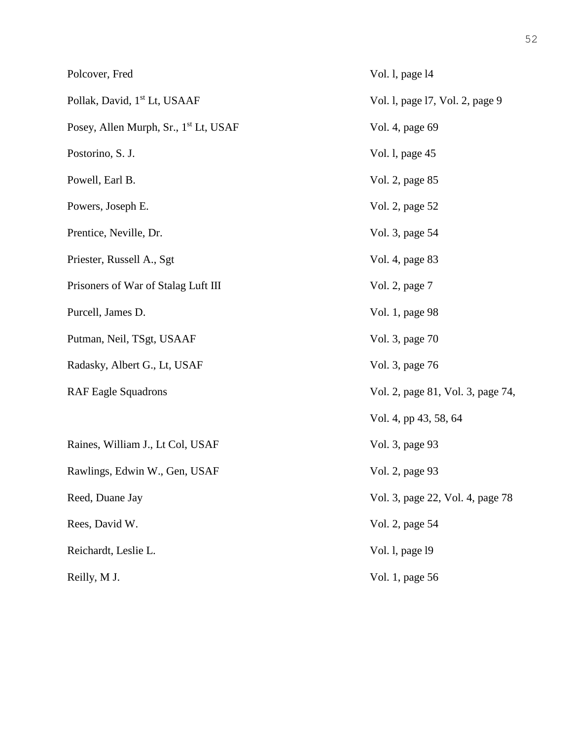| | |
|---|---|
| Polcover, Fred | Vol. l, page l4 |
| Pollak, David, 1st Lt, USAAF | Vol. l, page l7, Vol. 2, page 9 |
| Posey, Allen Murph, Sr., 1st Lt, USAF | Vol. 4, page 69 |
| Postorino, S. J. | Vol. l, page 45 |
| Powell, Earl B. | Vol. 2, page 85 |
| Powers, Joseph E. | Vol. 2, page 52 |
| Prentice, Neville, Dr. | Vol. 3, page 54 |
| Priester, Russell A., Sgt | Vol. 4, page 83 |
| Prisoners of War of Stalag Luft III | Vol. 2, page 7 |
| Purcell, James D. | Vol. 1, page 98 |
| Putman, Neil, TSgt, USAAF | Vol. 3, page 70 |
| Radasky, Albert G., Lt, USAF | Vol. 3, page 76 |
| RAF Eagle Squadrons | Vol. 2, page 81, Vol. 3, page 74, Vol. 4, pp 43, 58, 64 |
| Raines, William J., Lt Col, USAF | Vol. 3, page 93 |
| Rawlings, Edwin W., Gen, USAF | Vol. 2, page 93 |
| Reed, Duane Jay | Vol. 3, page 22, Vol. 4, page 78 |
| Rees, David W. | Vol. 2, page 54 |
| Reichardt, Leslie L. | Vol. l, page l9 |
| Reilly, M J. | Vol. 1, page 56 |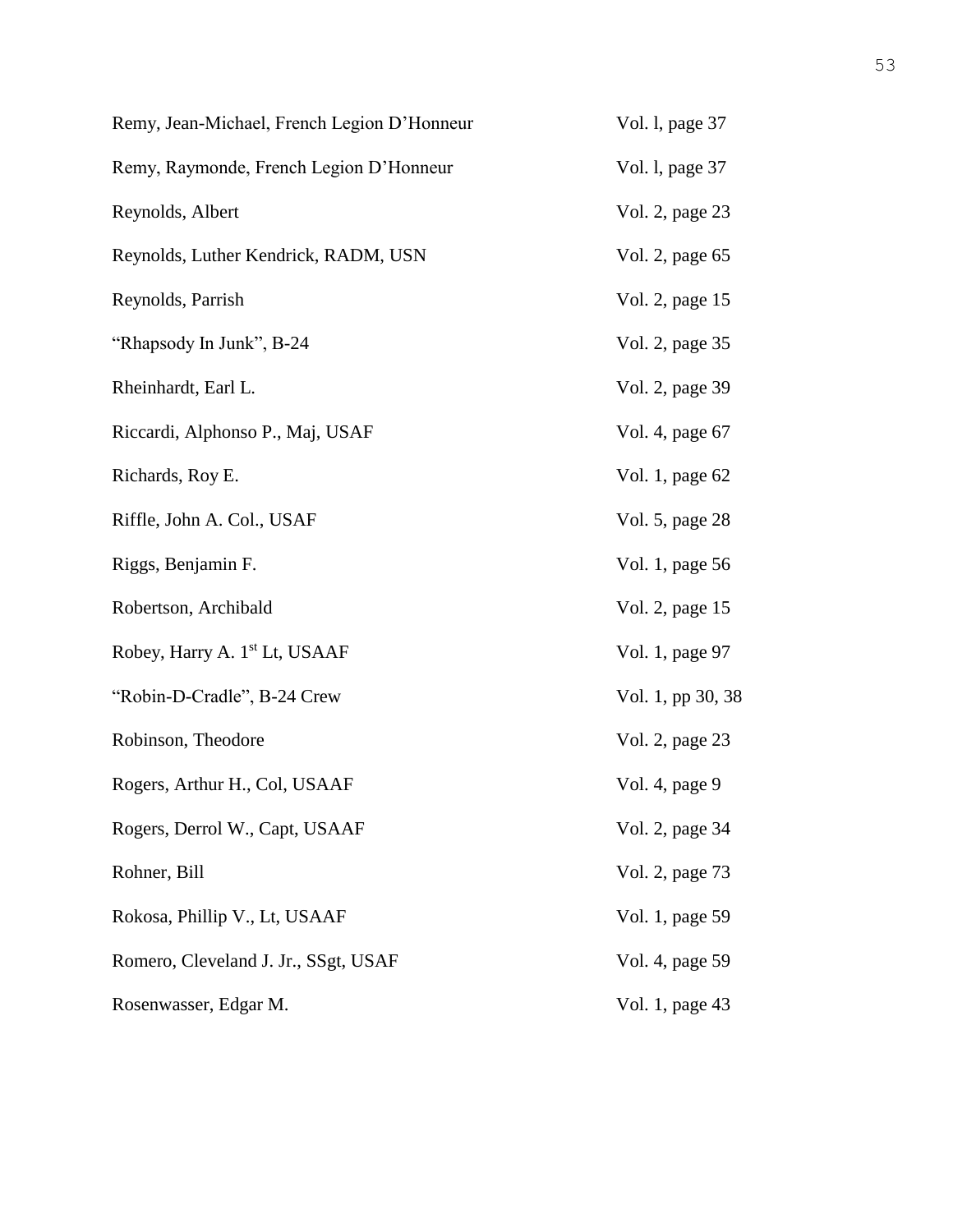| | |
|---|---|
| Remy, Jean-Michael, French Legion D'Honneur | Vol. l, page 37 |
| Remy, Raymonde, French Legion D'Honneur | Vol. l, page 37 |
| Reynolds, Albert | Vol. 2, page 23 |
| Reynolds, Luther Kendrick, RADM, USN | Vol. 2, page 65 |
| Reynolds, Parrish | Vol. 2, page 15 |
| "Rhapsody In Junk", B-24 | Vol. 2, page 35 |
| Rheinhardt, Earl L. | Vol. 2, page 39 |
| Riccardi, Alphonso P., Maj, USAF | Vol. 4, page 67 |
| Richards, Roy E. | Vol. 1, page 62 |
| Riffle, John A. Col., USAF | Vol. 5, page 28 |
| Riggs, Benjamin F. | Vol. 1, page 56 |
| Robertson, Archibald | Vol. 2, page 15 |
| Robey, Harry A. 1st Lt, USAAF | Vol. 1, page 97 |
| "Robin-D-Cradle", B-24 Crew | Vol. 1, pp 30, 38 |
| Robinson, Theodore | Vol. 2, page 23 |
| Rogers, Arthur H., Col, USAAF | Vol. 4, page 9 |
| Rogers, Derrol W., Capt, USAAF | Vol. 2, page 34 |
| Rohner, Bill | Vol. 2, page 73 |
| Rokosa, Phillip V., Lt, USAAF | Vol. 1, page 59 |
| Romero, Cleveland J. Jr., SSgt, USAF | Vol. 4, page 59 |
| Rosenwasser, Edgar M. | Vol. 1, page 43 |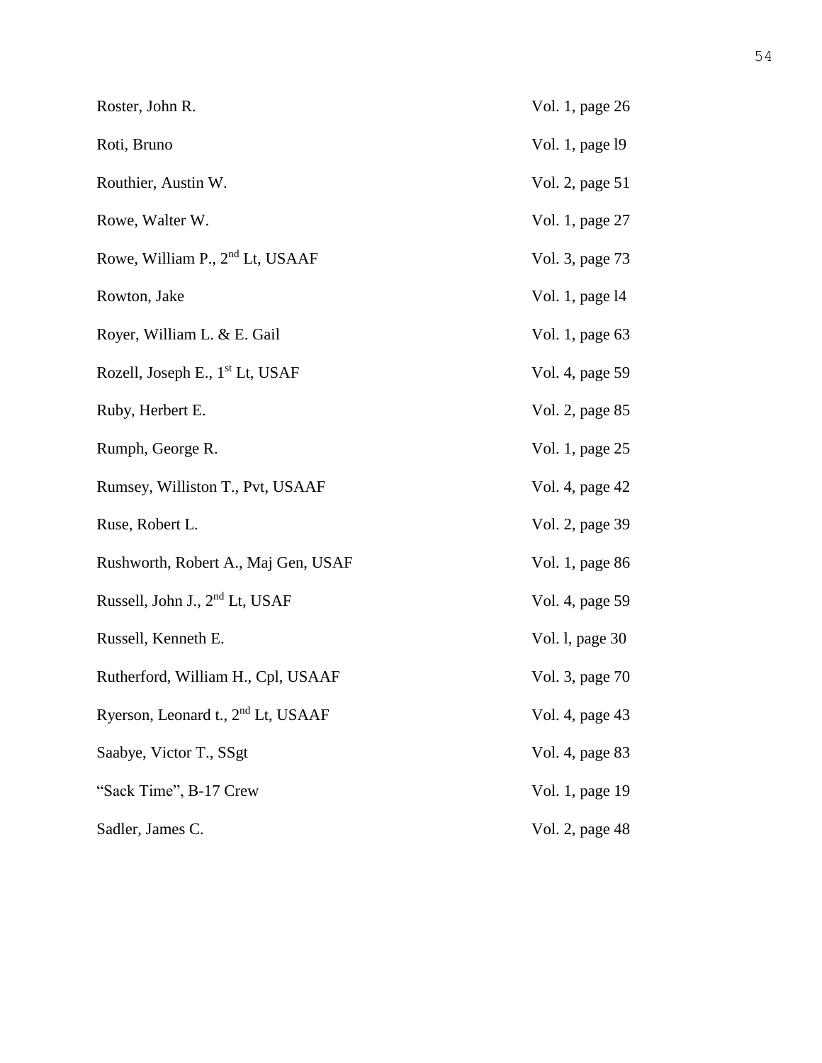| | |
|---|---|
| Roster, John R. | Vol. 1, page 26 |
| Roti, Bruno | Vol. 1, page l9 |
| Routhier, Austin W. | Vol. 2, page 51 |
| Rowe, Walter W. | Vol. 1, page 27 |
| Rowe, William P., 2nd Lt, USAAF | Vol. 3, page 73 |
| Rowton, Jake | Vol. 1, page l4 |
| Royer, William L. & E. Gail | Vol. 1, page 63 |
| Rozell, Joseph E., 1st Lt, USAF | Vol. 4, page 59 |
| Ruby, Herbert E. | Vol. 2, page 85 |
| Rumph, George R. | Vol. 1, page 25 |
| Rumsey, Williston T., Pvt, USAAF | Vol. 4, page 42 |
| Ruse, Robert L. | Vol. 2, page 39 |
| Rushworth, Robert A., Maj Gen, USAF | Vol. 1, page 86 |
| Russell, John J., 2nd Lt, USAF | Vol. 4, page 59 |
| Russell, Kenneth E. | Vol. l, page 30 |
| Rutherford, William H., Cpl, USAAF | Vol. 3, page 70 |
| Ryerson, Leonard t., 2nd Lt, USAAF | Vol. 4, page 43 |
| Saabye, Victor T., SSgt | Vol. 4, page 83 |
| "Sack Time", B-17 Crew | Vol. 1, page 19 |
| Sadler, James C. | Vol. 2, page 48 |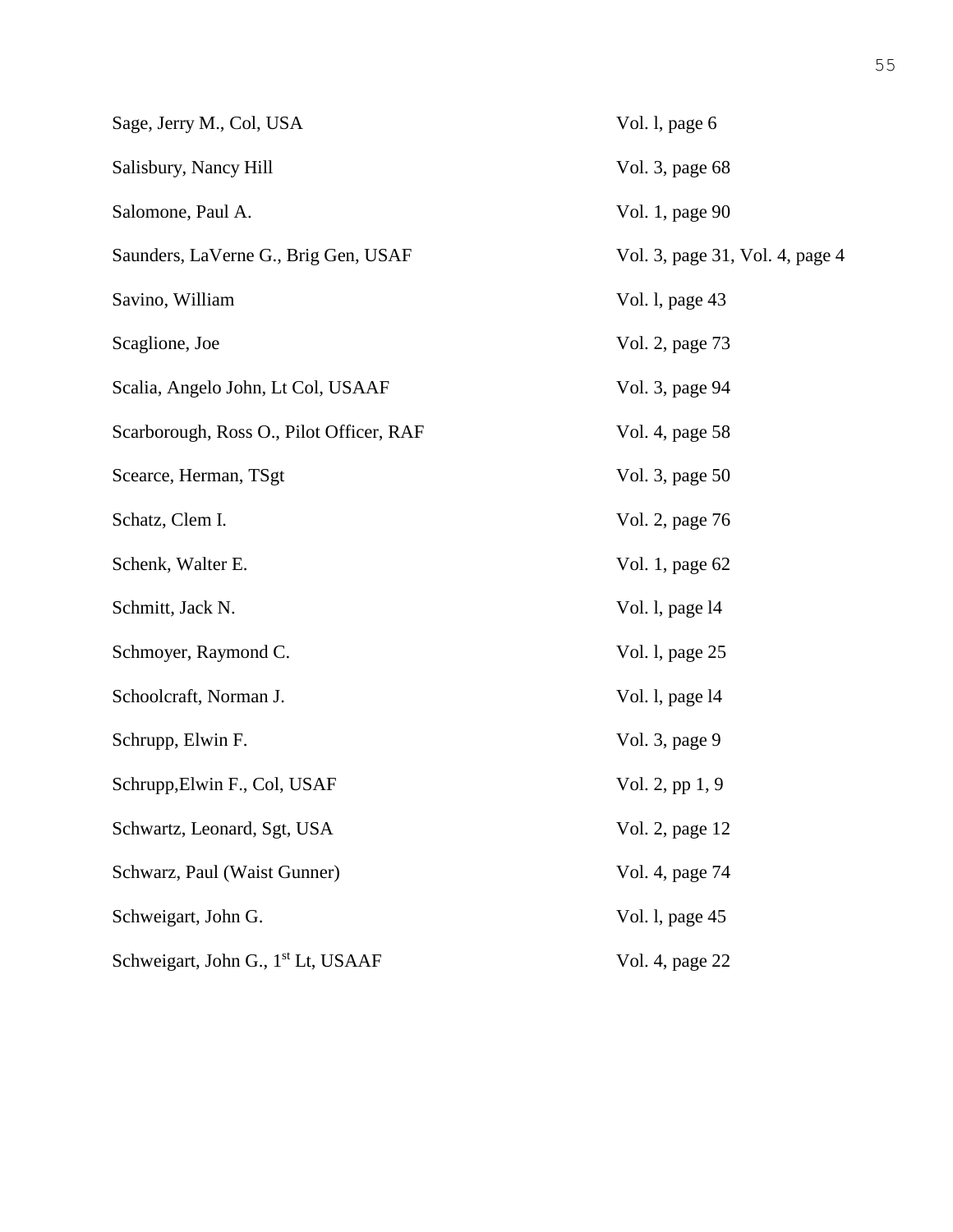| | |
|---|---|
| Sage, Jerry M., Col, USA | Vol. l, page 6 |
| Salisbury, Nancy Hill | Vol. 3, page 68 |
| Salomone, Paul A. | Vol. 1, page 90 |
| Saunders, LaVerne G., Brig Gen, USAF | Vol. 3, page 31, Vol. 4, page 4 |
| Savino, William | Vol. l, page 43 |
| Scaglione, Joe | Vol. 2, page 73 |
| Scalia, Angelo John, Lt Col, USAAF | Vol. 3, page 94 |
| Scarborough, Ross O., Pilot Officer, RAF | Vol. 4, page 58 |
| Scearce, Herman, TSgt | Vol. 3, page 50 |
| Schatz, Clem I. | Vol. 2, page 76 |
| Schenk, Walter E. | Vol. 1, page 62 |
| Schmitt, Jack N. | Vol. l, page l4 |
| Schmoyer, Raymond C. | Vol. l, page 25 |
| Schoolcraft, Norman J. | Vol. l, page l4 |
| Schrupp, Elwin F. | Vol. 3, page 9 |
| Schrupp,Elwin F., Col, USAF | Vol. 2, pp 1, 9 |
| Schwartz, Leonard, Sgt, USA | Vol. 2, page 12 |
| Schwarz, Paul (Waist Gunner) | Vol. 4, page 74 |
| Schweigart, John G. | Vol. l, page 45 |
| Schweigart, John G., 1st Lt, USAAF | Vol. 4, page 22 |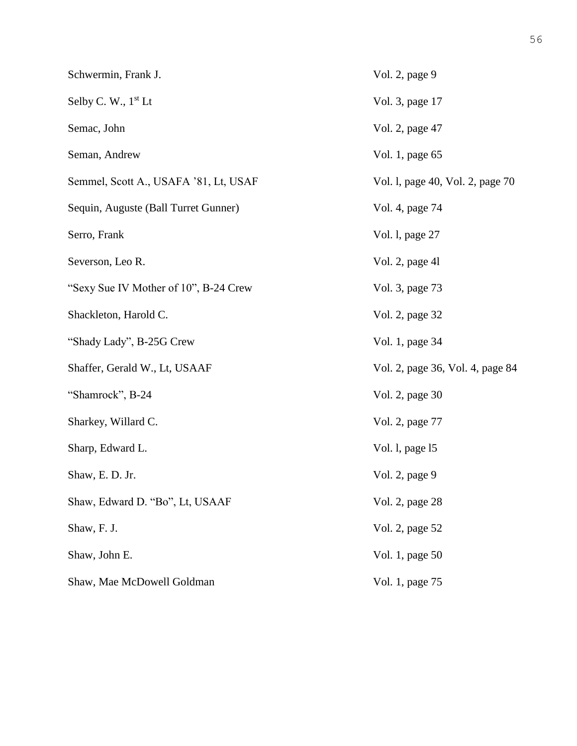| | |
|---|---|
| Schwermin, Frank J. | Vol. 2, page 9 |
| Selby C. W., 1st Lt | Vol. 3, page 17 |
| Semac, John | Vol. 2, page 47 |
| Seman, Andrew | Vol. 1, page 65 |
| Semmel, Scott A., USAFA ’81, Lt, USAF | Vol. l, page 40, Vol. 2, page 70 |
| Sequin, Auguste (Ball Turret Gunner) | Vol. 4, page 74 |
| Serro, Frank | Vol. l, page 27 |
| Severson, Leo R. | Vol. 2, page 4l |
| “Sexy Sue IV Mother of 10”, B-24 Crew | Vol. 3, page 73 |
| Shackleton, Harold C. | Vol. 2, page 32 |
| “Shady Lady”, B-25G Crew | Vol. 1, page 34 |
| Shaffer, Gerald W., Lt, USAAF | Vol. 2, page 36, Vol. 4, page 84 |
| “Shamrock”, B-24 | Vol. 2, page 30 |
| Sharkey, Willard C. | Vol. 2, page 77 |
| Sharp, Edward L. | Vol. l, page l5 |
| Shaw, E. D. Jr. | Vol. 2, page 9 |
| Shaw, Edward D. “Bo”, Lt, USAAF | Vol. 2, page 28 |
| Shaw, F. J. | Vol. 2, page 52 |
| Shaw, John E. | Vol. 1, page 50 |
| Shaw, Mae McDowell Goldman | Vol. 1, page 75 |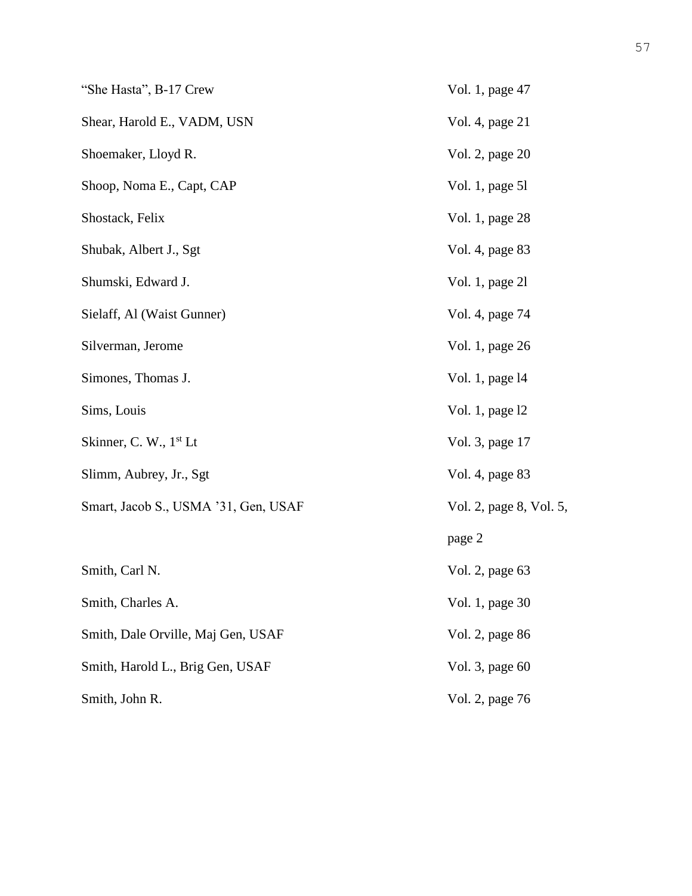| | |
|---|---|
| “She Hasta”, B-17 Crew | Vol. 1, page 47 |
| Shear, Harold E., VADM, USN | Vol. 4, page 21 |
| Shoemaker, Lloyd R. | Vol. 2, page 20 |
| Shoop, Noma E., Capt, CAP | Vol. 1, page 5l |
| Shostack, Felix | Vol. 1, page 28 |
| Shubak, Albert J., Sgt | Vol. 4, page 83 |
| Shumski, Edward J. | Vol. 1, page 2l |
| Sielaff, Al (Waist Gunner) | Vol. 4, page 74 |
| Silverman, Jerome | Vol. 1, page 26 |
| Simones, Thomas J. | Vol. 1, page l4 |
| Sims, Louis | Vol. 1, page l2 |
| Skinner, C. W., 1st Lt | Vol. 3, page 17 |
| Slimm, Aubrey, Jr., Sgt | Vol. 4, page 83 |
| Smart, Jacob S., USMA ’31, Gen, USAF | Vol. 2, page 8, Vol. 5, page 2 |
| Smith, Carl N. | Vol. 2, page 63 |
| Smith, Charles A. | Vol. 1, page 30 |
| Smith, Dale Orville, Maj Gen, USAF | Vol. 2, page 86 |
| Smith, Harold L., Brig Gen, USAF | Vol. 3, page 60 |
| Smith, John R. | Vol. 2, page 76 |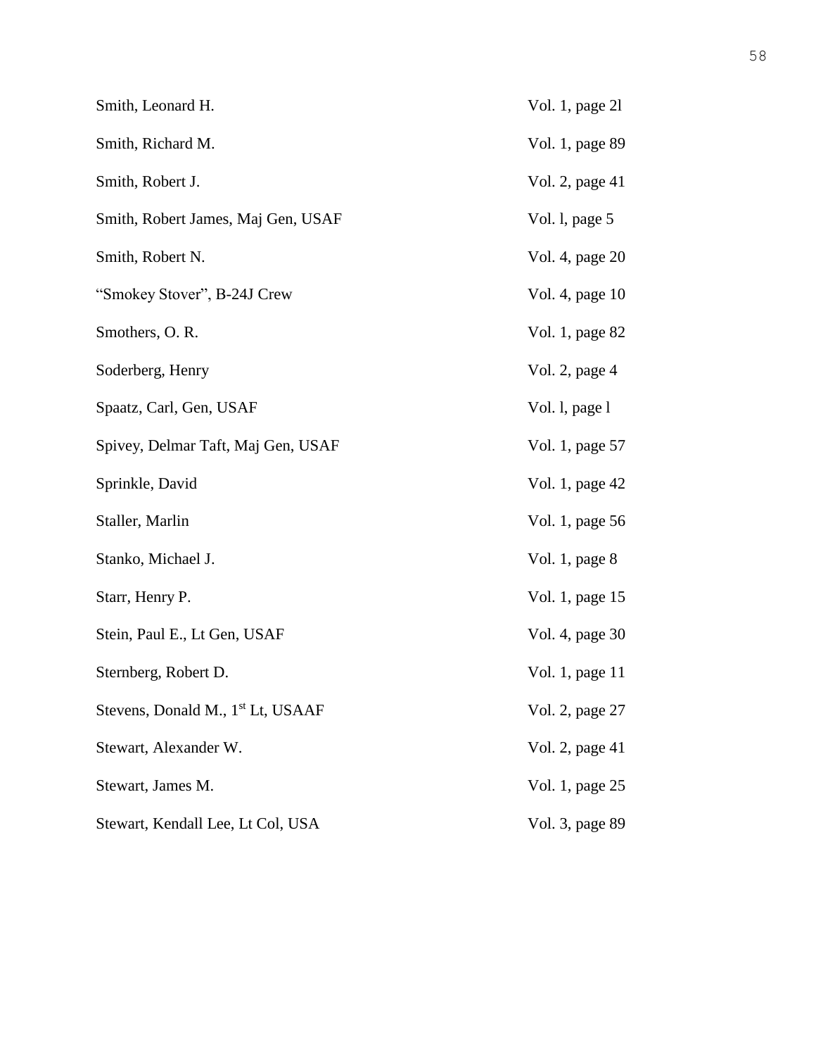| | |
|---|---|
| Smith, Leonard H. | Vol. 1, page 2l |
| Smith, Richard M. | Vol. 1, page 89 |
| Smith, Robert J. | Vol. 2, page 41 |
| Smith, Robert James, Maj Gen, USAF | Vol. l, page 5 |
| Smith, Robert N. | Vol. 4, page 20 |
| "Smokey Stover", B-24J Crew | Vol. 4, page 10 |
| Smothers, O. R. | Vol. 1, page 82 |
| Soderberg, Henry | Vol. 2, page 4 |
| Spaatz, Carl, Gen, USAF | Vol. l, page l |
| Spivey, Delmar Taft, Maj Gen, USAF | Vol. 1, page 57 |
| Sprinkle, David | Vol. 1, page 42 |
| Staller, Marlin | Vol. 1, page 56 |
| Stanko, Michael J. | Vol. 1, page 8 |
| Starr, Henry P. | Vol. 1, page 15 |
| Stein, Paul E., Lt Gen, USAF | Vol. 4, page 30 |
| Sternberg, Robert D. | Vol. 1, page 11 |
| Stevens, Donald M., 1st Lt, USAAF | Vol. 2, page 27 |
| Stewart, Alexander W. | Vol. 2, page 41 |
| Stewart, James M. | Vol. 1, page 25 |
| Stewart, Kendall Lee, Lt Col, USA | Vol. 3, page 89 |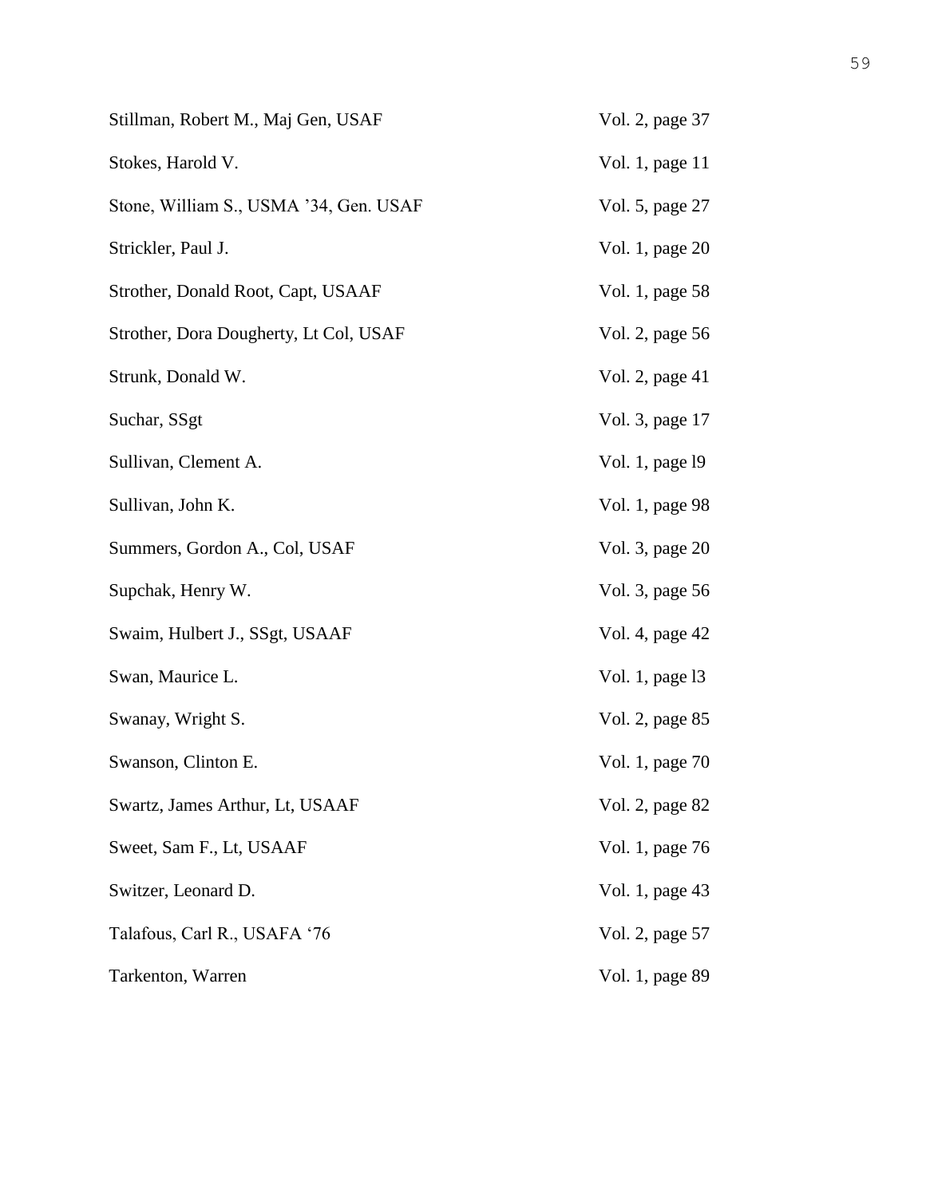| | |
|---|---|
| Stillman, Robert M., Maj Gen, USAF | Vol. 2, page 37 |
| Stokes, Harold V. | Vol. 1, page 11 |
| Stone, William S., USMA '34, Gen. USAF | Vol. 5, page 27 |
| Strickler, Paul J. | Vol. 1, page 20 |
| Strother, Donald Root, Capt, USAAF | Vol. 1, page 58 |
| Strother, Dora Dougherty, Lt Col, USAF | Vol. 2, page 56 |
| Strunk, Donald W. | Vol. 2, page 41 |
| Suchar, SSgt | Vol. 3, page 17 |
| Sullivan, Clement A. | Vol. 1, page l9 |
| Sullivan, John K. | Vol. 1, page 98 |
| Summers, Gordon A., Col, USAF | Vol. 3, page 20 |
| Supchak, Henry W. | Vol. 3, page 56 |
| Swaim, Hulbert J., SSgt, USAAF | Vol. 4, page 42 |
| Swan, Maurice L. | Vol. 1, page l3 |
| Swanay, Wright S. | Vol. 2, page 85 |
| Swanson, Clinton E. | Vol. 1, page 70 |
| Swartz, James Arthur, Lt, USAAF | Vol. 2, page 82 |
| Sweet, Sam F., Lt, USAAF | Vol. 1, page 76 |
| Switzer, Leonard D. | Vol. 1, page 43 |
| Talafous, Carl R., USAFA '76 | Vol. 2, page 57 |
| Tarkenton, Warren | Vol. 1, page 89 |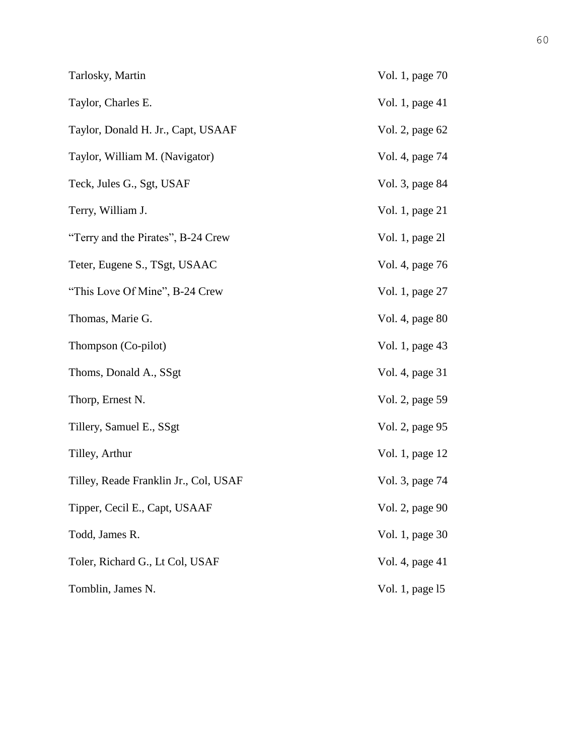| | |
|---|---|
| Tarlosky, Martin | Vol. 1, page 70 |
| Taylor, Charles E. | Vol. 1, page 41 |
| Taylor, Donald H. Jr., Capt, USAAF | Vol. 2, page 62 |
| Taylor, William M. (Navigator) | Vol. 4, page 74 |
| Teck, Jules G., Sgt, USAF | Vol. 3, page 84 |
| Terry, William J. | Vol. 1, page 21 |
| "Terry and the Pirates", B-24 Crew | Vol. 1, page 2l |
| Teter, Eugene S., TSgt, USAAC | Vol. 4, page 76 |
| "This Love Of Mine", B-24 Crew | Vol. 1, page 27 |
| Thomas, Marie G. | Vol. 4, page 80 |
| Thompson (Co-pilot) | Vol. 1, page 43 |
| Thoms, Donald A., SSgt | Vol. 4, page 31 |
| Thorp, Ernest N. | Vol. 2, page 59 |
| Tillery, Samuel E., SSgt | Vol. 2, page 95 |
| Tilley, Arthur | Vol. 1, page 12 |
| Tilley, Reade Franklin Jr., Col, USAF | Vol. 3, page 74 |
| Tipper, Cecil E., Capt, USAAF | Vol. 2, page 90 |
| Todd, James R. | Vol. 1, page 30 |
| Toler, Richard G., Lt Col, USAF | Vol. 4, page 41 |
| Tomblin, James N. | Vol. 1, page l5 |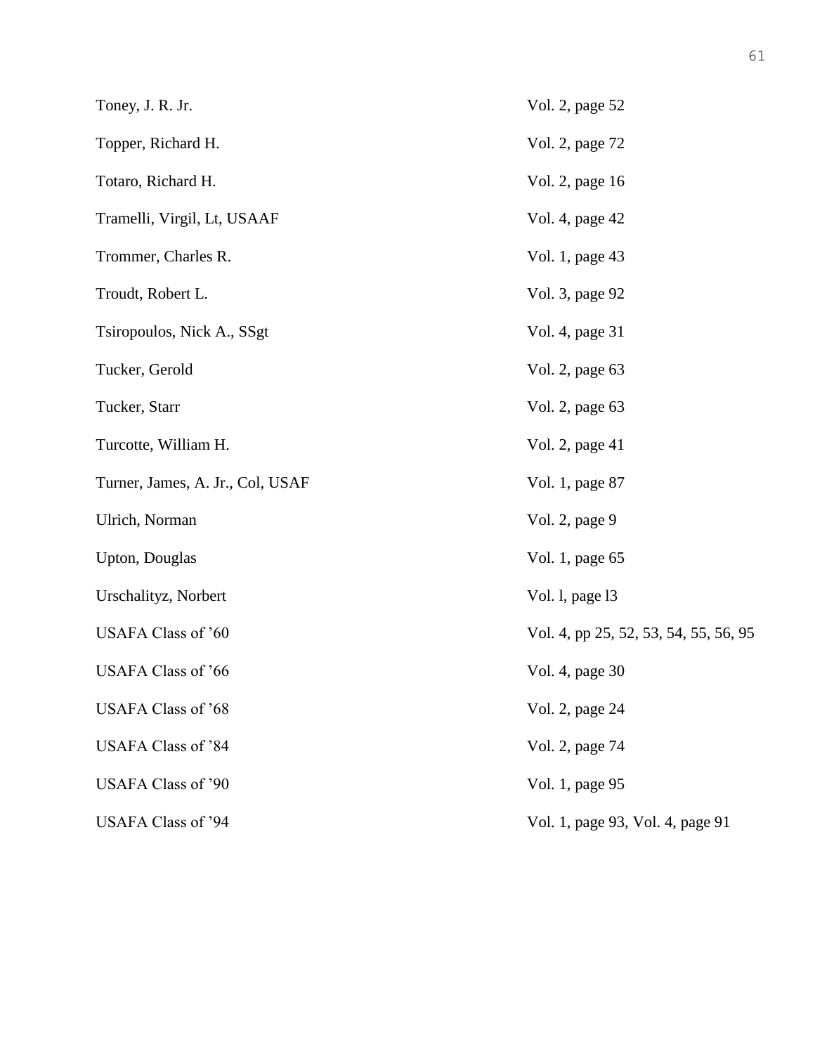| | |
|---|---|
| Toney, J. R. Jr. | Vol. 2, page 52 |
| Topper, Richard H. | Vol. 2, page 72 |
| Totaro, Richard H. | Vol. 2, page 16 |
| Tramelli, Virgil, Lt, USAAF | Vol. 4, page 42 |
| Trommer, Charles R. | Vol. 1, page 43 |
| Troudt, Robert L. | Vol. 3, page 92 |
| Tsiropoulos, Nick A., SSgt | Vol. 4, page 31 |
| Tucker, Gerold | Vol. 2, page 63 |
| Tucker, Starr | Vol. 2, page 63 |
| Turcotte, William H. | Vol. 2, page 41 |
| Turner, James, A. Jr., Col, USAF | Vol. 1, page 87 |
| Ulrich, Norman | Vol. 2, page 9 |
| Upton, Douglas | Vol. 1, page 65 |
| Urschalityz, Norbert | Vol. l, page l3 |
| USAFA Class of ’60 | Vol. 4, pp 25, 52, 53, 54, 55, 56, 95 |
| USAFA Class of ’66 | Vol. 4, page 30 |
| USAFA Class of ’68 | Vol. 2, page 24 |
| USAFA Class of ’84 | Vol. 2, page 74 |
| USAFA Class of ’90 | Vol. 1, page 95 |
| USAFA Class of ’94 | Vol. 1, page 93, Vol. 4, page 91 |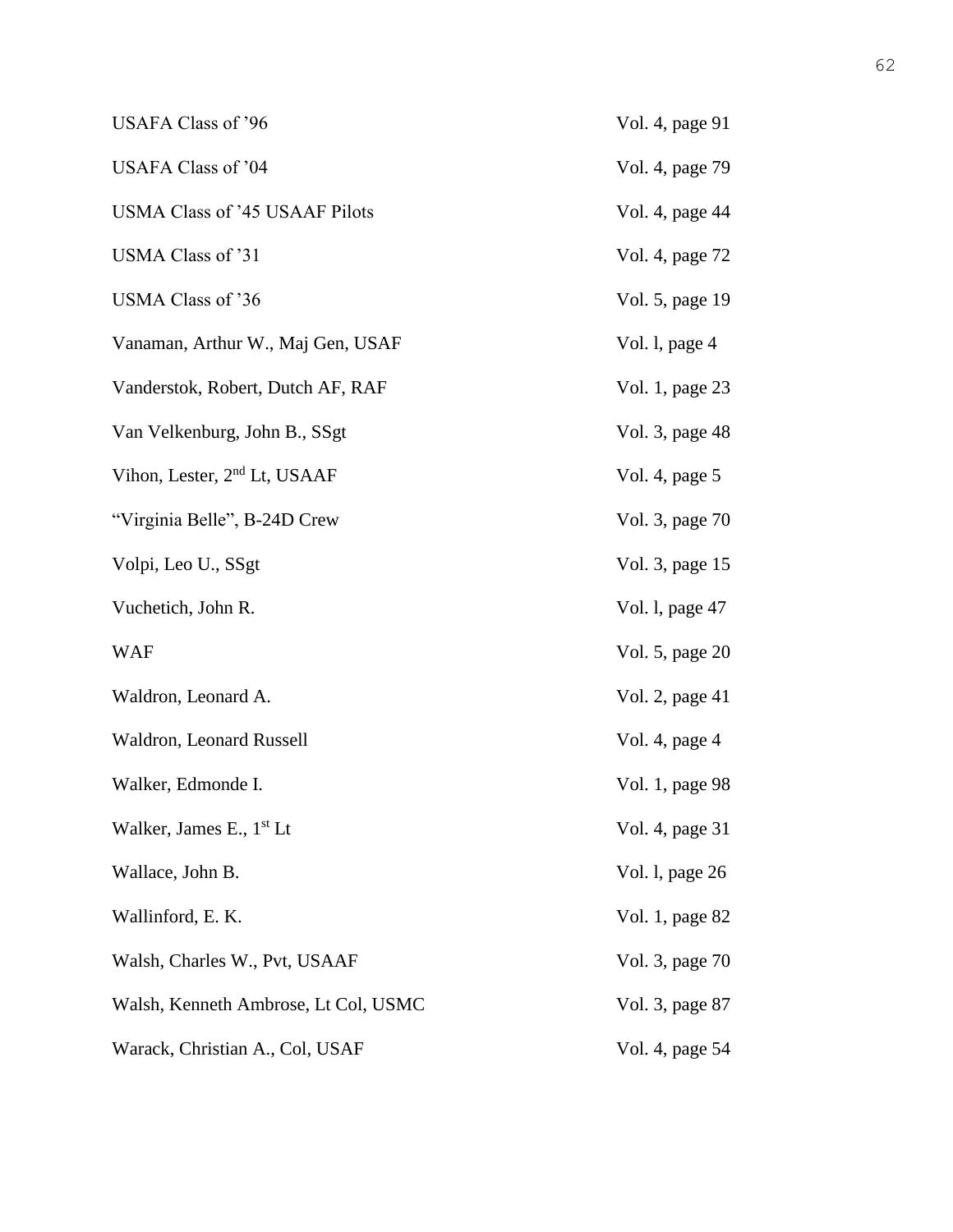| | |
|---|---|
| USAFA Class of ’96 | Vol. 4, page 91 |
| USAFA Class of ’04 | Vol. 4, page 79 |
| USMA Class of ’45 USAAF Pilots | Vol. 4, page 44 |
| USMA Class of ’31 | Vol. 4, page 72 |
| USMA Class of ’36 | Vol. 5, page 19 |
| Vanaman, Arthur W., Maj Gen, USAF | Vol. l, page 4 |
| Vanderstok, Robert, Dutch AF, RAF | Vol. 1, page 23 |
| Van Velkenburg, John B., SSgt | Vol. 3, page 48 |
| Vihon, Lester, 2nd Lt, USAAF | Vol. 4, page 5 |
| “Virginia Belle”, B-24D Crew | Vol. 3, page 70 |
| Volpi, Leo U., SSgt | Vol. 3, page 15 |
| Vuchetich, John R. | Vol. l, page 47 |
| WAF | Vol. 5, page 20 |
| Waldron, Leonard A. | Vol. 2, page 41 |
| Waldron, Leonard Russell | Vol. 4, page 4 |
| Walker, Edmonde I. | Vol. 1, page 98 |
| Walker, James E., 1st Lt | Vol. 4, page 31 |
| Wallace, John B. | Vol. l, page 26 |
| Wallinford, E. K. | Vol. 1, page 82 |
| Walsh, Charles W., Pvt, USAAF | Vol. 3, page 70 |
| Walsh, Kenneth Ambrose, Lt Col, USMC | Vol. 3, page 87 |
| Warack, Christian A., Col, USAF | Vol. 4, page 54 |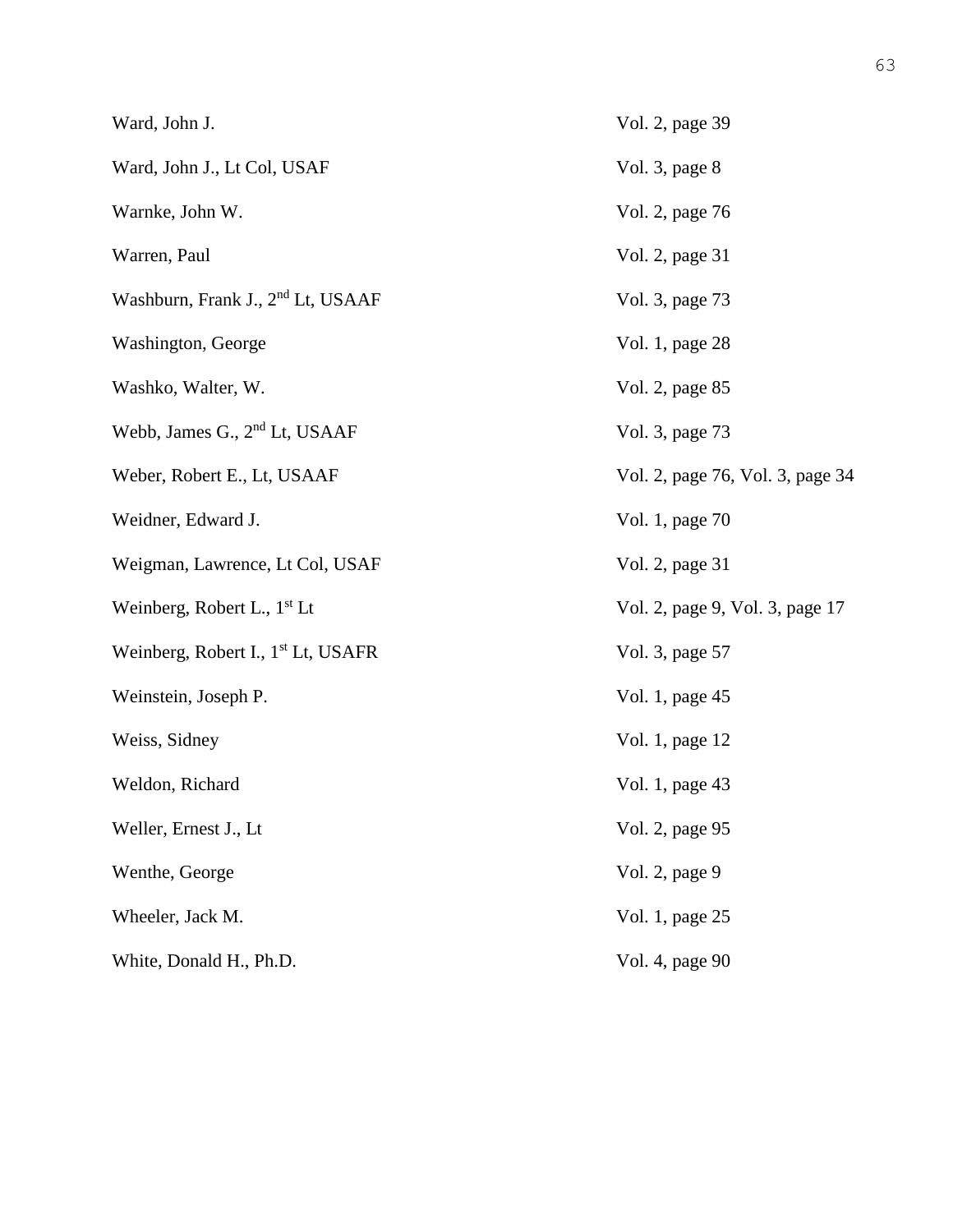| | |
|---|---|
| Ward, John J. | Vol. 2, page 39 |
| Ward, John J., Lt Col, USAF | Vol. 3, page 8 |
| Warnke, John W. | Vol. 2, page 76 |
| Warren, Paul | Vol. 2, page 31 |
| Washburn, Frank J., 2nd Lt, USAAF | Vol. 3, page 73 |
| Washington, George | Vol. 1, page 28 |
| Washko, Walter, W. | Vol. 2, page 85 |
| Webb, James G., 2nd Lt, USAAF | Vol. 3, page 73 |
| Weber, Robert E., Lt, USAAF | Vol. 2, page 76, Vol. 3, page 34 |
| Weidner, Edward J. | Vol. 1, page 70 |
| Weigman, Lawrence, Lt Col, USAF | Vol. 2, page 31 |
| Weinberg, Robert L., 1st Lt | Vol. 2, page 9, Vol. 3, page 17 |
| Weinberg, Robert I., 1st Lt, USAFR | Vol. 3, page 57 |
| Weinstein, Joseph P. | Vol. 1, page 45 |
| Weiss, Sidney | Vol. 1, page 12 |
| Weldon, Richard | Vol. 1, page 43 |
| Weller, Ernest J., Lt | Vol. 2, page 95 |
| Wenthe, George | Vol. 2, page 9 |
| Wheeler, Jack M. | Vol. 1, page 25 |
| White, Donald H., Ph.D. | Vol. 4, page 90 |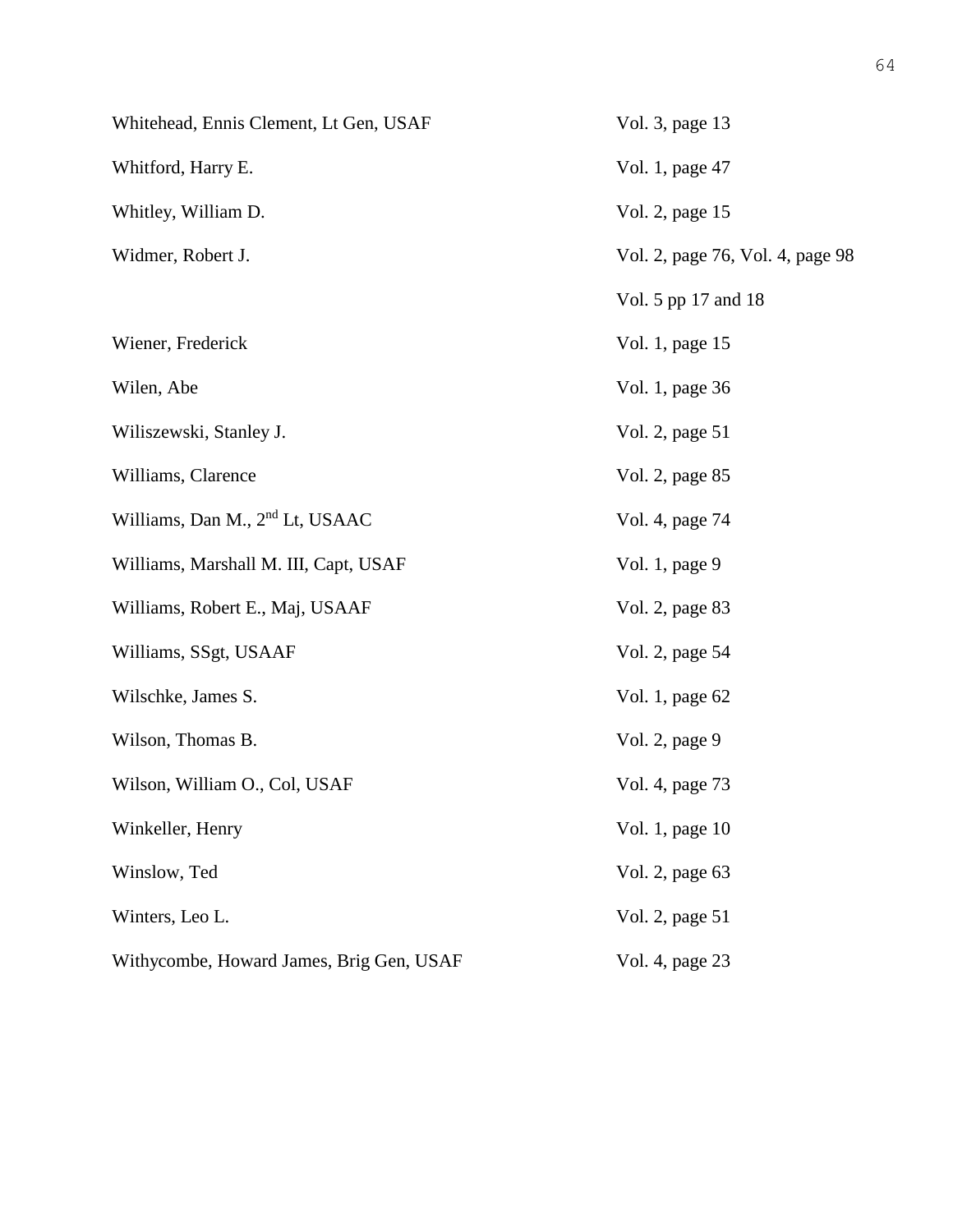| | |
|---|---|
| Whitehead, Ennis Clement, Lt Gen, USAF | Vol. 3, page 13 |
| Whitford, Harry E. | Vol. 1, page 47 |
| Whitley, William D. | Vol. 2, page 15 |
| Widmer, Robert J. | Vol. 2, page 76, Vol. 4, page 98 |
| | Vol. 5 pp 17 and 18 |
| Wiener, Frederick | Vol. 1, page 15 |
| Wilen, Abe | Vol. 1, page 36 |
| Wiliszewski, Stanley J. | Vol. 2, page 51 |
| Williams, Clarence | Vol. 2, page 85 |
| Williams, Dan M., 2nd Lt, USAAC | Vol. 4, page 74 |
| Williams, Marshall M. III, Capt, USAF | Vol. 1, page 9 |
| Williams, Robert E., Maj, USAAF | Vol. 2, page 83 |
| Williams, SSgt, USAAF | Vol. 2, page 54 |
| Wilschke, James S. | Vol. 1, page 62 |
| Wilson, Thomas B. | Vol. 2, page 9 |
| Wilson, William O., Col, USAF | Vol. 4, page 73 |
| Winkeller, Henry | Vol. 1, page 10 |
| Winslow, Ted | Vol. 2, page 63 |
| Winters, Leo L. | Vol. 2, page 51 |
| Withycombe, Howard James, Brig Gen, USAF | Vol. 4, page 23 |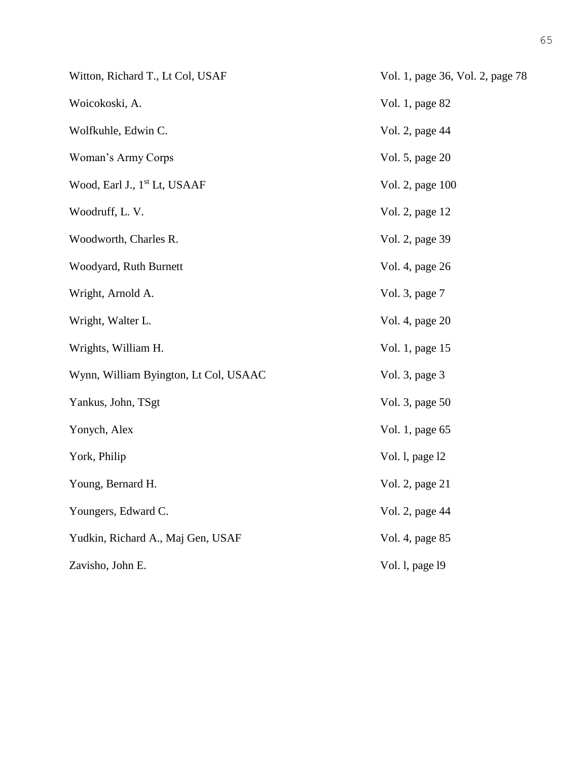| | |
|---|---|
| Witton, Richard T., Lt Col, USAF | Vol. 1, page 36, Vol. 2, page 78 |
| Woicokoski, A. | Vol. 1, page 82 |
| Wolfkuhle, Edwin C. | Vol. 2, page 44 |
| Woman's Army Corps | Vol. 5, page 20 |
| Wood, Earl J., 1st Lt, USAAF | Vol. 2, page 100 |
| Woodruff, L. V. | Vol. 2, page 12 |
| Woodworth, Charles R. | Vol. 2, page 39 |
| Woodyard, Ruth Burnett | Vol. 4, page 26 |
| Wright, Arnold A. | Vol. 3, page 7 |
| Wright, Walter L. | Vol. 4, page 20 |
| Wrights, William H. | Vol. 1, page 15 |
| Wynn, William Byington, Lt Col, USAAC | Vol. 3, page 3 |
| Yankus, John, TSgt | Vol. 3, page 50 |
| Yonych, Alex | Vol. 1, page 65 |
| York, Philip | Vol. l, page l2 |
| Young, Bernard H. | Vol. 2, page 21 |
| Youngers, Edward C. | Vol. 2, page 44 |
| Yudkin, Richard A., Maj Gen, USAF | Vol. 4, page 85 |
| Zavisho, John E. | Vol. l, page l9 |